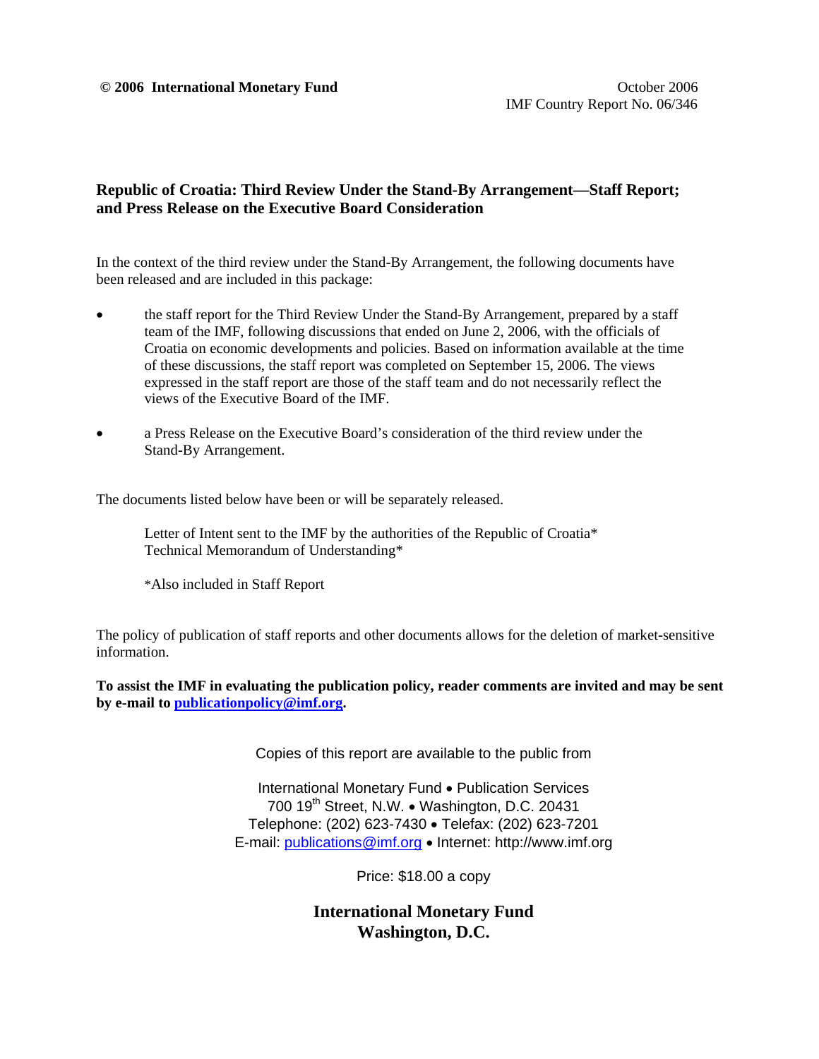**© 2006 International Monetary Fund** October 2006
IMF Country Report No. 06/346

## Republic of Croatia: Third Review Under the Stand-By Arrangement—Staff Report; and Press Release on the Executive Board Consideration

In the context of the third review under the Stand-By Arrangement, the following documents have been released and are included in this package:

- the staff report for the Third Review Under the Stand-By Arrangement, prepared by a staff team of the IMF, following discussions that ended on June 2, 2006, with the officials of Croatia on economic developments and policies. Based on information available at the time of these discussions, the staff report was completed on September 15, 2006. The views expressed in the staff report are those of the staff team and do not necessarily reflect the views of the Executive Board of the IMF.
- a Press Release on the Executive Board's consideration of the third review under the Stand-By Arrangement.

The documents listed below have been or will be separately released.

Letter of Intent sent to the IMF by the authorities of the Republic of Croatia*
Technical Memorandum of Understanding*

*Also included in Staff Report

The policy of publication of staff reports and other documents allows for the deletion of market-sensitive information.

**To assist the IMF in evaluating the publication policy, reader comments are invited and may be sent by e-mail to publicationpolicy@imf.org.**

Copies of this report are available to the public from

International Monetary Fund • Publication Services
700 19th Street, N.W. • Washington, D.C. 20431
Telephone: (202) 623-7430 • Telefax: (202) 623-7201
E-mail: publications@imf.org • Internet: http://www.imf.org

Price: $18.00 a copy

**International Monetary Fund**
**Washington, D.C.**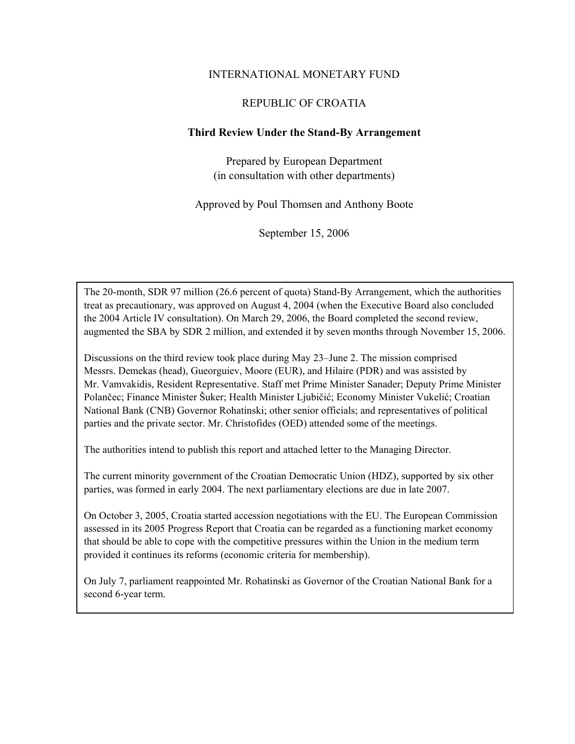INTERNATIONAL MONETARY FUND

REPUBLIC OF CROATIA

**Third Review Under the Stand-By Arrangement**

Prepared by European Department
(in consultation with other departments)

Approved by Poul Thomsen and Anthony Boote

September 15, 2006

The 20-month, SDR 97 million (26.6 percent of quota) Stand-By Arrangement, which the authorities treat as precautionary, was approved on August 4, 2004 (when the Executive Board also concluded the 2004 Article IV consultation). On March 29, 2006, the Board completed the second review, augmented the SBA by SDR 2 million, and extended it by seven months through November 15, 2006.

Discussions on the third review took place during May 23–June 2. The mission comprised Messrs. Demekas (head), Gueorguiev, Moore (EUR), and Hilaire (PDR) and was assisted by Mr. Vamvakidis, Resident Representative. Staff met Prime Minister Sanader; Deputy Prime Minister Polančec; Finance Minister Šuker; Health Minister Ljubičić; Economy Minister Vukelić; Croatian National Bank (CNB) Governor Rohatinski; other senior officials; and representatives of political parties and the private sector. Mr. Christofides (OED) attended some of the meetings.

The authorities intend to publish this report and attached letter to the Managing Director.

The current minority government of the Croatian Democratic Union (HDZ), supported by six other parties, was formed in early 2004. The next parliamentary elections are due in late 2007.

On October 3, 2005, Croatia started accession negotiations with the EU. The European Commission assessed in its 2005 Progress Report that Croatia can be regarded as a functioning market economy that should be able to cope with the competitive pressures within the Union in the medium term provided it continues its reforms (economic criteria for membership).

On July 7, parliament reappointed Mr. Rohatinski as Governor of the Croatian National Bank for a second 6-year term.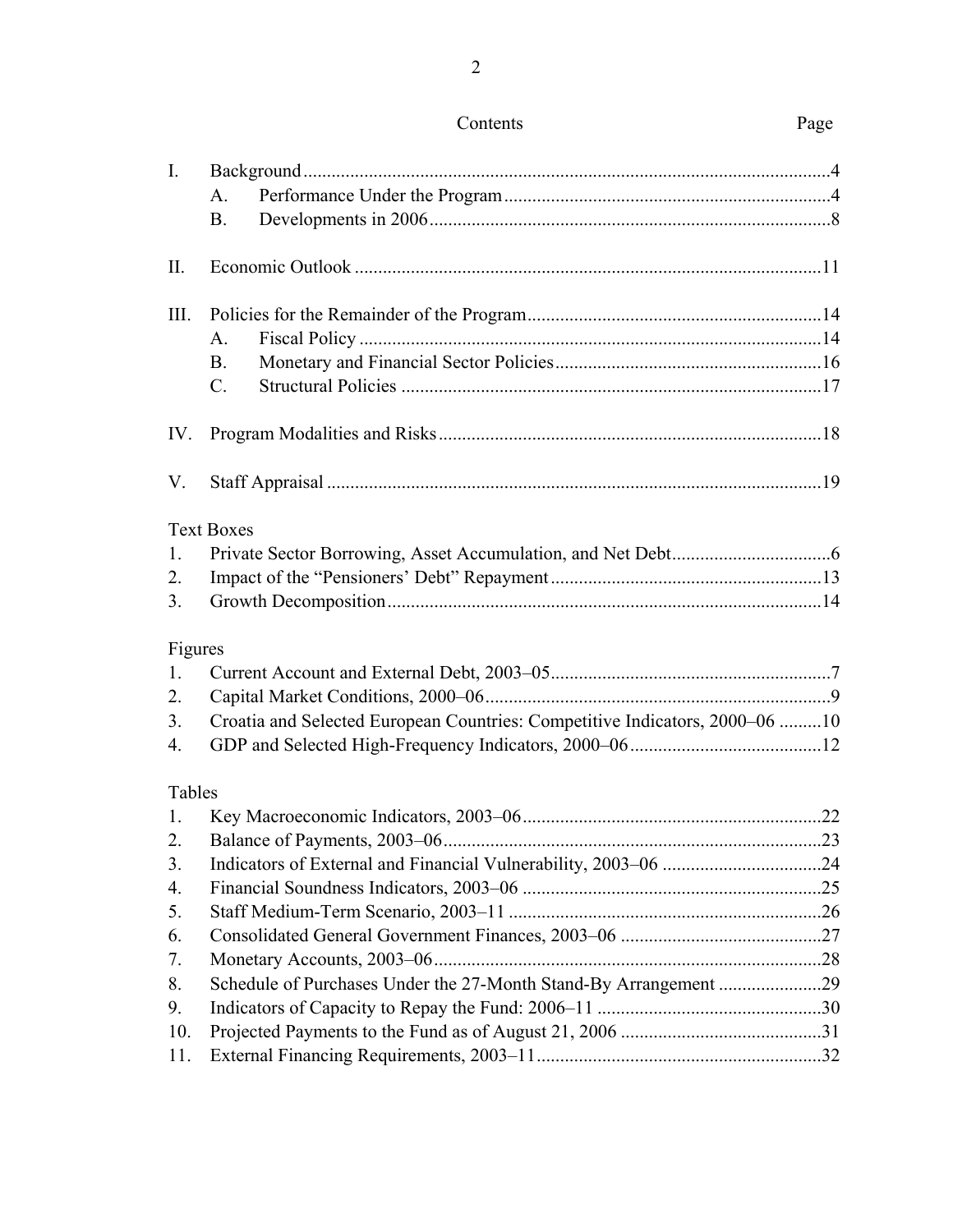## Contents

| | | Page |
|---|---|---|
| I. | Background | 4 |
| | A. Performance Under the Program | 4 |
| | B. Developments in 2006 | 8 |
| II. | Economic Outlook | 11 |
| III. | Policies for the Remainder of the Program | 14 |
| | A. Fiscal Policy | 14 |
| | B. Monetary and Financial Sector Policies | 16 |
| | C. Structural Policies | 17 |
| IV. | Program Modalities and Risks | 18 |
| V. | Staff Appraisal | 19 |

**Text Boxes**

| | | |
|---|---|---|
| 1. | Private Sector Borrowing, Asset Accumulation, and Net Debt | 6 |
| 2. | Impact of the "Pensioners' Debt" Repayment | 13 |
| 3. | Growth Decomposition | 14 |

**Figures**

| | | |
|---|---|---|
| 1. | Current Account and External Debt, 2003–05 | 7 |
| 2. | Capital Market Conditions, 2000–06 | 9 |
| 3. | Croatia and Selected European Countries: Competitive Indicators, 2000–06 | 10 |
| 4. | GDP and Selected High-Frequency Indicators, 2000–06 | 12 |

**Tables**

| | | |
|---|---|---|
| 1. | Key Macroeconomic Indicators, 2003–06 | 22 |
| 2. | Balance of Payments, 2003–06 | 23 |
| 3. | Indicators of External and Financial Vulnerability, 2003–06 | 24 |
| 4. | Financial Soundness Indicators, 2003–06 | 25 |
| 5. | Staff Medium-Term Scenario, 2003–11 | 26 |
| 6. | Consolidated General Government Finances, 2003–06 | 27 |
| 7. | Monetary Accounts, 2003–06 | 28 |
| 8. | Schedule of Purchases Under the 27-Month Stand-By Arrangement | 29 |
| 9. | Indicators of Capacity to Repay the Fund: 2006–11 | 30 |
| 10. | Projected Payments to the Fund as of August 21, 2006 | 31 |
| 11. | External Financing Requirements, 2003–11 | 32 |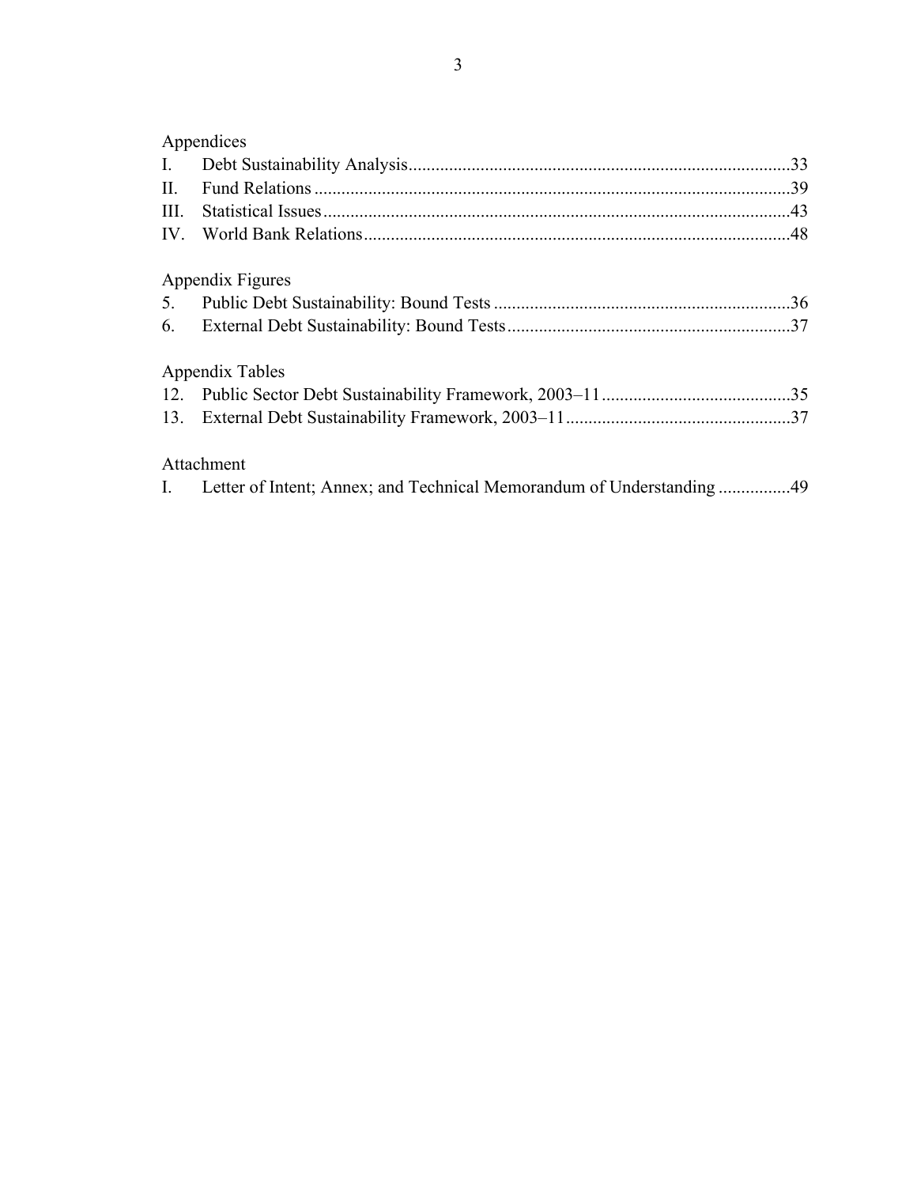Appendices

| | | |
|---|---|---|
| I. | Debt Sustainability Analysis | 33 |
| II. | Fund Relations | 39 |
| III. | Statistical Issues | 43 |
| IV. | World Bank Relations | 48 |

Appendix Figures

| | | |
|---|---|---|
| 5. | Public Debt Sustainability: Bound Tests | 36 |
| 6. | External Debt Sustainability: Bound Tests | 37 |

Appendix Tables

| | | |
|---|---|---|
| 12. | Public Sector Debt Sustainability Framework, 2003–11 | 35 |
| 13. | External Debt Sustainability Framework, 2003–11 | 37 |

Attachment

| | | |
|---|---|---|
| I. | Letter of Intent; Annex; and Technical Memorandum of Understanding | 49 |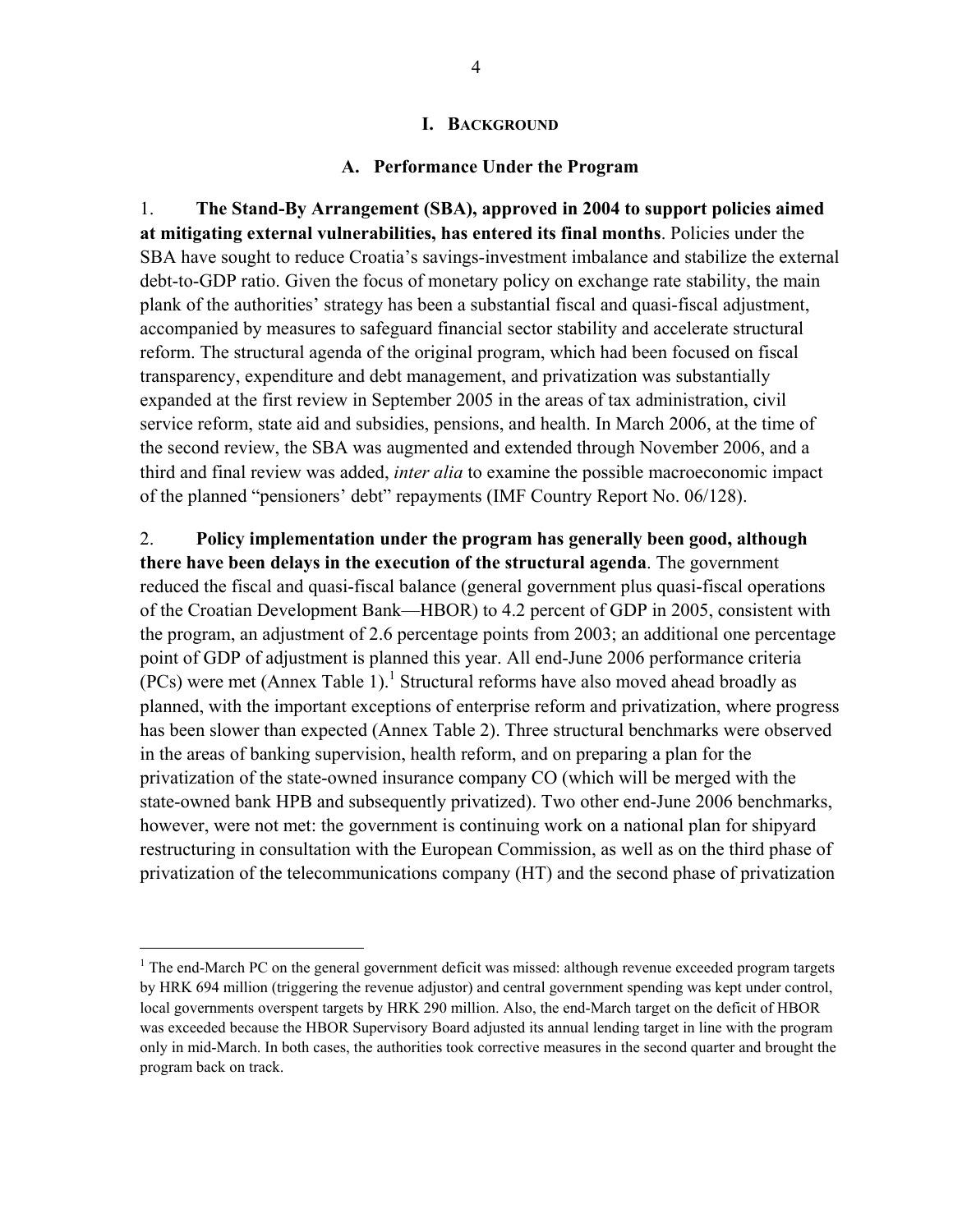# I. Background

## A. Performance Under the Program

1. **The Stand-By Arrangement (SBA), approved in 2004 to support policies aimed at mitigating external vulnerabilities, has entered its final months**. Policies under the SBA have sought to reduce Croatia's savings-investment imbalance and stabilize the external debt-to-GDP ratio. Given the focus of monetary policy on exchange rate stability, the main plank of the authorities' strategy has been a substantial fiscal and quasi-fiscal adjustment, accompanied by measures to safeguard financial sector stability and accelerate structural reform. The structural agenda of the original program, which had been focused on fiscal transparency, expenditure and debt management, and privatization was substantially expanded at the first review in September 2005 in the areas of tax administration, civil service reform, state aid and subsidies, pensions, and health. In March 2006, at the time of the second review, the SBA was augmented and extended through November 2006, and a third and final review was added, *inter alia* to examine the possible macroeconomic impact of the planned "pensioners' debt" repayments (IMF Country Report No. 06/128).

2. **Policy implementation under the program has generally been good, although there have been delays in the execution of the structural agenda**. The government reduced the fiscal and quasi-fiscal balance (general government plus quasi-fiscal operations of the Croatian Development Bank—HBOR) to 4.2 percent of GDP in 2005, consistent with the program, an adjustment of 2.6 percentage points from 2003; an additional one percentage point of GDP of adjustment is planned this year. All end-June 2006 performance criteria (PCs) were met (Annex Table 1).[1] Structural reforms have also moved ahead broadly as planned, with the important exceptions of enterprise reform and privatization, where progress has been slower than expected (Annex Table 2). Three structural benchmarks were observed in the areas of banking supervision, health reform, and on preparing a plan for the privatization of the state-owned insurance company CO (which will be merged with the state-owned bank HPB and subsequently privatized). Two other end-June 2006 benchmarks, however, were not met: the government is continuing work on a national plan for shipyard restructuring in consultation with the European Commission, as well as on the third phase of privatization of the telecommunications company (HT) and the second phase of privatization

---

[1] The end-March PC on the general government deficit was missed: although revenue exceeded program targets by HRK 694 million (triggering the revenue adjustor) and central government spending was kept under control, local governments overspent targets by HRK 290 million. Also, the end-March target on the deficit of HBOR was exceeded because the HBOR Supervisory Board adjusted its annual lending target in line with the program only in mid-March. In both cases, the authorities took corrective measures in the second quarter and brought the program back on track.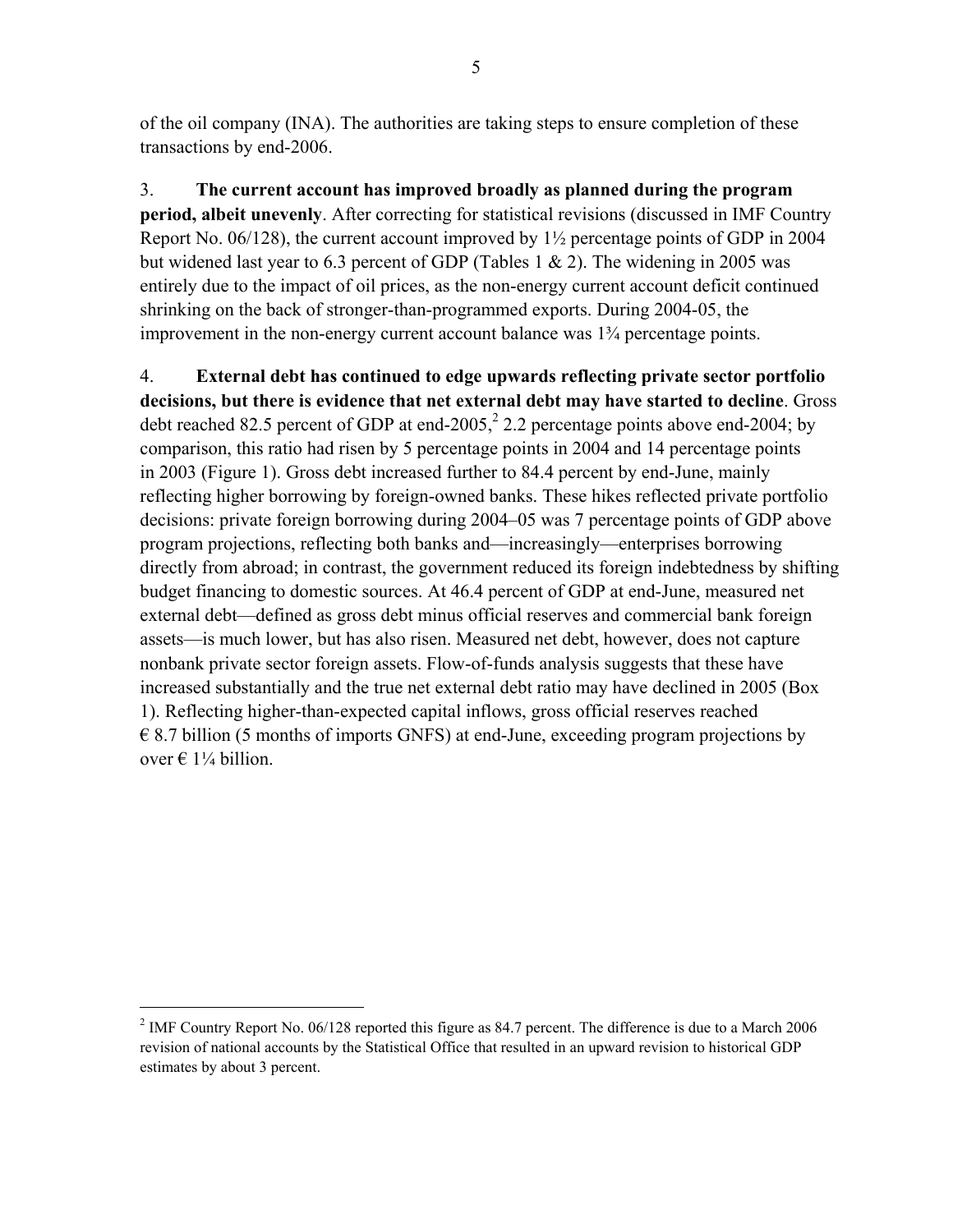of the oil company (INA). The authorities are taking steps to ensure completion of these transactions by end-2006.

3. **The current account has improved broadly as planned during the program period, albeit unevenly**. After correcting for statistical revisions (discussed in IMF Country Report No. 06/128), the current account improved by 1½ percentage points of GDP in 2004 but widened last year to 6.3 percent of GDP (Tables 1 & 2). The widening in 2005 was entirely due to the impact of oil prices, as the non-energy current account deficit continued shrinking on the back of stronger-than-programmed exports. During 2004-05, the improvement in the non-energy current account balance was 1¾ percentage points.

4. **External debt has continued to edge upwards reflecting private sector portfolio decisions, but there is evidence that net external debt may have started to decline**. Gross debt reached 82.5 percent of GDP at end-2005,[2] 2.2 percentage points above end-2004; by comparison, this ratio had risen by 5 percentage points in 2004 and 14 percentage points in 2003 (Figure 1). Gross debt increased further to 84.4 percent by end-June, mainly reflecting higher borrowing by foreign-owned banks. These hikes reflected private portfolio decisions: private foreign borrowing during 2004–05 was 7 percentage points of GDP above program projections, reflecting both banks and—increasingly—enterprises borrowing directly from abroad; in contrast, the government reduced its foreign indebtedness by shifting budget financing to domestic sources. At 46.4 percent of GDP at end-June, measured net external debt—defined as gross debt minus official reserves and commercial bank foreign assets—is much lower, but has also risen. Measured net debt, however, does not capture nonbank private sector foreign assets. Flow-of-funds analysis suggests that these have increased substantially and the true net external debt ratio may have declined in 2005 (Box 1). Reflecting higher-than-expected capital inflows, gross official reserves reached € 8.7 billion (5 months of imports GNFS) at end-June, exceeding program projections by over € 1¼ billion.

---

[2] IMF Country Report No. 06/128 reported this figure as 84.7 percent. The difference is due to a March 2006 revision of national accounts by the Statistical Office that resulted in an upward revision to historical GDP estimates by about 3 percent.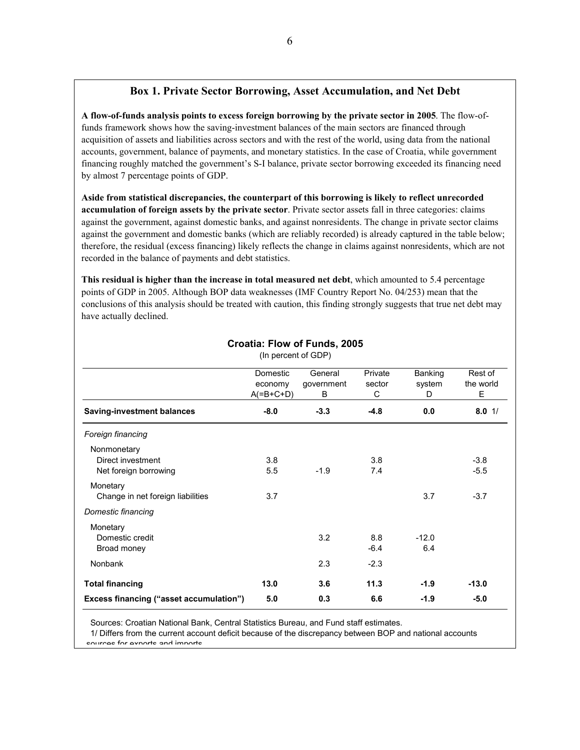## Box 1. Private Sector Borrowing, Asset Accumulation, and Net Debt

**A flow-of-funds analysis points to excess foreign borrowing by the private sector in 2005**. The flow-of-funds framework shows how the saving-investment balances of the main sectors are financed through acquisition of assets and liabilities across sectors and with the rest of the world, using data from the national accounts, government, balance of payments, and monetary statistics. In the case of Croatia, while government financing roughly matched the government's S-I balance, private sector borrowing exceeded its financing need by almost 7 percentage points of GDP.

**Aside from statistical discrepancies, the counterpart of this borrowing is likely to reflect unrecorded accumulation of foreign assets by the private sector**. Private sector assets fall in three categories: claims against the government, against domestic banks, and against nonresidents. The change in private sector claims against the government and domestic banks (which are reliably recorded) is already captured in the table below; therefore, the residual (excess financing) likely reflects the change in claims against nonresidents, which are not recorded in the balance of payments and debt statistics.

**This residual is higher than the increase in total measured net debt**, which amounted to 5.4 percentage points of GDP in 2005. Although BOP data weaknesses (IMF Country Report No. 04/253) mean that the conclusions of this analysis should be treated with caution, this finding strongly suggests that true net debt may have actually declined.

**Croatia: Flow of Funds, 2005**
(In percent of GDP)

| | Domestic economy A(=B+C+D) | General government B | Private sector C | Banking system D | Rest of the world E |
|---|---|---|---|---|---|
| **Saving-investment balances** | **-8.0** | **-3.3** | **-4.8** | **0.0** | **8.0** 1/ |
| *Foreign financing* | | | | | |
| Nonmonetary | | | | | |
| Direct investment | 3.8 | | 3.8 | | -3.8 |
| Net foreign borrowing | 5.5 | -1.9 | 7.4 | | -5.5 |
| Monetary | | | | | |
| Change in net foreign liabilities | 3.7 | | | 3.7 | -3.7 |
| *Domestic financing* | | | | | |
| Monetary | | | | | |
| Domestic credit | | 3.2 | 8.8 | -12.0 | |
| Broad money | | | -6.4 | 6.4 | |
| Nonbank | | 2.3 | -2.3 | | |
| **Total financing** | **13.0** | **3.6** | **11.3** | **-1.9** | **-13.0** |
| **Excess financing ("asset accumulation")** | **5.0** | **0.3** | **6.6** | **-1.9** | **-5.0** |

Sources: Croatian National Bank, Central Statistics Bureau, and Fund staff estimates.

1/ Differs from the current account deficit because of the discrepancy between BOP and national accounts sources for exports and imports.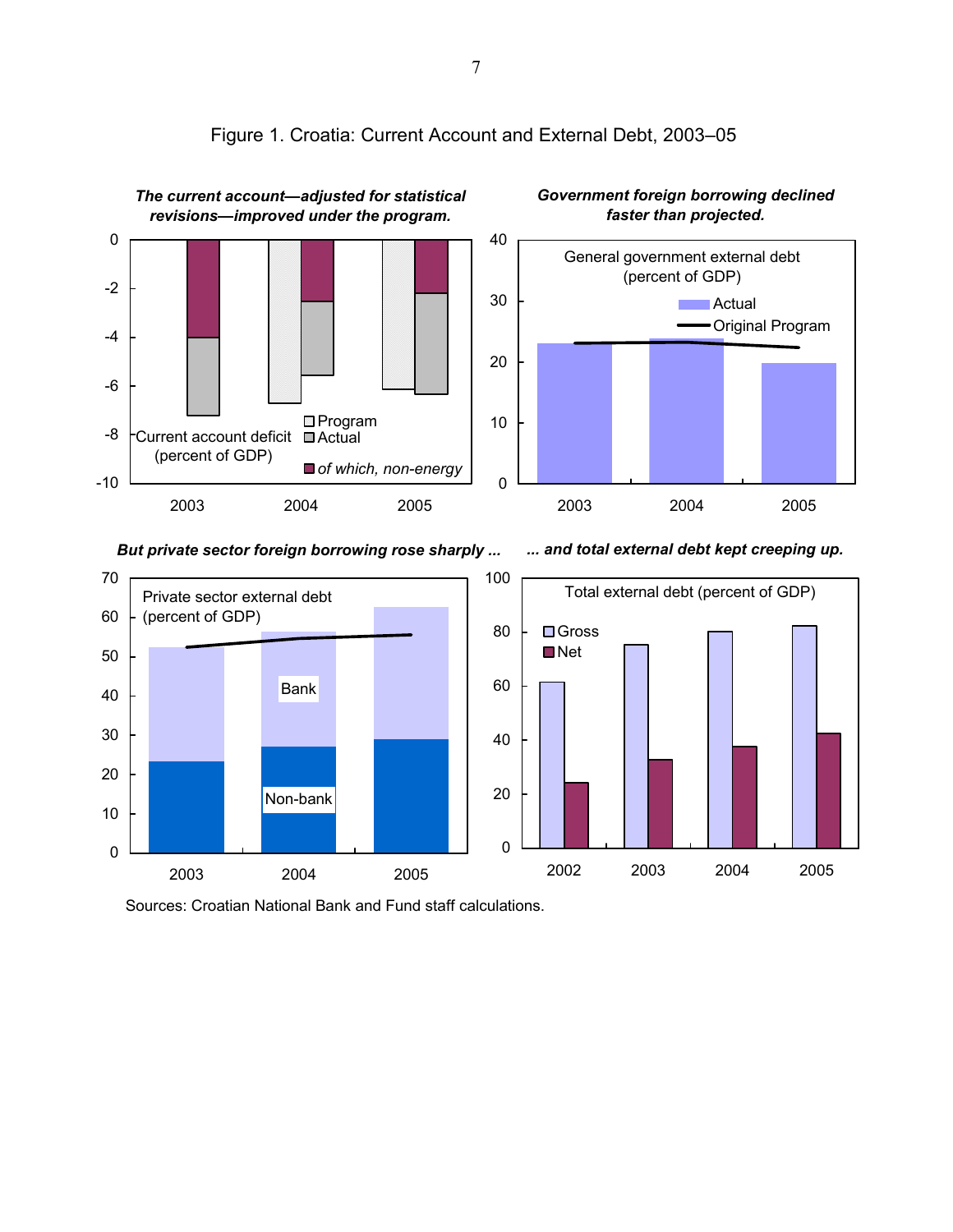# Figure 1. Croatia: Current Account and External Debt, 2003–05

***The current account—adjusted for statistical revisions—improved under the program.***

Current account deficit (percent of GDP)

- Program
- Actual
- *of which, non-energy*

***Government foreign borrowing declined faster than projected.***

General government external debt (percent of GDP)

- Actual
- Original Program

***But private sector foreign borrowing rose sharply ...***

Private sector external debt (percent of GDP)

- Bank
- Non-bank

***... and total external debt kept creeping up.***

Total external debt (percent of GDP)

- Gross
- Net

Sources: Croatian National Bank and Fund staff calculations.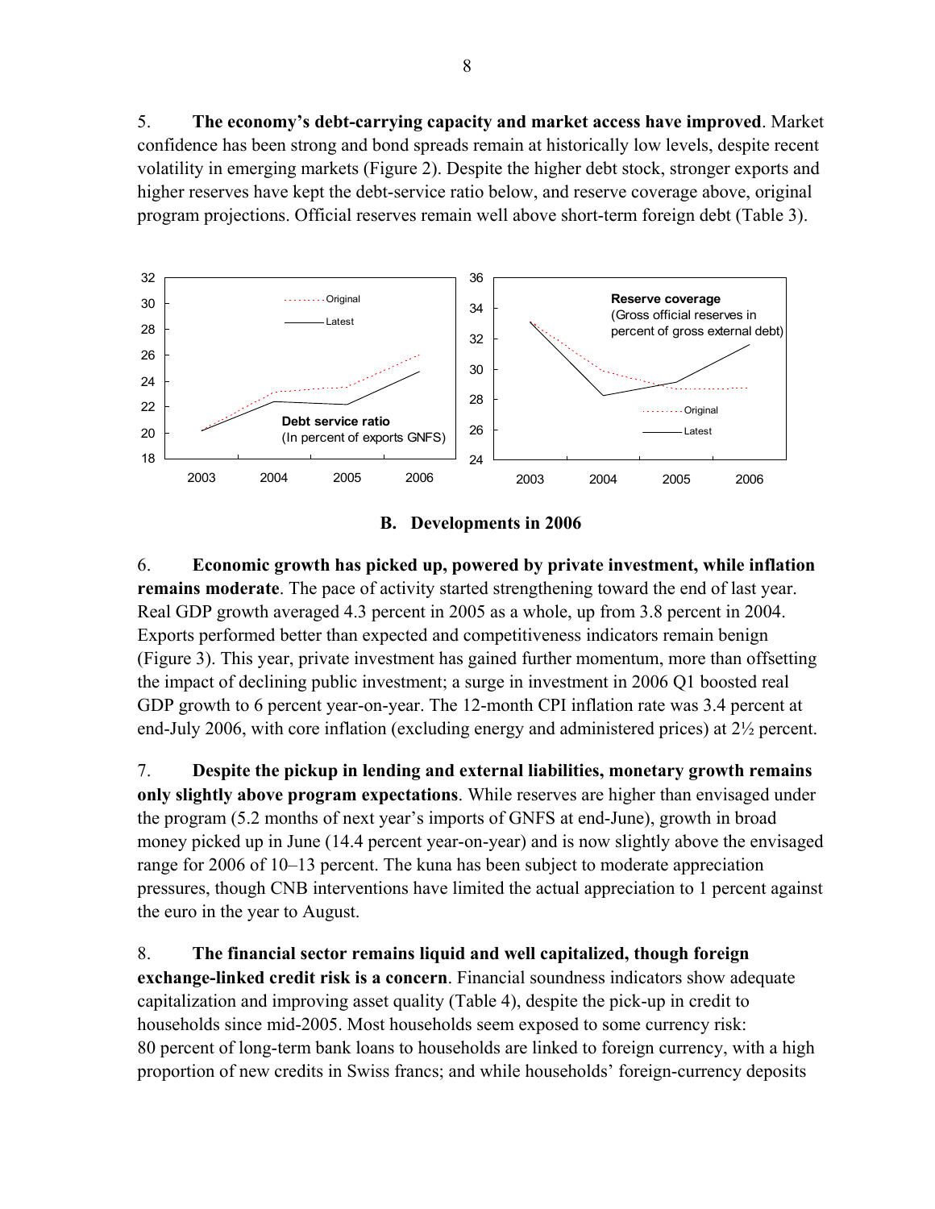5. **The economy's debt-carrying capacity and market access have improved**. Market confidence has been strong and bond spreads remain at historically low levels, despite recent volatility in emerging markets (Figure 2). Despite the higher debt stock, stronger exports and higher reserves have kept the debt-service ratio below, and reserve coverage above, original program projections. Official reserves remain well above short-term foreign debt (Table 3).

## B. Developments in 2006

6. **Economic growth has picked up, powered by private investment, while inflation remains moderate**. The pace of activity started strengthening toward the end of last year. Real GDP growth averaged 4.3 percent in 2005 as a whole, up from 3.8 percent in 2004. Exports performed better than expected and competitiveness indicators remain benign (Figure 3). This year, private investment has gained further momentum, more than offsetting the impact of declining public investment; a surge in investment in 2006 Q1 boosted real GDP growth to 6 percent year-on-year. The 12-month CPI inflation rate was 3.4 percent at end-July 2006, with core inflation (excluding energy and administered prices) at 2½ percent.

7. **Despite the pickup in lending and external liabilities, monetary growth remains only slightly above program expectations**. While reserves are higher than envisaged under the program (5.2 months of next year's imports of GNFS at end-June), growth in broad money picked up in June (14.4 percent year-on-year) and is now slightly above the envisaged range for 2006 of 10–13 percent. The kuna has been subject to moderate appreciation pressures, though CNB interventions have limited the actual appreciation to 1 percent against the euro in the year to August.

8. **The financial sector remains liquid and well capitalized, though foreign exchange-linked credit risk is a concern**. Financial soundness indicators show adequate capitalization and improving asset quality (Table 4), despite the pick-up in credit to households since mid-2005. Most households seem exposed to some currency risk: 80 percent of long-term bank loans to households are linked to foreign currency, with a high proportion of new credits in Swiss francs; and while households' foreign-currency deposits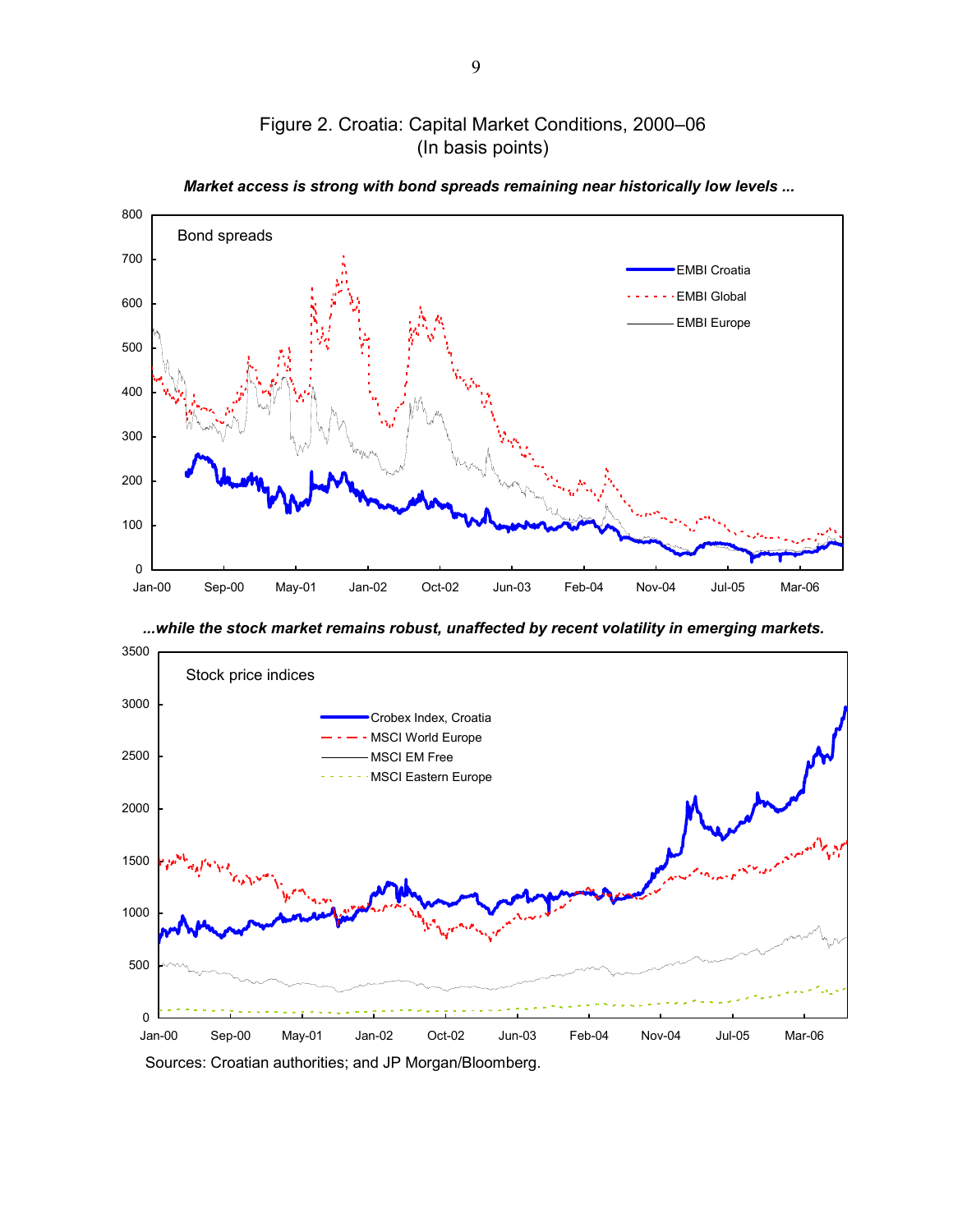## Figure 2. Croatia: Capital Market Conditions, 2000–06
(In basis points)

***Market access is strong with bond spreads remaining near historically low levels ...***

***...while the stock market remains robust, unaffected by recent volatility in emerging markets.***

Sources: Croatian authorities; and JP Morgan/Bloomberg.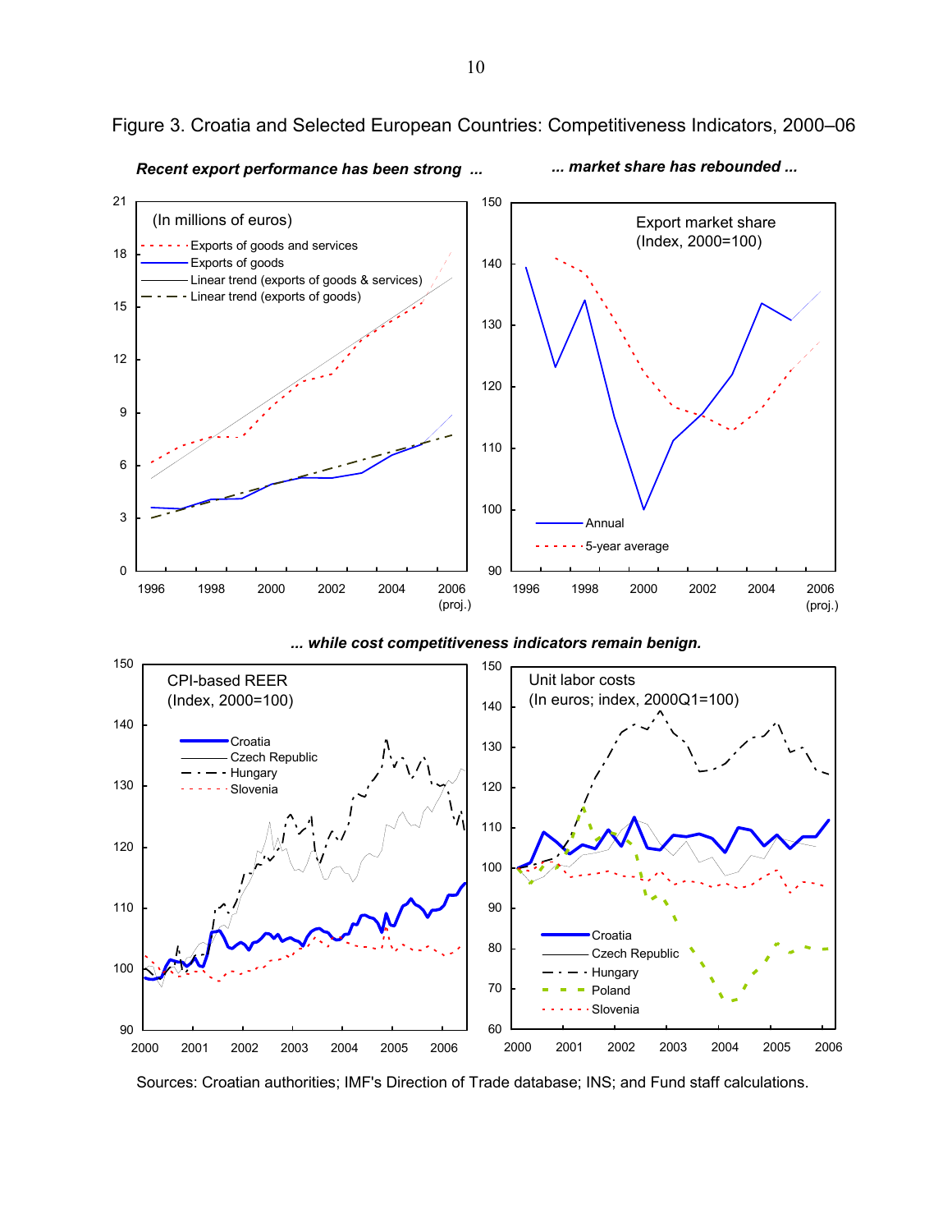Figure 3. Croatia and Selected European Countries: Competitiveness Indicators, 2000–06

***Recent export performance has been strong ...***

***... market share has rebounded ...***

***... while cost competitiveness indicators remain benign.***

Sources: Croatian authorities; IMF's Direction of Trade database; INS; and Fund staff calculations.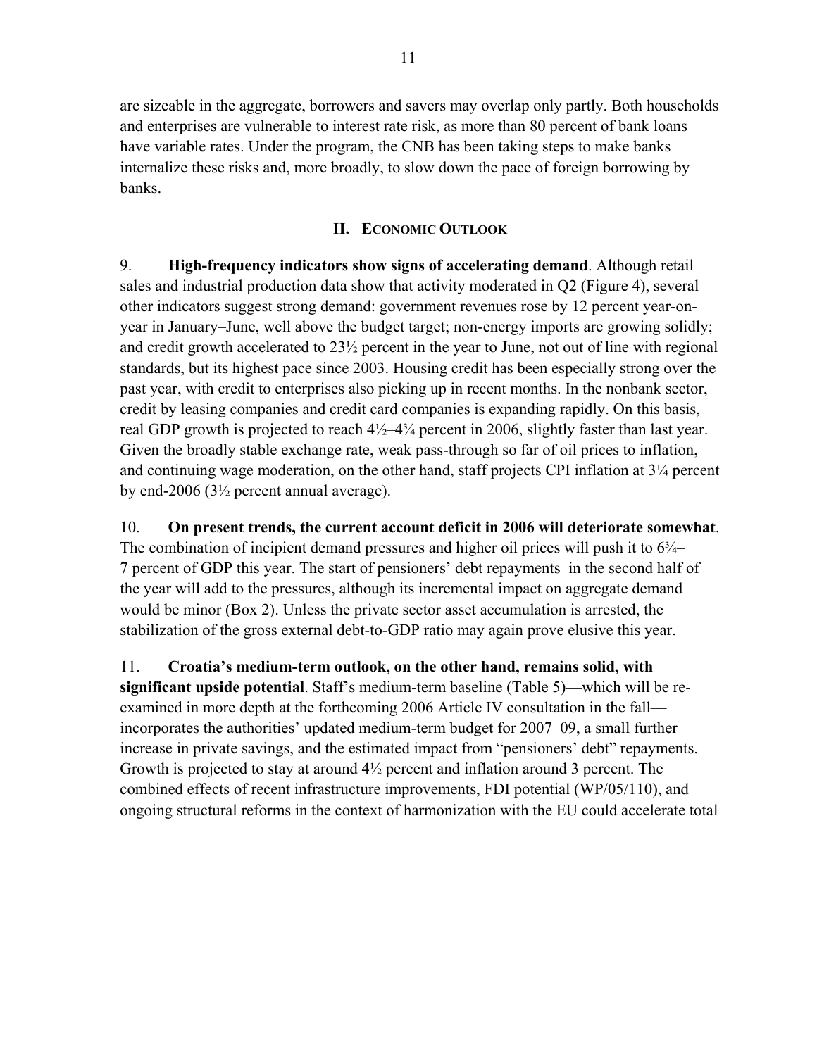are sizeable in the aggregate, borrowers and savers may overlap only partly. Both households and enterprises are vulnerable to interest rate risk, as more than 80 percent of bank loans have variable rates. Under the program, the CNB has been taking steps to make banks internalize these risks and, more broadly, to slow down the pace of foreign borrowing by banks.

## II. Economic Outlook

9. **High-frequency indicators show signs of accelerating demand**. Although retail sales and industrial production data show that activity moderated in Q2 (Figure 4), several other indicators suggest strong demand: government revenues rose by 12 percent year-on-year in January–June, well above the budget target; non-energy imports are growing solidly; and credit growth accelerated to 23½ percent in the year to June, not out of line with regional standards, but its highest pace since 2003. Housing credit has been especially strong over the past year, with credit to enterprises also picking up in recent months. In the nonbank sector, credit by leasing companies and credit card companies is expanding rapidly. On this basis, real GDP growth is projected to reach 4½–4¾ percent in 2006, slightly faster than last year. Given the broadly stable exchange rate, weak pass-through so far of oil prices to inflation, and continuing wage moderation, on the other hand, staff projects CPI inflation at 3¼ percent by end-2006 (3½ percent annual average).

10. **On present trends, the current account deficit in 2006 will deteriorate somewhat**. The combination of incipient demand pressures and higher oil prices will push it to 6¾–7 percent of GDP this year. The start of pensioners' debt repayments in the second half of the year will add to the pressures, although its incremental impact on aggregate demand would be minor (Box 2). Unless the private sector asset accumulation is arrested, the stabilization of the gross external debt-to-GDP ratio may again prove elusive this year.

11. **Croatia's medium-term outlook, on the other hand, remains solid, with significant upside potential**. Staff's medium-term baseline (Table 5)—which will be re-examined in more depth at the forthcoming 2006 Article IV consultation in the fall—incorporates the authorities' updated medium-term budget for 2007–09, a small further increase in private savings, and the estimated impact from "pensioners' debt" repayments. Growth is projected to stay at around 4½ percent and inflation around 3 percent. The combined effects of recent infrastructure improvements, FDI potential (WP/05/110), and ongoing structural reforms in the context of harmonization with the EU could accelerate total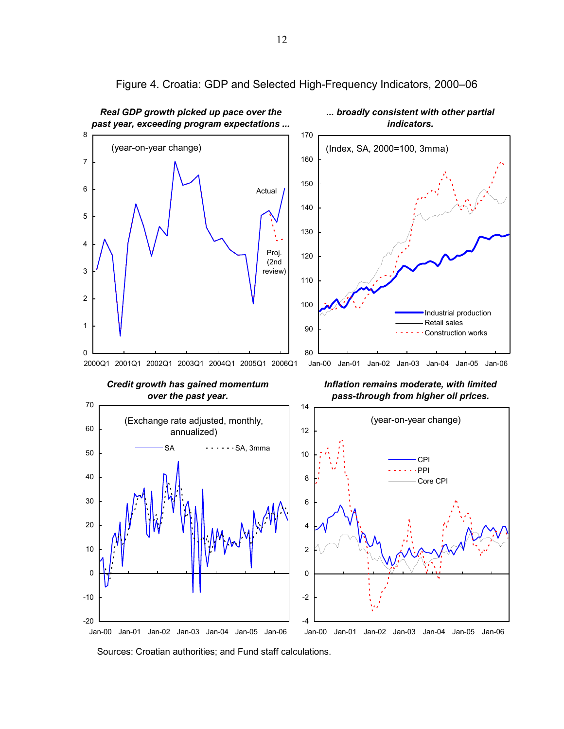Figure 4. Croatia: GDP and Selected High-Frequency Indicators, 2000–06

***Real GDP growth picked up pace over the past year, exceeding program expectations ...***

(year-on-year change)

***... broadly consistent with other partial indicators.***

(Index, SA, 2000=100, 3mma)

***Credit growth has gained momentum over the past year.***

(Exchange rate adjusted, monthly, annualized)

***Inflation remains moderate, with limited pass-through from higher oil prices.***

(year-on-year change)

Sources: Croatian authorities; and Fund staff calculations.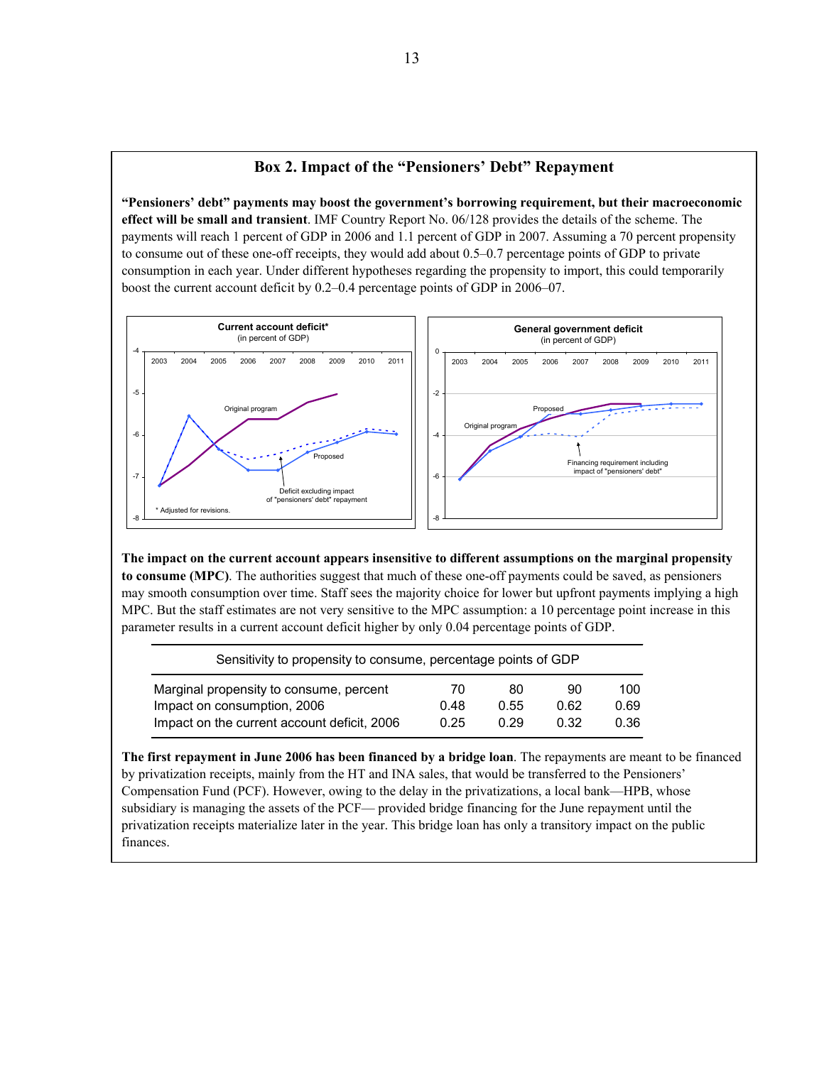## Box 2. Impact of the "Pensioners' Debt" Repayment

**"Pensioners' debt" payments may boost the government's borrowing requirement, but their macroeconomic effect will be small and transient**. IMF Country Report No. 06/128 provides the details of the scheme. The payments will reach 1 percent of GDP in 2006 and 1.1 percent of GDP in 2007. Assuming a 70 percent propensity to consume out of these one-off receipts, they would add about 0.5–0.7 percentage points of GDP to private consumption in each year. Under different hypotheses regarding the propensity to import, this could temporarily boost the current account deficit by 0.2–0.4 percentage points of GDP in 2006–07.

**Current account deficit*** (in percent of GDP)

Original program; Proposed; Deficit excluding impact of "pensioners' debt" repayment

\* Adjusted for revisions.

**General government deficit** (in percent of GDP)

Original program; Proposed; Financing requirement including impact of "pensioners' debt"

**The impact on the current account appears insensitive to different assumptions on the marginal propensity to consume (MPC)**. The authorities suggest that much of these one-off payments could be saved, as pensioners may smooth consumption over time. Staff sees the majority choice for lower but upfront payments implying a high MPC. But the staff estimates are not very sensitive to the MPC assumption: a 10 percentage point increase in this parameter results in a current account deficit higher by only 0.04 percentage points of GDP.

| Sensitivity to propensity to consume, percentage points of GDP | | | | |
|---|---|---|---|---|
| Marginal propensity to consume, percent | 70 | 80 | 90 | 100 |
| Impact on consumption, 2006 | 0.48 | 0.55 | 0.62 | 0.69 |
| Impact on the current account deficit, 2006 | 0.25 | 0.29 | 0.32 | 0.36 |

**The first repayment in June 2006 has been financed by a bridge loan**. The repayments are meant to be financed by privatization receipts, mainly from the HT and INA sales, that would be transferred to the Pensioners' Compensation Fund (PCF). However, owing to the delay in the privatizations, a local bank—HPB, whose subsidiary is managing the assets of the PCF— provided bridge financing for the June repayment until the privatization receipts materialize later in the year. This bridge loan has only a transitory impact on the public finances.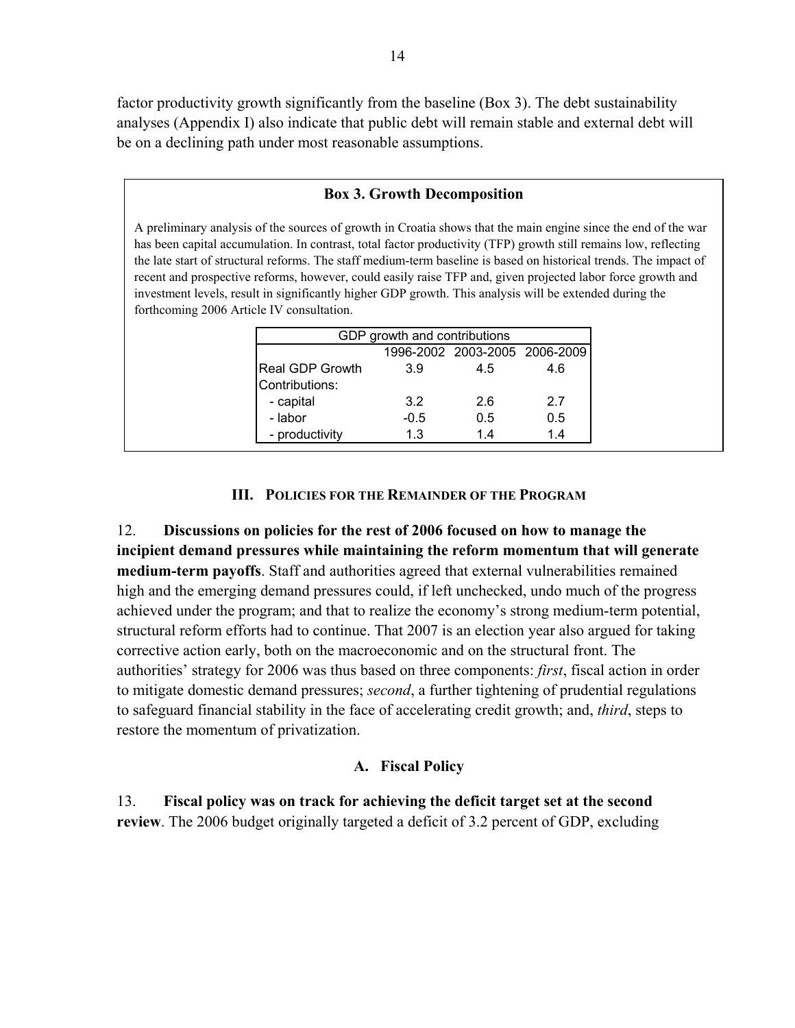factor productivity growth significantly from the baseline (Box 3). The debt sustainability analyses (Appendix I) also indicate that public debt will remain stable and external debt will be on a declining path under most reasonable assumptions.

**Box 3. Growth Decomposition**

A preliminary analysis of the sources of growth in Croatia shows that the main engine since the end of the war has been capital accumulation. In contrast, total factor productivity (TFP) growth still remains low, reflecting the late start of structural reforms. The staff medium-term baseline is based on historical trends. The impact of recent and prospective reforms, however, could easily raise TFP and, given projected labor force growth and investment levels, result in significantly higher GDP growth. This analysis will be extended during the forthcoming 2006 Article IV consultation.

| GDP growth and contributions | | | |
|---|---|---|---|
| | 1996-2002 | 2003-2005 | 2006-2009 |
| Real GDP Growth | 3.9 | 4.5 | 4.6 |
| Contributions: | | | |
| - capital | 3.2 | 2.6 | 2.7 |
| - labor | -0.5 | 0.5 | 0.5 |
| - productivity | 1.3 | 1.4 | 1.4 |

## III. Policies for the Remainder of the Program

12. **Discussions on policies for the rest of 2006 focused on how to manage the incipient demand pressures while maintaining the reform momentum that will generate medium-term payoffs**. Staff and authorities agreed that external vulnerabilities remained high and the emerging demand pressures could, if left unchecked, undo much of the progress achieved under the program; and that to realize the economy's strong medium-term potential, structural reform efforts had to continue. That 2007 is an election year also argued for taking corrective action early, both on the macroeconomic and on the structural front. The authorities' strategy for 2006 was thus based on three components: *first*, fiscal action in order to mitigate domestic demand pressures; *second*, a further tightening of prudential regulations to safeguard financial stability in the face of accelerating credit growth; and, *third*, steps to restore the momentum of privatization.

### A. Fiscal Policy

13. **Fiscal policy was on track for achieving the deficit target set at the second review**. The 2006 budget originally targeted a deficit of 3.2 percent of GDP, excluding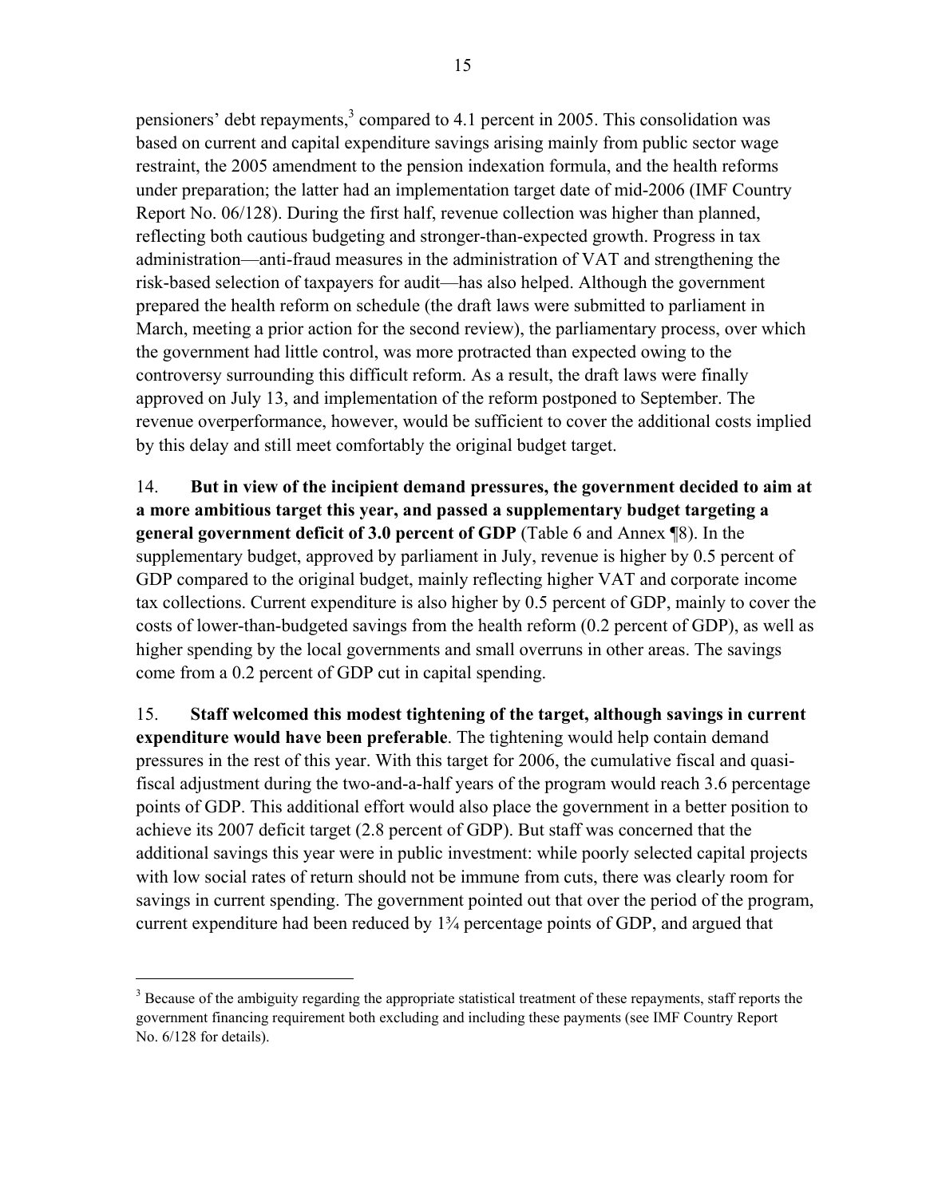pensioners' debt repayments,[3] compared to 4.1 percent in 2005. This consolidation was based on current and capital expenditure savings arising mainly from public sector wage restraint, the 2005 amendment to the pension indexation formula, and the health reforms under preparation; the latter had an implementation target date of mid-2006 (IMF Country Report No. 06/128). During the first half, revenue collection was higher than planned, reflecting both cautious budgeting and stronger-than-expected growth. Progress in tax administration—anti-fraud measures in the administration of VAT and strengthening the risk-based selection of taxpayers for audit—has also helped. Although the government prepared the health reform on schedule (the draft laws were submitted to parliament in March, meeting a prior action for the second review), the parliamentary process, over which the government had little control, was more protracted than expected owing to the controversy surrounding this difficult reform. As a result, the draft laws were finally approved on July 13, and implementation of the reform postponed to September. The revenue overperformance, however, would be sufficient to cover the additional costs implied by this delay and still meet comfortably the original budget target.

14. **But in view of the incipient demand pressures, the government decided to aim at a more ambitious target this year, and passed a supplementary budget targeting a general government deficit of 3.0 percent of GDP** (Table 6 and Annex ¶8). In the supplementary budget, approved by parliament in July, revenue is higher by 0.5 percent of GDP compared to the original budget, mainly reflecting higher VAT and corporate income tax collections. Current expenditure is also higher by 0.5 percent of GDP, mainly to cover the costs of lower-than-budgeted savings from the health reform (0.2 percent of GDP), as well as higher spending by the local governments and small overruns in other areas. The savings come from a 0.2 percent of GDP cut in capital spending.

15. **Staff welcomed this modest tightening of the target, although savings in current expenditure would have been preferable**. The tightening would help contain demand pressures in the rest of this year. With this target for 2006, the cumulative fiscal and quasi-fiscal adjustment during the two-and-a-half years of the program would reach 3.6 percentage points of GDP. This additional effort would also place the government in a better position to achieve its 2007 deficit target (2.8 percent of GDP). But staff was concerned that the additional savings this year were in public investment: while poorly selected capital projects with low social rates of return should not be immune from cuts, there was clearly room for savings in current spending. The government pointed out that over the period of the program, current expenditure had been reduced by 1¾ percentage points of GDP, and argued that

[3] Because of the ambiguity regarding the appropriate statistical treatment of these repayments, staff reports the government financing requirement both excluding and including these payments (see IMF Country Report No. 6/128 for details).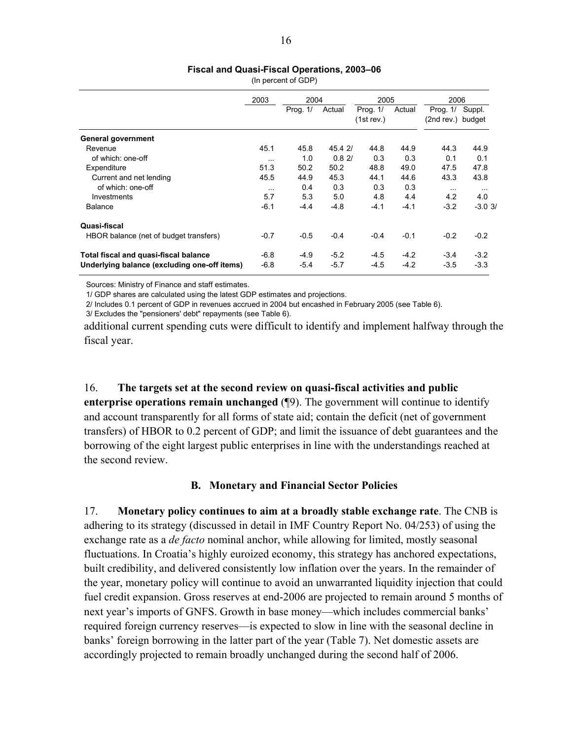**Fiscal and Quasi-Fiscal Operations, 2003–06**

(In percent of GDP)

| | 2003 | 2004 | | 2005 | | 2006 | |
|---|---|---|---|---|---|---|---|
| | | Prog. 1/ | Actual | Prog. 1/ (1st rev.) | Actual | Prog. 1/ (2nd rev.) | Suppl. budget |
| **General government** | | | | | | | |
| Revenue | 45.1 | 45.8 | 45.4 2/ | 44.8 | 44.9 | 44.3 | 44.9 |
| of which: one-off | ... | 1.0 | 0.8 2/ | 0.3 | 0.3 | 0.1 | 0.1 |
| Expenditure | 51.3 | 50.2 | 50.2 | 48.8 | 49.0 | 47.5 | 47.8 |
| Current and net lending | 45.5 | 44.9 | 45.3 | 44.1 | 44.6 | 43.3 | 43.8 |
| of which: one-off | ... | 0.4 | 0.3 | 0.3 | 0.3 | ... | ... |
| Investments | 5.7 | 5.3 | 5.0 | 4.8 | 4.4 | 4.2 | 4.0 |
| Balance | -6.1 | -4.4 | -4.8 | -4.1 | -4.1 | -3.2 | -3.0 3/ |
| **Quasi-fiscal** | | | | | | | |
| HBOR balance (net of budget transfers) | -0.7 | -0.5 | -0.4 | -0.4 | -0.1 | -0.2 | -0.2 |
| **Total fiscal and quasi-fiscal balance** | -6.8 | -4.9 | -5.2 | -4.5 | -4.2 | -3.4 | -3.2 |
| **Underlying balance (excluding one-off items)** | -6.8 | -5.4 | -5.7 | -4.5 | -4.2 | -3.5 | -3.3 |

Sources: Ministry of Finance and staff estimates.

1/ GDP shares are calculated using the latest GDP estimates and projections.

2/ Includes 0.1 percent of GDP in revenues accrued in 2004 but encashed in February 2005 (see Table 6).

3/ Excludes the "pensioners' debt" repayments (see Table 6).

additional current spending cuts were difficult to identify and implement halfway through the fiscal year.

16. **The targets set at the second review on quasi-fiscal activities and public enterprise operations remain unchanged** (¶9). The government will continue to identify and account transparently for all forms of state aid; contain the deficit (net of government transfers) of HBOR to 0.2 percent of GDP; and limit the issuance of debt guarantees and the borrowing of the eight largest public enterprises in line with the understandings reached at the second review.

### B. Monetary and Financial Sector Policies

17. **Monetary policy continues to aim at a broadly stable exchange rate**. The CNB is adhering to its strategy (discussed in detail in IMF Country Report No. 04/253) of using the exchange rate as a *de facto* nominal anchor, while allowing for limited, mostly seasonal fluctuations. In Croatia's highly euroized economy, this strategy has anchored expectations, built credibility, and delivered consistently low inflation over the years. In the remainder of the year, monetary policy will continue to avoid an unwarranted liquidity injection that could fuel credit expansion. Gross reserves at end-2006 are projected to remain around 5 months of next year's imports of GNFS. Growth in base money—which includes commercial banks' required foreign currency reserves—is expected to slow in line with the seasonal decline in banks' foreign borrowing in the latter part of the year (Table 7). Net domestic assets are accordingly projected to remain broadly unchanged during the second half of 2006.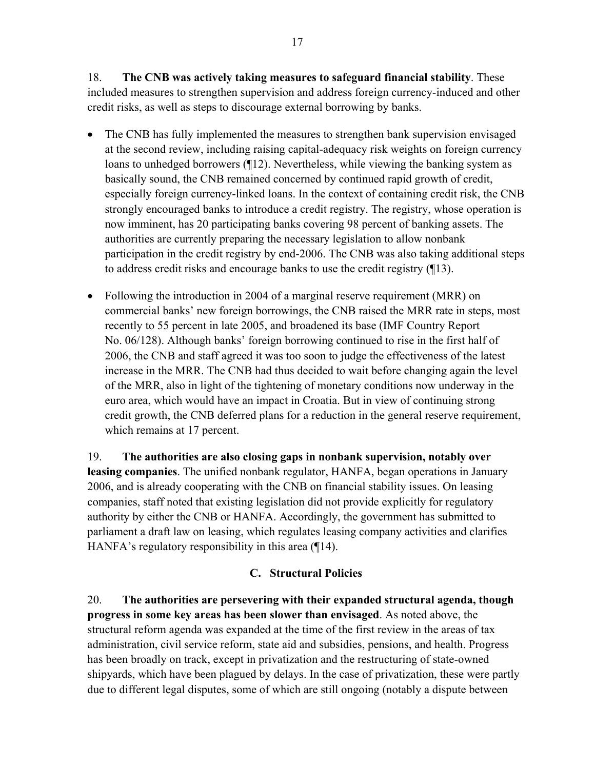18. **The CNB was actively taking measures to safeguard financial stability**. These included measures to strengthen supervision and address foreign currency-induced and other credit risks, as well as steps to discourage external borrowing by banks.

- The CNB has fully implemented the measures to strengthen bank supervision envisaged at the second review, including raising capital-adequacy risk weights on foreign currency loans to unhedged borrowers (¶12). Nevertheless, while viewing the banking system as basically sound, the CNB remained concerned by continued rapid growth of credit, especially foreign currency-linked loans. In the context of containing credit risk, the CNB strongly encouraged banks to introduce a credit registry. The registry, whose operation is now imminent, has 20 participating banks covering 98 percent of banking assets. The authorities are currently preparing the necessary legislation to allow nonbank participation in the credit registry by end-2006. The CNB was also taking additional steps to address credit risks and encourage banks to use the credit registry (¶13).

- Following the introduction in 2004 of a marginal reserve requirement (MRR) on commercial banks' new foreign borrowings, the CNB raised the MRR rate in steps, most recently to 55 percent in late 2005, and broadened its base (IMF Country Report No. 06/128). Although banks' foreign borrowing continued to rise in the first half of 2006, the CNB and staff agreed it was too soon to judge the effectiveness of the latest increase in the MRR. The CNB had thus decided to wait before changing again the level of the MRR, also in light of the tightening of monetary conditions now underway in the euro area, which would have an impact in Croatia. But in view of continuing strong credit growth, the CNB deferred plans for a reduction in the general reserve requirement, which remains at 17 percent.

19. **The authorities are also closing gaps in nonbank supervision, notably over leasing companies**. The unified nonbank regulator, HANFA, began operations in January 2006, and is already cooperating with the CNB on financial stability issues. On leasing companies, staff noted that existing legislation did not provide explicitly for regulatory authority by either the CNB or HANFA. Accordingly, the government has submitted to parliament a draft law on leasing, which regulates leasing company activities and clarifies HANFA's regulatory responsibility in this area (¶14).

## C. Structural Policies

20. **The authorities are persevering with their expanded structural agenda, though progress in some key areas has been slower than envisaged**. As noted above, the structural reform agenda was expanded at the time of the first review in the areas of tax administration, civil service reform, state aid and subsidies, pensions, and health. Progress has been broadly on track, except in privatization and the restructuring of state-owned shipyards, which have been plagued by delays. In the case of privatization, these were partly due to different legal disputes, some of which are still ongoing (notably a dispute between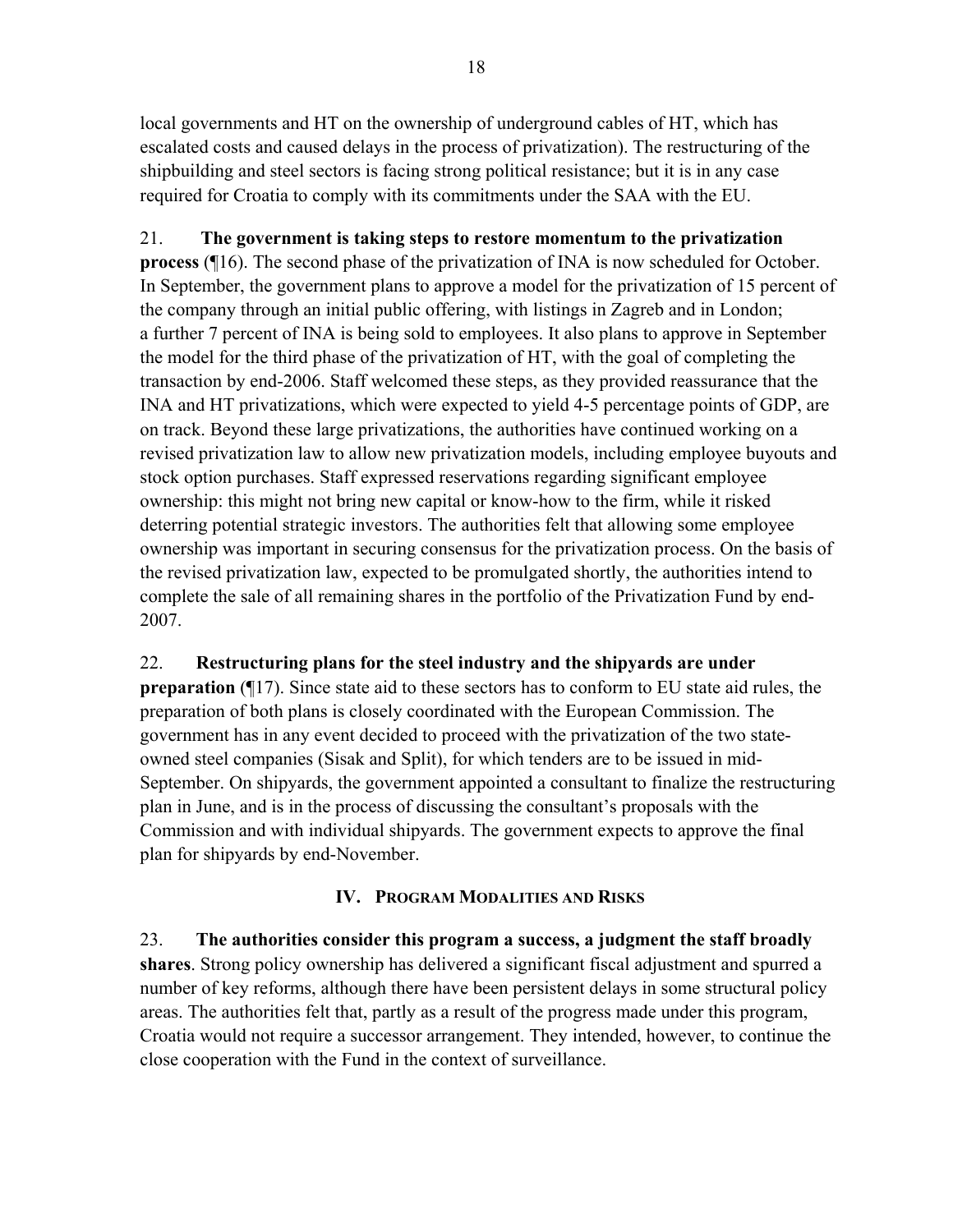local governments and HT on the ownership of underground cables of HT, which has escalated costs and caused delays in the process of privatization). The restructuring of the shipbuilding and steel sectors is facing strong political resistance; but it is in any case required for Croatia to comply with its commitments under the SAA with the EU.

21. **The government is taking steps to restore momentum to the privatization process** (¶16). The second phase of the privatization of INA is now scheduled for October. In September, the government plans to approve a model for the privatization of 15 percent of the company through an initial public offering, with listings in Zagreb and in London; a further 7 percent of INA is being sold to employees. It also plans to approve in September the model for the third phase of the privatization of HT, with the goal of completing the transaction by end-2006. Staff welcomed these steps, as they provided reassurance that the INA and HT privatizations, which were expected to yield 4-5 percentage points of GDP, are on track. Beyond these large privatizations, the authorities have continued working on a revised privatization law to allow new privatization models, including employee buyouts and stock option purchases. Staff expressed reservations regarding significant employee ownership: this might not bring new capital or know-how to the firm, while it risked deterring potential strategic investors. The authorities felt that allowing some employee ownership was important in securing consensus for the privatization process. On the basis of the revised privatization law, expected to be promulgated shortly, the authorities intend to complete the sale of all remaining shares in the portfolio of the Privatization Fund by end-2007.

22. **Restructuring plans for the steel industry and the shipyards are under preparation** (¶17). Since state aid to these sectors has to conform to EU state aid rules, the preparation of both plans is closely coordinated with the European Commission. The government has in any event decided to proceed with the privatization of the two state-owned steel companies (Sisak and Split), for which tenders are to be issued in mid-September. On shipyards, the government appointed a consultant to finalize the restructuring plan in June, and is in the process of discussing the consultant's proposals with the Commission and with individual shipyards. The government expects to approve the final plan for shipyards by end-November.

## IV. Program Modalities and Risks

23. **The authorities consider this program a success, a judgment the staff broadly shares**. Strong policy ownership has delivered a significant fiscal adjustment and spurred a number of key reforms, although there have been persistent delays in some structural policy areas. The authorities felt that, partly as a result of the progress made under this program, Croatia would not require a successor arrangement. They intended, however, to continue the close cooperation with the Fund in the context of surveillance.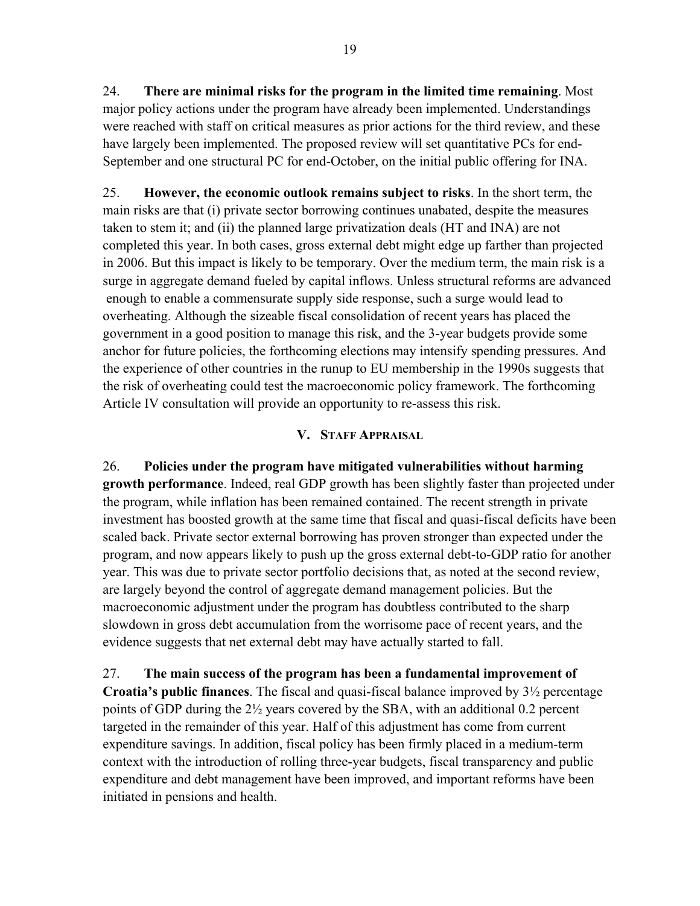24. **There are minimal risks for the program in the limited time remaining**. Most major policy actions under the program have already been implemented. Understandings were reached with staff on critical measures as prior actions for the third review, and these have largely been implemented. The proposed review will set quantitative PCs for end-September and one structural PC for end-October, on the initial public offering for INA.

25. **However, the economic outlook remains subject to risks**. In the short term, the main risks are that (i) private sector borrowing continues unabated, despite the measures taken to stem it; and (ii) the planned large privatization deals (HT and INA) are not completed this year. In both cases, gross external debt might edge up farther than projected in 2006. But this impact is likely to be temporary. Over the medium term, the main risk is a surge in aggregate demand fueled by capital inflows. Unless structural reforms are advanced enough to enable a commensurate supply side response, such a surge would lead to overheating. Although the sizeable fiscal consolidation of recent years has placed the government in a good position to manage this risk, and the 3-year budgets provide some anchor for future policies, the forthcoming elections may intensify spending pressures. And the experience of other countries in the runup to EU membership in the 1990s suggests that the risk of overheating could test the macroeconomic policy framework. The forthcoming Article IV consultation will provide an opportunity to re-assess this risk.

## V. Staff Appraisal

26. **Policies under the program have mitigated vulnerabilities without harming growth performance**. Indeed, real GDP growth has been slightly faster than projected under the program, while inflation has been remained contained. The recent strength in private investment has boosted growth at the same time that fiscal and quasi-fiscal deficits have been scaled back. Private sector external borrowing has proven stronger than expected under the program, and now appears likely to push up the gross external debt-to-GDP ratio for another year. This was due to private sector portfolio decisions that, as noted at the second review, are largely beyond the control of aggregate demand management policies. But the macroeconomic adjustment under the program has doubtless contributed to the sharp slowdown in gross debt accumulation from the worrisome pace of recent years, and the evidence suggests that net external debt may have actually started to fall.

27. **The main success of the program has been a fundamental improvement of Croatia's public finances**. The fiscal and quasi-fiscal balance improved by 3½ percentage points of GDP during the 2½ years covered by the SBA, with an additional 0.2 percent targeted in the remainder of this year. Half of this adjustment has come from current expenditure savings. In addition, fiscal policy has been firmly placed in a medium-term context with the introduction of rolling three-year budgets, fiscal transparency and public expenditure and debt management have been improved, and important reforms have been initiated in pensions and health.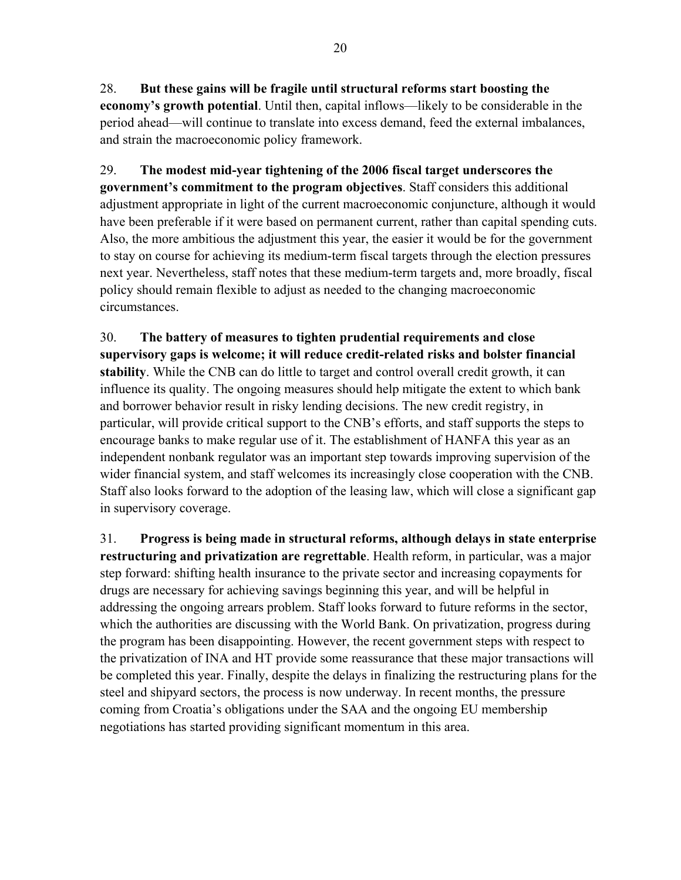28. **But these gains will be fragile until structural reforms start boosting the economy's growth potential**. Until then, capital inflows—likely to be considerable in the period ahead—will continue to translate into excess demand, feed the external imbalances, and strain the macroeconomic policy framework.

29. **The modest mid-year tightening of the 2006 fiscal target underscores the government's commitment to the program objectives**. Staff considers this additional adjustment appropriate in light of the current macroeconomic conjuncture, although it would have been preferable if it were based on permanent current, rather than capital spending cuts. Also, the more ambitious the adjustment this year, the easier it would be for the government to stay on course for achieving its medium-term fiscal targets through the election pressures next year. Nevertheless, staff notes that these medium-term targets and, more broadly, fiscal policy should remain flexible to adjust as needed to the changing macroeconomic circumstances.

30. **The battery of measures to tighten prudential requirements and close supervisory gaps is welcome; it will reduce credit-related risks and bolster financial stability**. While the CNB can do little to target and control overall credit growth, it can influence its quality. The ongoing measures should help mitigate the extent to which bank and borrower behavior result in risky lending decisions. The new credit registry, in particular, will provide critical support to the CNB's efforts, and staff supports the steps to encourage banks to make regular use of it. The establishment of HANFA this year as an independent nonbank regulator was an important step towards improving supervision of the wider financial system, and staff welcomes its increasingly close cooperation with the CNB. Staff also looks forward to the adoption of the leasing law, which will close a significant gap in supervisory coverage.

31. **Progress is being made in structural reforms, although delays in state enterprise restructuring and privatization are regrettable**. Health reform, in particular, was a major step forward: shifting health insurance to the private sector and increasing copayments for drugs are necessary for achieving savings beginning this year, and will be helpful in addressing the ongoing arrears problem. Staff looks forward to future reforms in the sector, which the authorities are discussing with the World Bank. On privatization, progress during the program has been disappointing. However, the recent government steps with respect to the privatization of INA and HT provide some reassurance that these major transactions will be completed this year. Finally, despite the delays in finalizing the restructuring plans for the steel and shipyard sectors, the process is now underway. In recent months, the pressure coming from Croatia's obligations under the SAA and the ongoing EU membership negotiations has started providing significant momentum in this area.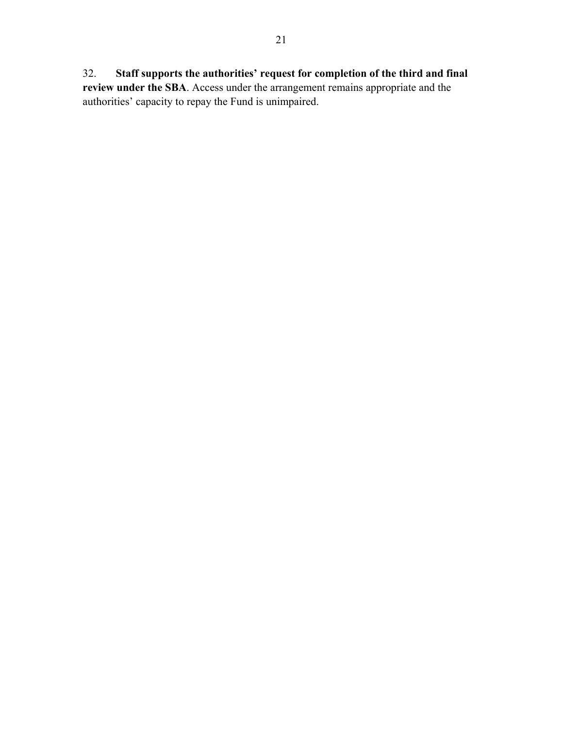32. **Staff supports the authorities' request for completion of the third and final review under the SBA**. Access under the arrangement remains appropriate and the authorities' capacity to repay the Fund is unimpaired.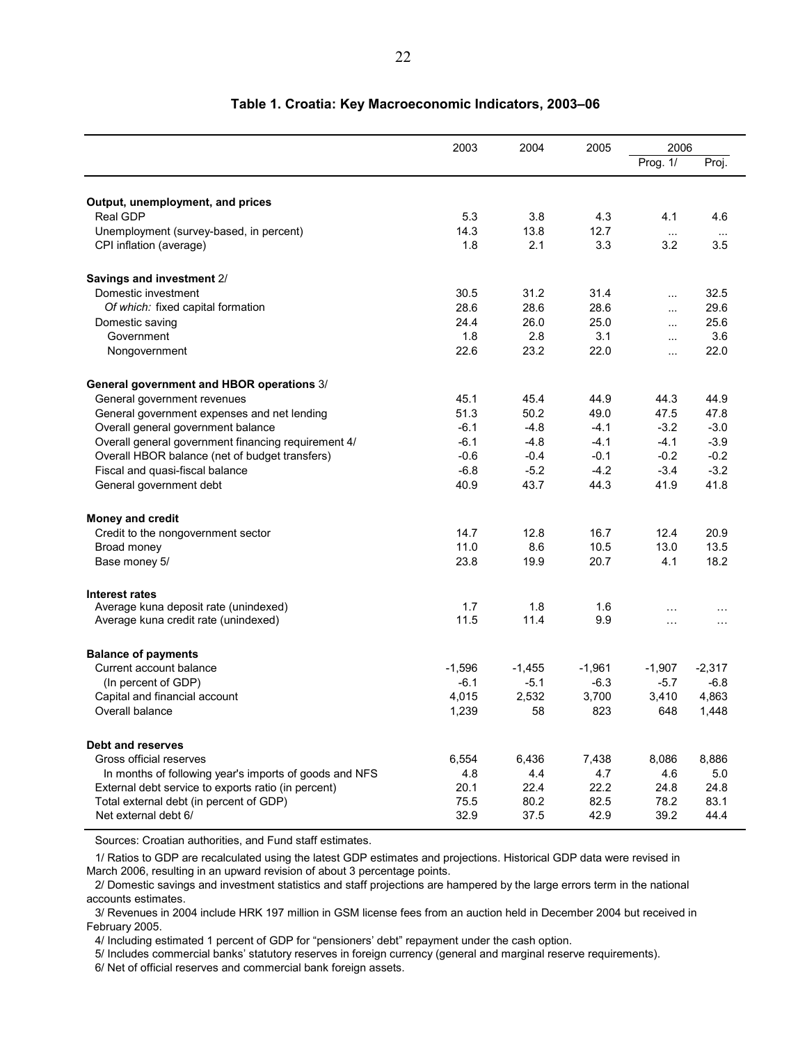## Table 1. Croatia: Key Macroeconomic Indicators, 2003–06

| | 2003 | 2004 | 2005 | 2006 | |
|---|---|---|---|---|---|
| | | | | Prog. 1/ | Proj. |
| **Output, unemployment, and prices** | | | | | |
| Real GDP | 5.3 | 3.8 | 4.3 | 4.1 | 4.6 |
| Unemployment (survey-based, in percent) | 14.3 | 13.8 | 12.7 | ... | ... |
| CPI inflation (average) | 1.8 | 2.1 | 3.3 | 3.2 | 3.5 |
| **Savings and investment** 2/ | | | | | |
| Domestic investment | 30.5 | 31.2 | 31.4 | ... | 32.5 |
| *Of which:* fixed capital formation | 28.6 | 28.6 | 28.6 | ... | 29.6 |
| Domestic saving | 24.4 | 26.0 | 25.0 | ... | 25.6 |
| Government | 1.8 | 2.8 | 3.1 | ... | 3.6 |
| Nongovernment | 22.6 | 23.2 | 22.0 | ... | 22.0 |
| **General government and HBOR operations** 3/ | | | | | |
| General government revenues | 45.1 | 45.4 | 44.9 | 44.3 | 44.9 |
| General government expenses and net lending | 51.3 | 50.2 | 49.0 | 47.5 | 47.8 |
| Overall general government balance | -6.1 | -4.8 | -4.1 | -3.2 | -3.0 |
| Overall general government financing requirement 4/ | -6.1 | -4.8 | -4.1 | -4.1 | -3.9 |
| Overall HBOR balance (net of budget transfers) | -0.6 | -0.4 | -0.1 | -0.2 | -0.2 |
| Fiscal and quasi-fiscal balance | -6.8 | -5.2 | -4.2 | -3.4 | -3.2 |
| General government debt | 40.9 | 43.7 | 44.3 | 41.9 | 41.8 |
| **Money and credit** | | | | | |
| Credit to the nongovernment sector | 14.7 | 12.8 | 16.7 | 12.4 | 20.9 |
| Broad money | 11.0 | 8.6 | 10.5 | 13.0 | 13.5 |
| Base money 5/ | 23.8 | 19.9 | 20.7 | 4.1 | 18.2 |
| **Interest rates** | | | | | |
| Average kuna deposit rate (unindexed) | 1.7 | 1.8 | 1.6 | ... | ... |
| Average kuna credit rate (unindexed) | 11.5 | 11.4 | 9.9 | ... | ... |
| **Balance of payments** | | | | | |
| Current account balance | -1,596 | -1,455 | -1,961 | -1,907 | -2,317 |
| (In percent of GDP) | -6.1 | -5.1 | -6.3 | -5.7 | -6.8 |
| Capital and financial account | 4,015 | 2,532 | 3,700 | 3,410 | 4,863 |
| Overall balance | 1,239 | 58 | 823 | 648 | 1,448 |
| **Debt and reserves** | | | | | |
| Gross official reserves | 6,554 | 6,436 | 7,438 | 8,086 | 8,886 |
| In months of following year's imports of goods and NFS | 4.8 | 4.4 | 4.7 | 4.6 | 5.0 |
| External debt service to exports ratio (in percent) | 20.1 | 22.4 | 22.2 | 24.8 | 24.8 |
| Total external debt (in percent of GDP) | 75.5 | 80.2 | 82.5 | 78.2 | 83.1 |
| Net external debt 6/ | 32.9 | 37.5 | 42.9 | 39.2 | 44.4 |

Sources: Croatian authorities, and Fund staff estimates.

1/ Ratios to GDP are recalculated using the latest GDP estimates and projections. Historical GDP data were revised in March 2006, resulting in an upward revision of about 3 percentage points.

2/ Domestic savings and investment statistics and staff projections are hampered by the large errors term in the national accounts estimates.

3/ Revenues in 2004 include HRK 197 million in GSM license fees from an auction held in December 2004 but received in February 2005.

4/ Including estimated 1 percent of GDP for "pensioners' debt" repayment under the cash option.

5/ Includes commercial banks' statutory reserves in foreign currency (general and marginal reserve requirements).

6/ Net of official reserves and commercial bank foreign assets.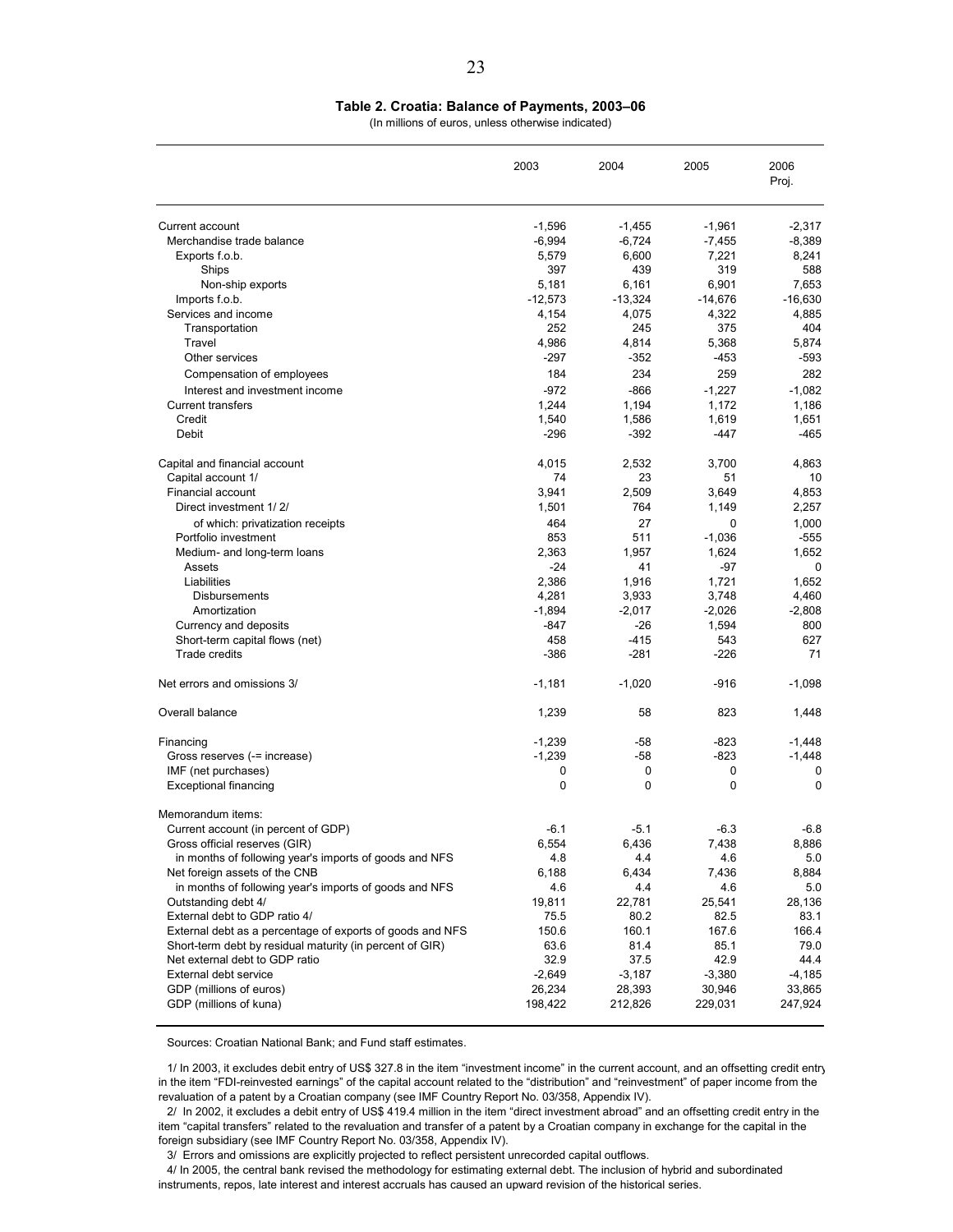**Table 2. Croatia: Balance of Payments, 2003–06**

(In millions of euros, unless otherwise indicated)

| | 2003 | 2004 | 2005 | 2006 Proj. |
|---|---|---|---|---|
| Current account | -1,596 | -1,455 | -1,961 | -2,317 |
| Merchandise trade balance | -6,994 | -6,724 | -7,455 | -8,389 |
| Exports f.o.b. | 5,579 | 6,600 | 7,221 | 8,241 |
| Ships | 397 | 439 | 319 | 588 |
| Non-ship exports | 5,181 | 6,161 | 6,901 | 7,653 |
| Imports f.o.b. | -12,573 | -13,324 | -14,676 | -16,630 |
| Services and income | 4,154 | 4,075 | 4,322 | 4,885 |
| Transportation | 252 | 245 | 375 | 404 |
| Travel | 4,986 | 4,814 | 5,368 | 5,874 |
| Other services | -297 | -352 | -453 | -593 |
| Compensation of employees | 184 | 234 | 259 | 282 |
| Interest and investment income | -972 | -866 | -1,227 | -1,082 |
| Current transfers | 1,244 | 1,194 | 1,172 | 1,186 |
| Credit | 1,540 | 1,586 | 1,619 | 1,651 |
| Debit | -296 | -392 | -447 | -465 |
| | | | | |
| Capital and financial account | 4,015 | 2,532 | 3,700 | 4,863 |
| Capital account 1/ | 74 | 23 | 51 | 10 |
| Financial account | 3,941 | 2,509 | 3,649 | 4,853 |
| Direct investment 1/ 2/ | 1,501 | 764 | 1,149 | 2,257 |
| of which: privatization receipts | 464 | 27 | 0 | 1,000 |
| Portfolio investment | 853 | 511 | -1,036 | -555 |
| Medium- and long-term loans | 2,363 | 1,957 | 1,624 | 1,652 |
| Assets | -24 | 41 | -97 | 0 |
| Liabilities | 2,386 | 1,916 | 1,721 | 1,652 |
| Disbursements | 4,281 | 3,933 | 3,748 | 4,460 |
| Amortization | -1,894 | -2,017 | -2,026 | -2,808 |
| Currency and deposits | -847 | -26 | 1,594 | 800 |
| Short-term capital flows (net) | 458 | -415 | 543 | 627 |
| Trade credits | -386 | -281 | -226 | 71 |
| | | | | |
| Net errors and omissions 3/ | -1,181 | -1,020 | -916 | -1,098 |
| | | | | |
| Overall balance | 1,239 | 58 | 823 | 1,448 |
| | | | | |
| Financing | -1,239 | -58 | -823 | -1,448 |
| Gross reserves (-= increase) | -1,239 | -58 | -823 | -1,448 |
| IMF (net purchases) | 0 | 0 | 0 | 0 |
| Exceptional financing | 0 | 0 | 0 | 0 |
| | | | | |
| Memorandum items: | | | | |
| Current account (in percent of GDP) | -6.1 | -5.1 | -6.3 | -6.8 |
| Gross official reserves (GIR) | 6,554 | 6,436 | 7,438 | 8,886 |
| in months of following year's imports of goods and NFS | 4.8 | 4.4 | 4.6 | 5.0 |
| Net foreign assets of the CNB | 6,188 | 6,434 | 7,436 | 8,884 |
| in months of following year's imports of goods and NFS | 4.6 | 4.4 | 4.6 | 5.0 |
| Outstanding debt 4/ | 19,811 | 22,781 | 25,541 | 28,136 |
| External debt to GDP ratio 4/ | 75.5 | 80.2 | 82.5 | 83.1 |
| External debt as a percentage of exports of goods and NFS | 150.6 | 160.1 | 167.6 | 166.4 |
| Short-term debt by residual maturity (in percent of GIR) | 63.6 | 81.4 | 85.1 | 79.0 |
| Net external debt to GDP ratio | 32.9 | 37.5 | 42.9 | 44.4 |
| External debt service | -2,649 | -3,187 | -3,380 | -4,185 |
| GDP (millions of euros) | 26,234 | 28,393 | 30,946 | 33,865 |
| GDP (millions of kuna) | 198,422 | 212,826 | 229,031 | 247,924 |

Sources: Croatian National Bank; and Fund staff estimates.

1/ In 2003, it excludes debit entry of US$ 327.8 in the item "investment income" in the current account, and an offsetting credit entry in the item "FDI-reinvested earnings" of the capital account related to the "distribution" and "reinvestment" of paper income from the revaluation of a patent by a Croatian company (see IMF Country Report No. 03/358, Appendix IV).

2/ In 2002, it excludes a debit entry of US$ 419.4 million in the item "direct investment abroad" and an offsetting credit entry in the item "capital transfers" related to the revaluation and transfer of a patent by a Croatian company in exchange for the capital in the foreign subsidiary (see IMF Country Report No. 03/358, Appendix IV).

3/ Errors and omissions are explicitly projected to reflect persistent unrecorded capital outflows.

4/ In 2005, the central bank revised the methodology for estimating external debt. The inclusion of hybrid and subordinated instruments, repos, late interest and interest accruals has caused an upward revision of the historical series.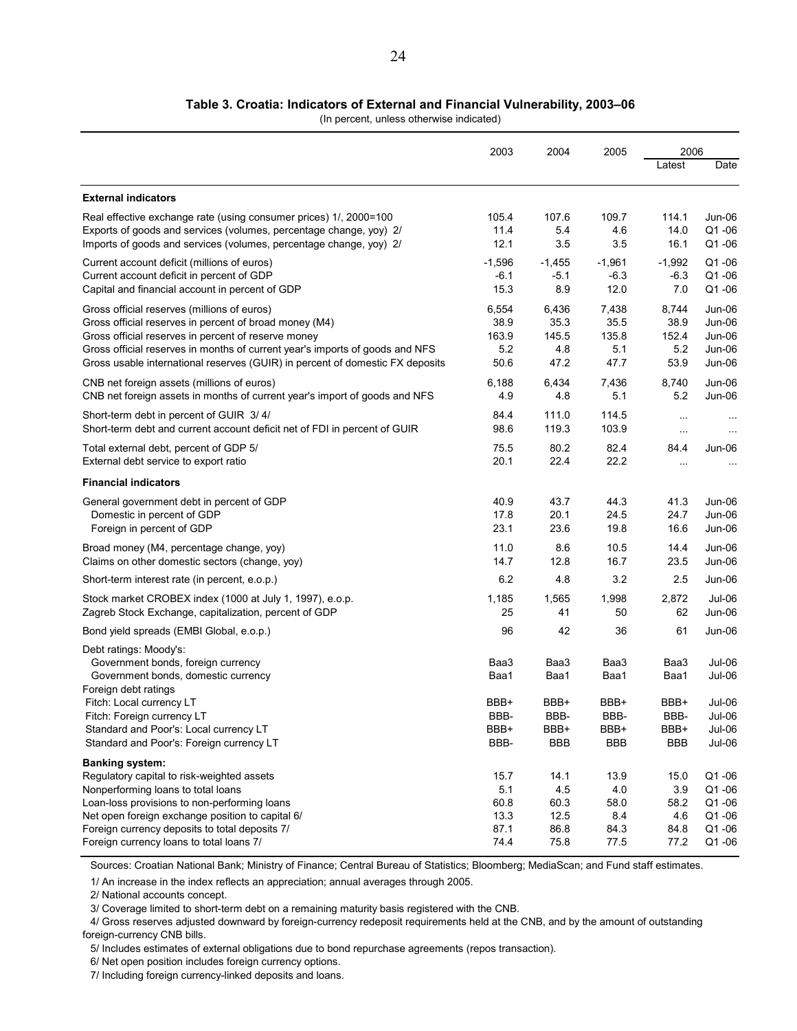**Table 3. Croatia: Indicators of External and Financial Vulnerability, 2003–06**

(In percent, unless otherwise indicated)

| | 2003 | 2004 | 2005 | 2006 | |
|---|---|---|---|---|---|
| | | | | Latest | Date |
| **External indicators** | | | | | |
| Real effective exchange rate (using consumer prices) 1/, 2000=100 | 105.4 | 107.6 | 109.7 | 114.1 | Jun-06 |
| Exports of goods and services (volumes, percentage change, yoy) 2/ | 11.4 | 5.4 | 4.6 | 14.0 | Q1 -06 |
| Imports of goods and services (volumes, percentage change, yoy) 2/ | 12.1 | 3.5 | 3.5 | 16.1 | Q1 -06 |
| Current account deficit (millions of euros) | -1,596 | -1,455 | -1,961 | -1,992 | Q1 -06 |
| Current account deficit in percent of GDP | -6.1 | -5.1 | -6.3 | -6.3 | Q1 -06 |
| Capital and financial account in percent of GDP | 15.3 | 8.9 | 12.0 | 7.0 | Q1 -06 |
| Gross official reserves (millions of euros) | 6,554 | 6,436 | 7,438 | 8,744 | Jun-06 |
| Gross official reserves in percent of broad money (M4) | 38.9 | 35.3 | 35.5 | 38.9 | Jun-06 |
| Gross official reserves in percent of reserve money | 163.9 | 145.5 | 135.8 | 152.4 | Jun-06 |
| Gross official reserves in months of current year's imports of goods and NFS | 5.2 | 4.8 | 5.1 | 5.2 | Jun-06 |
| Gross usable international reserves (GUIR) in percent of domestic FX deposits | 50.6 | 47.2 | 47.7 | 53.9 | Jun-06 |
| CNB net foreign assets (millions of euros) | 6,188 | 6,434 | 7,436 | 8,740 | Jun-06 |
| CNB net foreign assets in months of current year's import of goods and NFS | 4.9 | 4.8 | 5.1 | 5.2 | Jun-06 |
| Short-term debt in percent of GUIR 3/ 4/ | 84.4 | 111.0 | 114.5 | ... | ... |
| Short-term debt and current account deficit net of FDI in percent of GUIR | 98.6 | 119.3 | 103.9 | ... | ... |
| Total external debt, percent of GDP 5/ | 75.5 | 80.2 | 82.4 | 84.4 | Jun-06 |
| External debt service to export ratio | 20.1 | 22.4 | 22.2 | ... | ... |
| **Financial indicators** | | | | | |
| General government debt in percent of GDP | 40.9 | 43.7 | 44.3 | 41.3 | Jun-06 |
| Domestic in percent of GDP | 17.8 | 20.1 | 24.5 | 24.7 | Jun-06 |
| Foreign in percent of GDP | 23.1 | 23.6 | 19.8 | 16.6 | Jun-06 |
| Broad money (M4, percentage change, yoy) | 11.0 | 8.6 | 10.5 | 14.4 | Jun-06 |
| Claims on other domestic sectors (change, yoy) | 14.7 | 12.8 | 16.7 | 23.5 | Jun-06 |
| Short-term interest rate (in percent, e.o.p.) | 6.2 | 4.8 | 3.2 | 2.5 | Jun-06 |
| Stock market CROBEX index (1000 at July 1, 1997), e.o.p. | 1,185 | 1,565 | 1,998 | 2,872 | Jul-06 |
| Zagreb Stock Exchange, capitalization, percent of GDP | 25 | 41 | 50 | 62 | Jun-06 |
| Bond yield spreads (EMBI Global, e.o.p.) | 96 | 42 | 36 | 61 | Jun-06 |
| Debt ratings: Moody's: | | | | | |
| Government bonds, foreign currency | Baa3 | Baa3 | Baa3 | Baa3 | Jul-06 |
| Government bonds, domestic currency | Baa1 | Baa1 | Baa1 | Baa1 | Jul-06 |
| Foreign debt ratings | | | | | |
| Fitch: Local currency LT | BBB+ | BBB+ | BBB+ | BBB+ | Jul-06 |
| Fitch: Foreign currency LT | BBB- | BBB- | BBB- | BBB- | Jul-06 |
| Standard and Poor's: Local currency LT | BBB+ | BBB+ | BBB+ | BBB+ | Jul-06 |
| Standard and Poor's: Foreign currency LT | BBB- | BBB | BBB | BBB | Jul-06 |
| **Banking system:** | | | | | |
| Regulatory capital to risk-weighted assets | 15.7 | 14.1 | 13.9 | 15.0 | Q1 -06 |
| Nonperforming loans to total loans | 5.1 | 4.5 | 4.0 | 3.9 | Q1 -06 |
| Loan-loss provisions to non-performing loans | 60.8 | 60.3 | 58.0 | 58.2 | Q1 -06 |
| Net open foreign exchange position to capital 6/ | 13.3 | 12.5 | 8.4 | 4.6 | Q1 -06 |
| Foreign currency deposits to total deposits 7/ | 87.1 | 86.8 | 84.3 | 84.8 | Q1 -06 |
| Foreign currency loans to total loans 7/ | 74.4 | 75.8 | 77.5 | 77.2 | Q1 -06 |

Sources: Croatian National Bank; Ministry of Finance; Central Bureau of Statistics; Bloomberg; MediaScan; and Fund staff estimates.

1/ An increase in the index reflects an appreciation; annual averages through 2005.

2/ National accounts concept.

3/ Coverage limited to short-term debt on a remaining maturity basis registered with the CNB.

4/ Gross reserves adjusted downward by foreign-currency redeposit requirements held at the CNB, and by the amount of outstanding foreign-currency CNB bills.

5/ Includes estimates of external obligations due to bond repurchase agreements (repos transaction).

6/ Net open position includes foreign currency options.

7/ Including foreign currency-linked deposits and loans.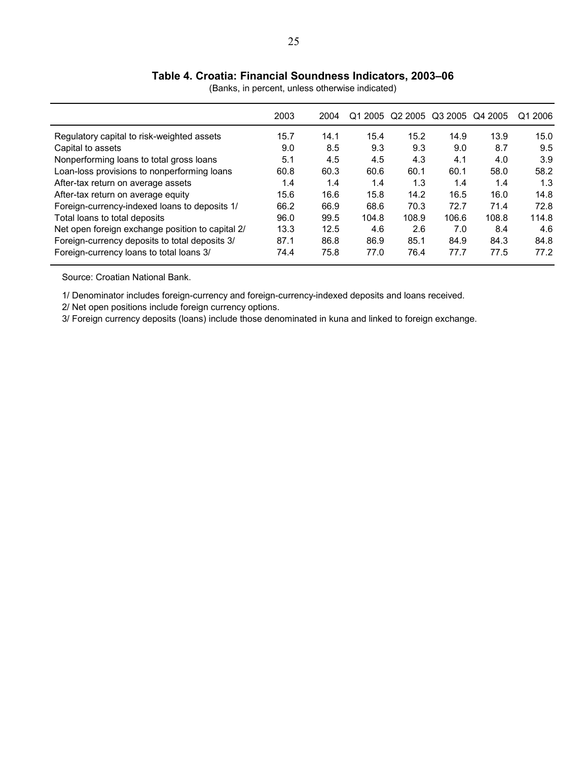**Table 4. Croatia: Financial Soundness Indicators, 2003–06**

(Banks, in percent, unless otherwise indicated)

| | 2003 | 2004 | Q1 2005 | Q2 2005 | Q3 2005 | Q4 2005 | Q1 2006 |
|---|---|---|---|---|---|---|---|
| Regulatory capital to risk-weighted assets | 15.7 | 14.1 | 15.4 | 15.2 | 14.9 | 13.9 | 15.0 |
| Capital to assets | 9.0 | 8.5 | 9.3 | 9.3 | 9.0 | 8.7 | 9.5 |
| Nonperforming loans to total gross loans | 5.1 | 4.5 | 4.5 | 4.3 | 4.1 | 4.0 | 3.9 |
| Loan-loss provisions to nonperforming loans | 60.8 | 60.3 | 60.6 | 60.1 | 60.1 | 58.0 | 58.2 |
| After-tax return on average assets | 1.4 | 1.4 | 1.4 | 1.3 | 1.4 | 1.4 | 1.3 |
| After-tax return on average equity | 15.6 | 16.6 | 15.8 | 14.2 | 16.5 | 16.0 | 14.8 |
| Foreign-currency-indexed loans to deposits 1/ | 66.2 | 66.9 | 68.6 | 70.3 | 72.7 | 71.4 | 72.8 |
| Total loans to total deposits | 96.0 | 99.5 | 104.8 | 108.9 | 106.6 | 108.8 | 114.8 |
| Net open foreign exchange position to capital 2/ | 13.3 | 12.5 | 4.6 | 2.6 | 7.0 | 8.4 | 4.6 |
| Foreign-currency deposits to total deposits 3/ | 87.1 | 86.8 | 86.9 | 85.1 | 84.9 | 84.3 | 84.8 |
| Foreign-currency loans to total loans 3/ | 74.4 | 75.8 | 77.0 | 76.4 | 77.7 | 77.5 | 77.2 |

Source: Croatian National Bank.

1/ Denominator includes foreign-currency and foreign-currency-indexed deposits and loans received.

2/ Net open positions include foreign currency options.

3/ Foreign currency deposits (loans) include those denominated in kuna and linked to foreign exchange.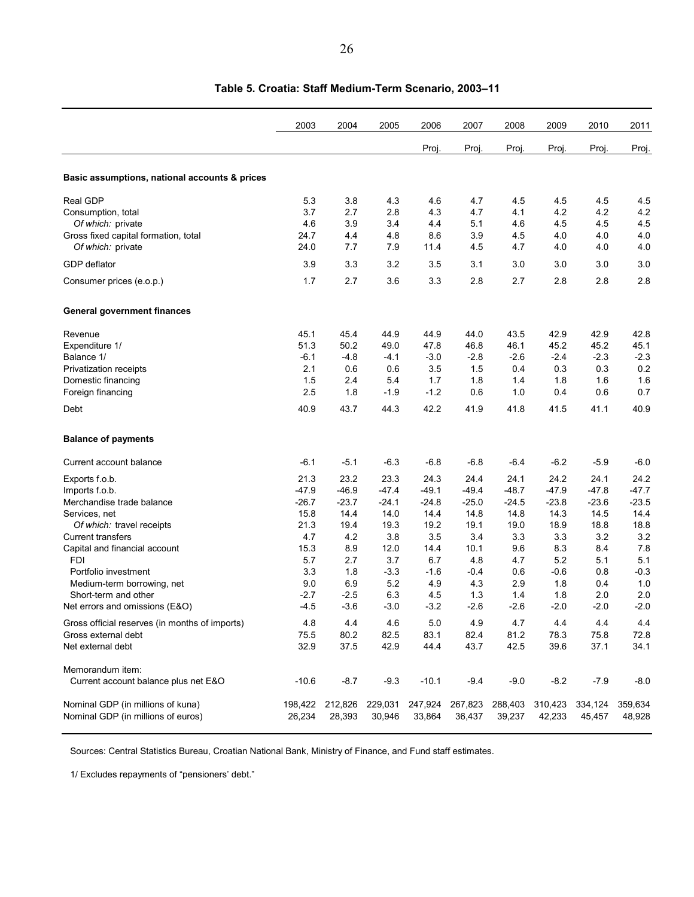## Table 5. Croatia: Staff Medium-Term Scenario, 2003–11

| | 2003 | 2004 | 2005 | 2006 | 2007 | 2008 | 2009 | 2010 | 2011 |
|---|---|---|---|---|---|---|---|---|---|
| | | | | Proj. | Proj. | Proj. | Proj. | Proj. | Proj. |
| **Basic assumptions, national accounts & prices** | | | | | | | | | |
| Real GDP | 5.3 | 3.8 | 4.3 | 4.6 | 4.7 | 4.5 | 4.5 | 4.5 | 4.5 |
| Consumption, total | 3.7 | 2.7 | 2.8 | 4.3 | 4.7 | 4.1 | 4.2 | 4.2 | 4.2 |
| *Of which:* private | 4.6 | 3.9 | 3.4 | 4.4 | 5.1 | 4.6 | 4.5 | 4.5 | 4.5 |
| Gross fixed capital formation, total | 24.7 | 4.4 | 4.8 | 8.6 | 3.9 | 4.5 | 4.0 | 4.0 | 4.0 |
| *Of which:* private | 24.0 | 7.7 | 7.9 | 11.4 | 4.5 | 4.7 | 4.0 | 4.0 | 4.0 |
| GDP deflator | 3.9 | 3.3 | 3.2 | 3.5 | 3.1 | 3.0 | 3.0 | 3.0 | 3.0 |
| Consumer prices (e.o.p.) | 1.7 | 2.7 | 3.6 | 3.3 | 2.8 | 2.7 | 2.8 | 2.8 | 2.8 |
| **General government finances** | | | | | | | | | |
| Revenue | 45.1 | 45.4 | 44.9 | 44.9 | 44.0 | 43.5 | 42.9 | 42.9 | 42.8 |
| Expenditure 1/ | 51.3 | 50.2 | 49.0 | 47.8 | 46.8 | 46.1 | 45.2 | 45.2 | 45.1 |
| Balance 1/ | -6.1 | -4.8 | -4.1 | -3.0 | -2.8 | -2.6 | -2.4 | -2.3 | -2.3 |
| Privatization receipts | 2.1 | 0.6 | 0.6 | 3.5 | 1.5 | 0.4 | 0.3 | 0.3 | 0.2 |
| Domestic financing | 1.5 | 2.4 | 5.4 | 1.7 | 1.8 | 1.4 | 1.8 | 1.6 | 1.6 |
| Foreign financing | 2.5 | 1.8 | -1.9 | -1.2 | 0.6 | 1.0 | 0.4 | 0.6 | 0.7 |
| Debt | 40.9 | 43.7 | 44.3 | 42.2 | 41.9 | 41.8 | 41.5 | 41.1 | 40.9 |
| **Balance of payments** | | | | | | | | | |
| Current account balance | -6.1 | -5.1 | -6.3 | -6.8 | -6.8 | -6.4 | -6.2 | -5.9 | -6.0 |
| Exports f.o.b. | 21.3 | 23.2 | 23.3 | 24.3 | 24.4 | 24.1 | 24.2 | 24.1 | 24.2 |
| Imports f.o.b. | -47.9 | -46.9 | -47.4 | -49.1 | -49.4 | -48.7 | -47.9 | -47.8 | -47.7 |
| Merchandise trade balance | -26.7 | -23.7 | -24.1 | -24.8 | -25.0 | -24.5 | -23.8 | -23.6 | -23.5 |
| Services, net | 15.8 | 14.4 | 14.0 | 14.4 | 14.8 | 14.8 | 14.3 | 14.5 | 14.4 |
| *Of which:* travel receipts | 21.3 | 19.4 | 19.3 | 19.2 | 19.1 | 19.0 | 18.9 | 18.8 | 18.8 |
| Current transfers | 4.7 | 4.2 | 3.8 | 3.5 | 3.4 | 3.3 | 3.3 | 3.2 | 3.2 |
| Capital and financial account | 15.3 | 8.9 | 12.0 | 14.4 | 10.1 | 9.6 | 8.3 | 8.4 | 7.8 |
| FDI | 5.7 | 2.7 | 3.7 | 6.7 | 4.8 | 4.7 | 5.2 | 5.1 | 5.1 |
| Portfolio investment | 3.3 | 1.8 | -3.3 | -1.6 | -0.4 | 0.6 | -0.6 | 0.8 | -0.3 |
| Medium-term borrowing, net | 9.0 | 6.9 | 5.2 | 4.9 | 4.3 | 2.9 | 1.8 | 0.4 | 1.0 |
| Short-term and other | -2.7 | -2.5 | 6.3 | 4.5 | 1.3 | 1.4 | 1.8 | 2.0 | 2.0 |
| Net errors and omissions (E&O) | -4.5 | -3.6 | -3.0 | -3.2 | -2.6 | -2.6 | -2.0 | -2.0 | -2.0 |
| Gross official reserves (in months of imports) | 4.8 | 4.4 | 4.6 | 5.0 | 4.9 | 4.7 | 4.4 | 4.4 | 4.4 |
| Gross external debt | 75.5 | 80.2 | 82.5 | 83.1 | 82.4 | 81.2 | 78.3 | 75.8 | 72.8 |
| Net external debt | 32.9 | 37.5 | 42.9 | 44.4 | 43.7 | 42.5 | 39.6 | 37.1 | 34.1 |
| Memorandum item: | | | | | | | | | |
| Current account balance plus net E&O | -10.6 | -8.7 | -9.3 | -10.1 | -9.4 | -9.0 | -8.2 | -7.9 | -8.0 |
| Nominal GDP (in millions of kuna) | 198,422 | 212,826 | 229,031 | 247,924 | 267,823 | 288,403 | 310,423 | 334,124 | 359,634 |
| Nominal GDP (in millions of euros) | 26,234 | 28,393 | 30,946 | 33,864 | 36,437 | 39,237 | 42,233 | 45,457 | 48,928 |

Sources: Central Statistics Bureau, Croatian National Bank, Ministry of Finance, and Fund staff estimates.

1/ Excludes repayments of "pensioners' debt."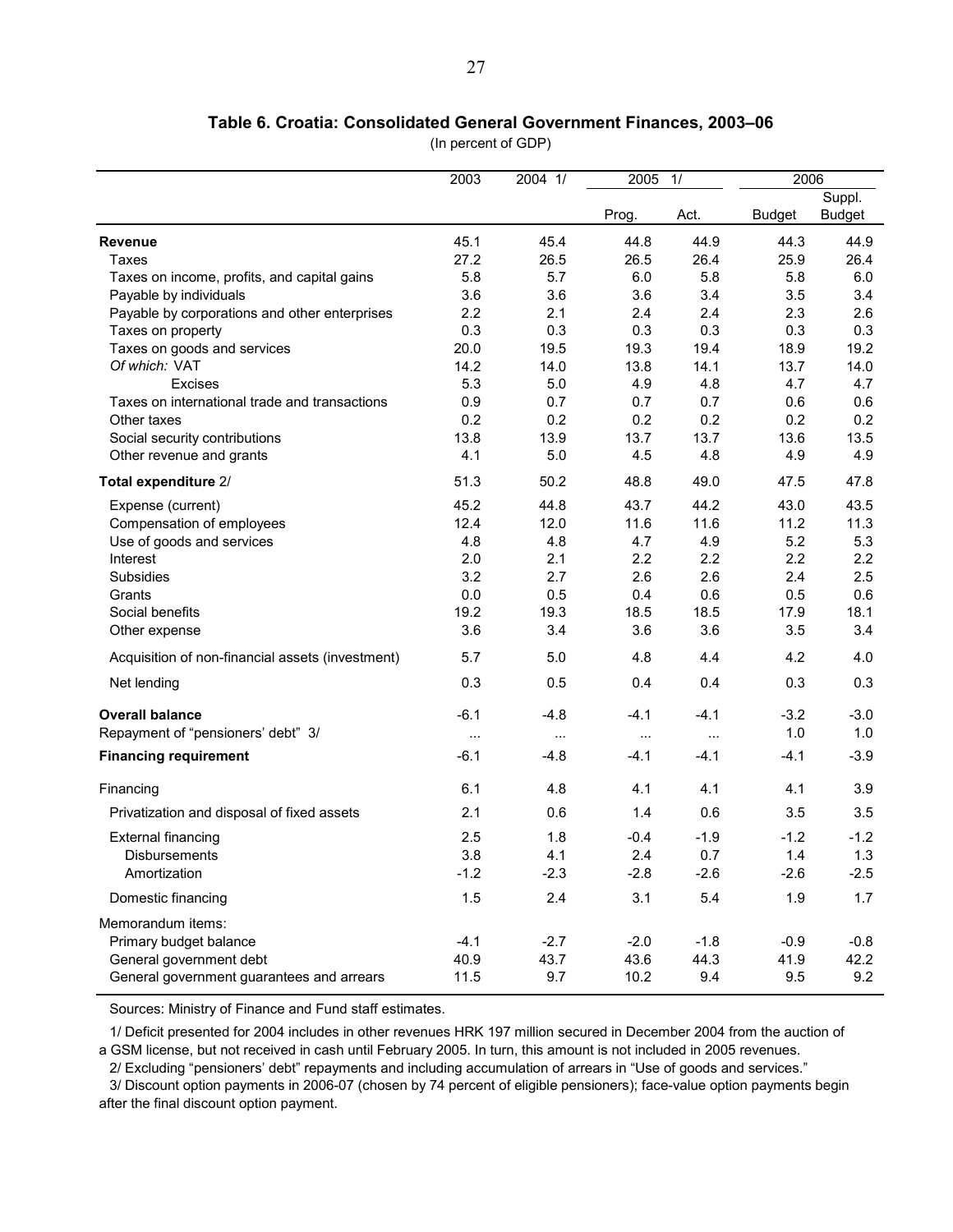**Table 6. Croatia: Consolidated General Government Finances, 2003–06**

(In percent of GDP)

| | 2003 | 2004 1/ | 2005 1/ | | 2006 | |
|---|---|---|---|---|---|---|
| | | | Prog. | Act. | Budget | Suppl. Budget |
| **Revenue** | 45.1 | 45.4 | 44.8 | 44.9 | 44.3 | 44.9 |
| Taxes | 27.2 | 26.5 | 26.5 | 26.4 | 25.9 | 26.4 |
| Taxes on income, profits, and capital gains | 5.8 | 5.7 | 6.0 | 5.8 | 5.8 | 6.0 |
| Payable by individuals | 3.6 | 3.6 | 3.6 | 3.4 | 3.5 | 3.4 |
| Payable by corporations and other enterprises | 2.2 | 2.1 | 2.4 | 2.4 | 2.3 | 2.6 |
| Taxes on property | 0.3 | 0.3 | 0.3 | 0.3 | 0.3 | 0.3 |
| Taxes on goods and services | 20.0 | 19.5 | 19.3 | 19.4 | 18.9 | 19.2 |
| *Of which:* VAT | 14.2 | 14.0 | 13.8 | 14.1 | 13.7 | 14.0 |
| Excises | 5.3 | 5.0 | 4.9 | 4.8 | 4.7 | 4.7 |
| Taxes on international trade and transactions | 0.9 | 0.7 | 0.7 | 0.7 | 0.6 | 0.6 |
| Other taxes | 0.2 | 0.2 | 0.2 | 0.2 | 0.2 | 0.2 |
| Social security contributions | 13.8 | 13.9 | 13.7 | 13.7 | 13.6 | 13.5 |
| Other revenue and grants | 4.1 | 5.0 | 4.5 | 4.8 | 4.9 | 4.9 |
| **Total expenditure** 2/ | 51.3 | 50.2 | 48.8 | 49.0 | 47.5 | 47.8 |
| Expense (current) | 45.2 | 44.8 | 43.7 | 44.2 | 43.0 | 43.5 |
| Compensation of employees | 12.4 | 12.0 | 11.6 | 11.6 | 11.2 | 11.3 |
| Use of goods and services | 4.8 | 4.8 | 4.7 | 4.9 | 5.2 | 5.3 |
| Interest | 2.0 | 2.1 | 2.2 | 2.2 | 2.2 | 2.2 |
| Subsidies | 3.2 | 2.7 | 2.6 | 2.6 | 2.4 | 2.5 |
| Grants | 0.0 | 0.5 | 0.4 | 0.6 | 0.5 | 0.6 |
| Social benefits | 19.2 | 19.3 | 18.5 | 18.5 | 17.9 | 18.1 |
| Other expense | 3.6 | 3.4 | 3.6 | 3.6 | 3.5 | 3.4 |
| Acquisition of non-financial assets (investment) | 5.7 | 5.0 | 4.8 | 4.4 | 4.2 | 4.0 |
| Net lending | 0.3 | 0.5 | 0.4 | 0.4 | 0.3 | 0.3 |
| **Overall balance** | -6.1 | -4.8 | -4.1 | -4.1 | -3.2 | -3.0 |
| Repayment of "pensioners' debt" 3/ | ... | ... | ... | ... | 1.0 | 1.0 |
| **Financing requirement** | -6.1 | -4.8 | -4.1 | -4.1 | -4.1 | -3.9 |
| Financing | 6.1 | 4.8 | 4.1 | 4.1 | 4.1 | 3.9 |
| Privatization and disposal of fixed assets | 2.1 | 0.6 | 1.4 | 0.6 | 3.5 | 3.5 |
| External financing | 2.5 | 1.8 | -0.4 | -1.9 | -1.2 | -1.2 |
| Disbursements | 3.8 | 4.1 | 2.4 | 0.7 | 1.4 | 1.3 |
| Amortization | -1.2 | -2.3 | -2.8 | -2.6 | -2.6 | -2.5 |
| Domestic financing | 1.5 | 2.4 | 3.1 | 5.4 | 1.9 | 1.7 |
| Memorandum items: | | | | | | |
| Primary budget balance | -4.1 | -2.7 | -2.0 | -1.8 | -0.9 | -0.8 |
| General government debt | 40.9 | 43.7 | 43.6 | 44.3 | 41.9 | 42.2 |
| General government guarantees and arrears | 11.5 | 9.7 | 10.2 | 9.4 | 9.5 | 9.2 |

Sources: Ministry of Finance and Fund staff estimates.

1/ Deficit presented for 2004 includes in other revenues HRK 197 million secured in December 2004 from the auction of a GSM license, but not received in cash until February 2005. In turn, this amount is not included in 2005 revenues.

2/ Excluding "pensioners' debt" repayments and including accumulation of arrears in "Use of goods and services."

3/ Discount option payments in 2006-07 (chosen by 74 percent of eligible pensioners); face-value option payments begin after the final discount option payment.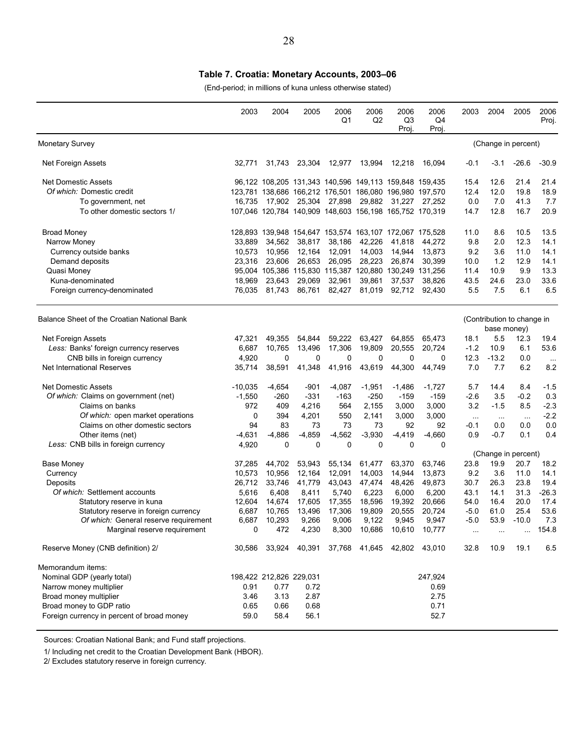**Table 7. Croatia: Monetary Accounts, 2003–06**

(End-period; in millions of kuna unless otherwise stated)

| | 2003 | 2004 | 2005 | 2006 Q1 | 2006 Q2 | 2006 Q3 Proj. | 2006 Q4 Proj. | 2003 | 2004 | 2005 | 2006 Proj. |
|---|---|---|---|---|---|---|---|---|---|---|---|
| Monetary Survey | | | | | | | | (Change in percent) | | | |
| Net Foreign Assets | 32,771 | 31,743 | 23,304 | 12,977 | 13,994 | 12,218 | 16,094 | -0.1 | -3.1 | -26.6 | -30.9 |
| Net Domestic Assets | 96,122 | 108,205 | 131,343 | 140,596 | 149,113 | 159,848 | 159,435 | 15.4 | 12.6 | 21.4 | 21.4 |
| *Of which:* Domestic credit | 123,781 | 138,686 | 166,212 | 176,501 | 186,080 | 196,980 | 197,570 | 12.4 | 12.0 | 19.8 | 18.9 |
| To government, net | 16,735 | 17,902 | 25,304 | 27,898 | 29,882 | 31,227 | 27,252 | 0.0 | 7.0 | 41.3 | 7.7 |
| To other domestic sectors 1/ | 107,046 | 120,784 | 140,909 | 148,603 | 156,198 | 165,752 | 170,319 | 14.7 | 12.8 | 16.7 | 20.9 |
| Broad Money | 128,893 | 139,948 | 154,647 | 153,574 | 163,107 | 172,067 | 175,528 | 11.0 | 8.6 | 10.5 | 13.5 |
| Narrow Money | 33,889 | 34,562 | 38,817 | 38,186 | 42,226 | 41,818 | 44,272 | 9.8 | 2.0 | 12.3 | 14.1 |
| Currency outside banks | 10,573 | 10,956 | 12,164 | 12,091 | 14,003 | 14,944 | 13,873 | 9.2 | 3.6 | 11.0 | 14.1 |
| Demand deposits | 23,316 | 23,606 | 26,653 | 26,095 | 28,223 | 26,874 | 30,399 | 10.0 | 1.2 | 12.9 | 14.1 |
| Quasi Money | 95,004 | 105,386 | 115,830 | 115,387 | 120,880 | 130,249 | 131,256 | 11.4 | 10.9 | 9.9 | 13.3 |
| Kuna-denominated | 18,969 | 23,643 | 29,069 | 32,961 | 39,861 | 37,537 | 38,826 | 43.5 | 24.6 | 23.0 | 33.6 |
| Foreign currency-denominated | 76,035 | 81,743 | 86,761 | 82,427 | 81,019 | 92,712 | 92,430 | 5.5 | 7.5 | 6.1 | 6.5 |
| Balance Sheet of the Croatian National Bank | | | | | | | | (Contribution to change in base money) | | | |
| Net Foreign Assets | 47,321 | 49,355 | 54,844 | 59,222 | 63,427 | 64,855 | 65,473 | 18.1 | 5.5 | 12.3 | 19.4 |
| *Less:* Banks' foreign currency reserves | 6,687 | 10,765 | 13,496 | 17,306 | 19,809 | 20,555 | 20,724 | -1.2 | 10.9 | 6.1 | 53.6 |
| CNB bills in foreign currency | 4,920 | 0 | 0 | 0 | 0 | 0 | 0 | 12.3 | -13.2 | 0.0 | ... |
| Net International Reserves | 35,714 | 38,591 | 41,348 | 41,916 | 43,619 | 44,300 | 44,749 | 7.0 | 7.7 | 6.2 | 8.2 |
| Net Domestic Assets | -10,035 | -4,654 | -901 | -4,087 | -1,951 | -1,486 | -1,727 | 5.7 | 14.4 | 8.4 | -1.5 |
| *Of which:* Claims on government (net) | -1,550 | -260 | -331 | -163 | -250 | -159 | -159 | -2.6 | 3.5 | -0.2 | 0.3 |
| Claims on banks | 972 | 409 | 4,216 | 564 | 2,155 | 3,000 | 3,000 | 3.2 | -1.5 | 8.5 | -2.3 |
| *Of which:* open market operations | 0 | 394 | 4,201 | 550 | 2,141 | 3,000 | 3,000 | ... | ... | ... | -2.2 |
| Claims on other domestic sectors | 94 | 83 | 73 | 73 | 73 | 92 | 92 | -0.1 | 0.0 | 0.0 | 0.0 |
| Other items (net) | -4,631 | -4,886 | -4,859 | -4,562 | -3,930 | -4,419 | -4,660 | 0.9 | -0.7 | 0.1 | 0.4 |
| *Less:* CNB bills in foreign currency | 4,920 | 0 | 0 | 0 | 0 | 0 | 0 | | | | |
| | | | | | | | | (Change in percent) | | | |
| Base Money | 37,285 | 44,702 | 53,943 | 55,134 | 61,477 | 63,370 | 63,746 | 23.8 | 19.9 | 20.7 | 18.2 |
| Currency | 10,573 | 10,956 | 12,164 | 12,091 | 14,003 | 14,944 | 13,873 | 9.2 | 3.6 | 11.0 | 14.1 |
| Deposits | 26,712 | 33,746 | 41,779 | 43,043 | 47,474 | 48,426 | 49,873 | 30.7 | 26.3 | 23.8 | 19.4 |
| *Of which:* Settlement accounts | 5,616 | 6,408 | 8,411 | 5,740 | 6,223 | 6,000 | 6,200 | 43.1 | 14.1 | 31.3 | -26.3 |
| Statutory reserve in kuna | 12,604 | 14,674 | 17,605 | 17,355 | 18,596 | 19,392 | 20,666 | 54.0 | 16.4 | 20.0 | 17.4 |
| Statutory reserve in foreign currency | 6,687 | 10,765 | 13,496 | 17,306 | 19,809 | 20,555 | 20,724 | -5.0 | 61.0 | 25.4 | 53.6 |
| *Of which:* General reserve requirement | 6,687 | 10,293 | 9,266 | 9,006 | 9,122 | 9,945 | 9,947 | -5.0 | 53.9 | -10.0 | 7.3 |
| Marginal reserve requirement | 0 | 472 | 4,230 | 8,300 | 10,686 | 10,610 | 10,777 | ... | ... | ... | 154.8 |
| Reserve Money (CNB definition) 2/ | 30,586 | 33,924 | 40,391 | 37,768 | 41,645 | 42,802 | 43,010 | 32.8 | 10.9 | 19.1 | 6.5 |
| Memorandum items: | | | | | | | | | | | |
| Nominal GDP (yearly total) | 198,422 | 212,826 | 229,031 | | | | 247,924 | | | | |
| Narrow money multiplier | 0.91 | 0.77 | 0.72 | | | | 0.69 | | | | |
| Broad money multiplier | 3.46 | 3.13 | 2.87 | | | | 2.75 | | | | |
| Broad money to GDP ratio | 0.65 | 0.66 | 0.68 | | | | 0.71 | | | | |
| Foreign currency in percent of broad money | 59.0 | 58.4 | 56.1 | | | | 52.7 | | | | |

Sources: Croatian National Bank; and Fund staff projections.

1/ Including net credit to the Croatian Development Bank (HBOR).

2/ Excludes statutory reserve in foreign currency.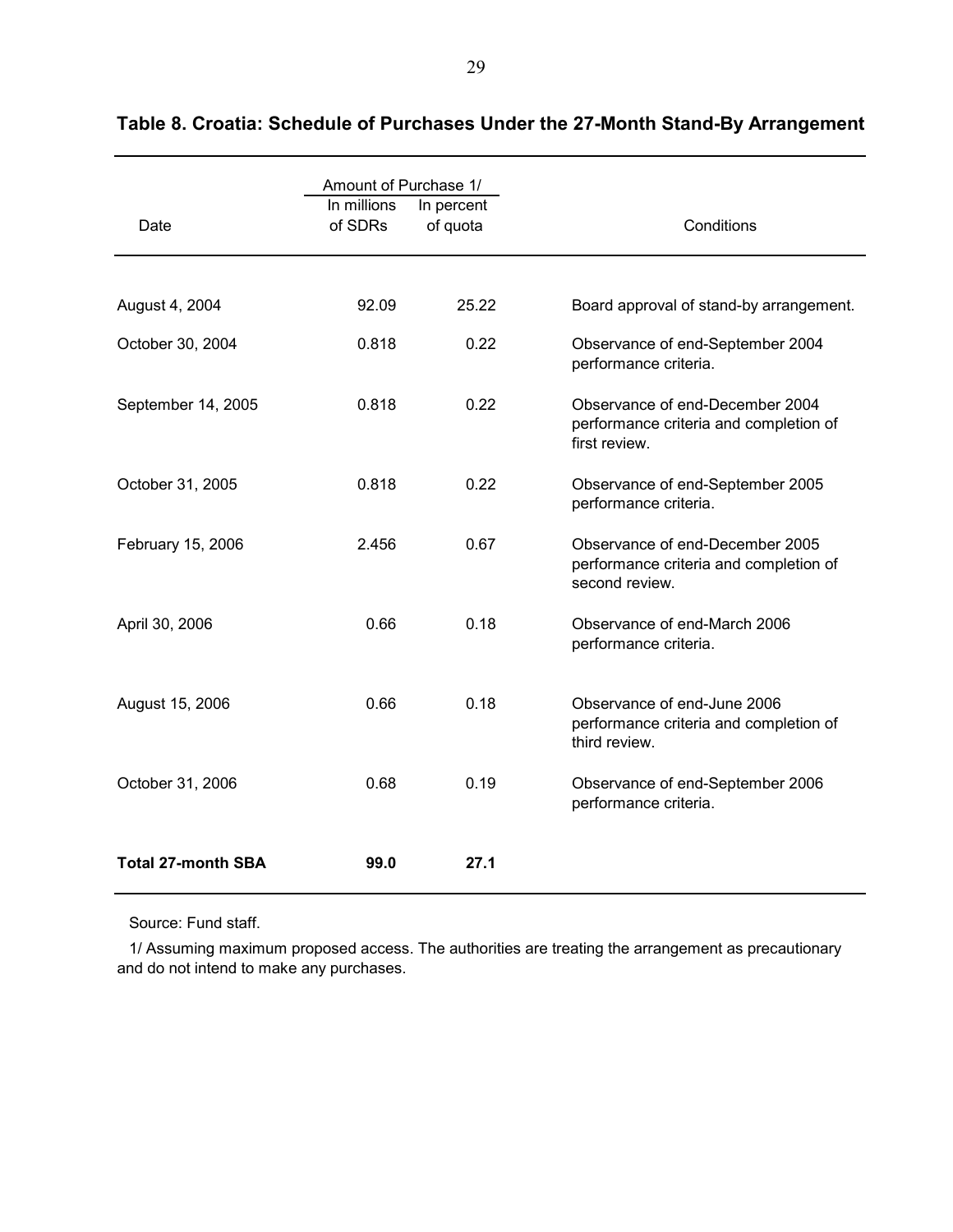## Table 8. Croatia: Schedule of Purchases Under the 27-Month Stand-By Arrangement

| Date | Amount of Purchase 1/ | | Conditions |
|---|---|---|---|
| | In millions of SDRs | In percent of quota | |
| August 4, 2004 | 92.09 | 25.22 | Board approval of stand-by arrangement. |
| October 30, 2004 | 0.818 | 0.22 | Observance of end-September 2004 performance criteria. |
| September 14, 2005 | 0.818 | 0.22 | Observance of end-December 2004 performance criteria and completion of first review. |
| October 31, 2005 | 0.818 | 0.22 | Observance of end-September 2005 performance criteria. |
| February 15, 2006 | 2.456 | 0.67 | Observance of end-December 2005 performance criteria and completion of second review. |
| April 30, 2006 | 0.66 | 0.18 | Observance of end-March 2006 performance criteria. |
| August 15, 2006 | 0.66 | 0.18 | Observance of end-June 2006 performance criteria and completion of third review. |
| October 31, 2006 | 0.68 | 0.19 | Observance of end-September 2006 performance criteria. |
| **Total 27-month SBA** | **99.0** | **27.1** | |

Source: Fund staff.

1/ Assuming maximum proposed access. The authorities are treating the arrangement as precautionary and do not intend to make any purchases.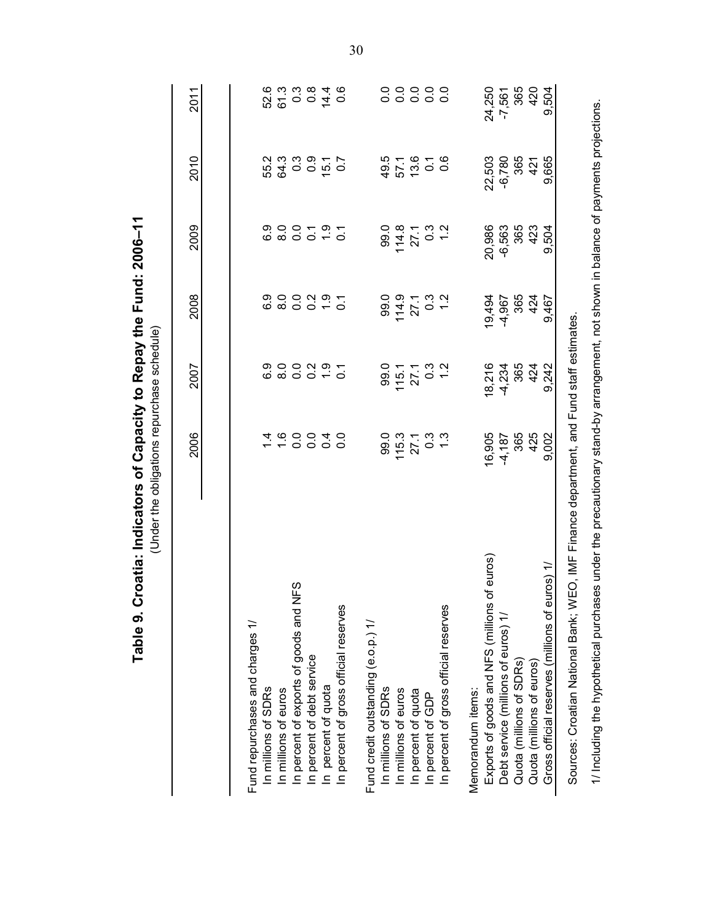# Table 9. Croatia: Indicators of Capacity to Repay the Fund: 2006–11

(Under the obligations repurchase schedule)

| | 2006 | 2007 | 2008 | 2009 | 2010 | 2011 |
|---|---|---|---|---|---|---|
| Fund repurchases and charges 1/ | | | | | | |
| In millions of SDRs | 1.4 | 6.9 | 6.9 | 6.9 | 55.2 | 52.6 |
| In millions of euros | 1.6 | 8.0 | 8.0 | 8.0 | 64.3 | 61.3 |
| In percent of exports of goods and NFS | 0.0 | 0.0 | 0.0 | 0.0 | 0.3 | 0.3 |
| In percent of debt service | 0.0 | 0.2 | 0.2 | 0.1 | 0.9 | 0.8 |
| In percent of quota | 0.4 | 1.9 | 1.9 | 1.9 | 15.1 | 14.4 |
| In percent of gross official reserves | 0.0 | 0.1 | 0.1 | 0.1 | 0.7 | 0.6 |
| Fund credit outstanding (e.o.p.) 1/ | | | | | | |
| In millions of SDRs | 99.0 | 99.0 | 99.0 | 99.0 | 49.5 | 0.0 |
| In millions of euros | 115.3 | 115.1 | 114.9 | 114.8 | 57.1 | 0.0 |
| In percent of quota | 27.1 | 27.1 | 27.1 | 27.1 | 13.6 | 0.0 |
| In percent of GDP | 0.3 | 0.3 | 0.3 | 0.3 | 0.1 | 0.0 |
| In percent of gross official reserves | 1.3 | 1.2 | 1.2 | 1.2 | 0.6 | 0.0 |
| Memorandum items: | | | | | | |
| Exports of goods and NFS (millions of euros) | 16,905 | 18,216 | 19,494 | 20,986 | 22,503 | 24,250 |
| Debt service (millions of euros) 1/ | -4,187 | -4,234 | -4,967 | -6,563 | -6,780 | -7,561 |
| Quota (millions of SDRs) | 365 | 365 | 365 | 365 | 365 | 365 |
| Quota (millions of euros) | 425 | 424 | 424 | 423 | 421 | 420 |
| Gross official reserves (millions of euros) 1/ | 9,002 | 9,242 | 9,467 | 9,504 | 9,665 | 9,504 |

Sources: Croatian National Bank; WEO, IMF Finance department, and Fund staff estimates.

1/ Including the hypothetical purchases under the precautionary stand-by arrangement, not shown in balance of payments projections.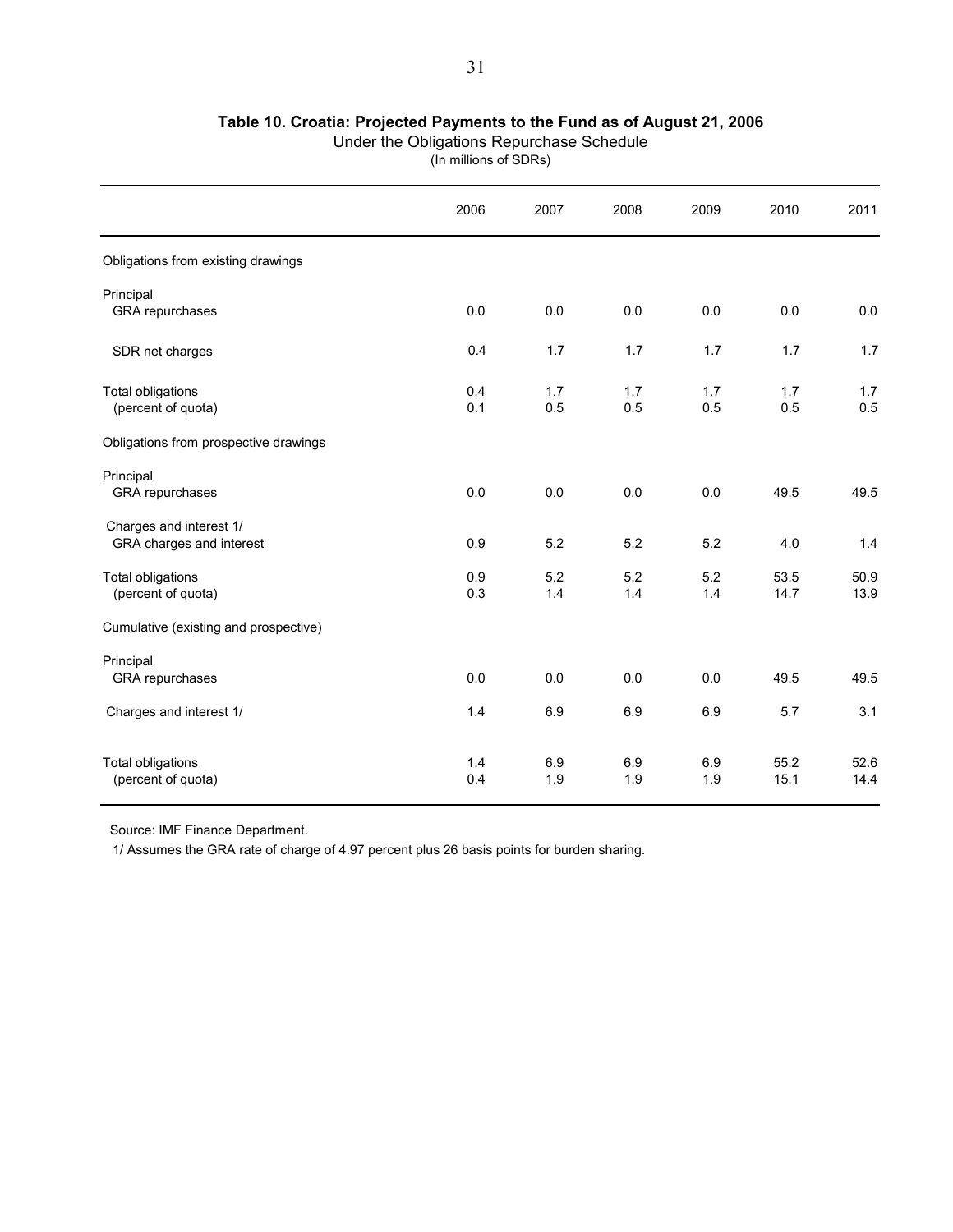**Table 10. Croatia: Projected Payments to the Fund as of August 21, 2006**

Under the Obligations Repurchase Schedule

(In millions of SDRs)

| | 2006 | 2007 | 2008 | 2009 | 2010 | 2011 |
|---|---|---|---|---|---|---|
| Obligations from existing drawings | | | | | | |
| Principal | | | | | | |
| GRA repurchases | 0.0 | 0.0 | 0.0 | 0.0 | 0.0 | 0.0 |
| SDR net charges | 0.4 | 1.7 | 1.7 | 1.7 | 1.7 | 1.7 |
| Total obligations | 0.4 | 1.7 | 1.7 | 1.7 | 1.7 | 1.7 |
| (percent of quota) | 0.1 | 0.5 | 0.5 | 0.5 | 0.5 | 0.5 |
| Obligations from prospective drawings | | | | | | |
| Principal | | | | | | |
| GRA repurchases | 0.0 | 0.0 | 0.0 | 0.0 | 49.5 | 49.5 |
| Charges and interest 1/ | | | | | | |
| GRA charges and interest | 0.9 | 5.2 | 5.2 | 5.2 | 4.0 | 1.4 |
| Total obligations | 0.9 | 5.2 | 5.2 | 5.2 | 53.5 | 50.9 |
| (percent of quota) | 0.3 | 1.4 | 1.4 | 1.4 | 14.7 | 13.9 |
| Cumulative (existing and prospective) | | | | | | |
| Principal | | | | | | |
| GRA repurchases | 0.0 | 0.0 | 0.0 | 0.0 | 49.5 | 49.5 |
| Charges and interest 1/ | 1.4 | 6.9 | 6.9 | 6.9 | 5.7 | 3.1 |
| Total obligations | 1.4 | 6.9 | 6.9 | 6.9 | 55.2 | 52.6 |
| (percent of quota) | 0.4 | 1.9 | 1.9 | 1.9 | 15.1 | 14.4 |

Source: IMF Finance Department.

1/ Assumes the GRA rate of charge of 4.97 percent plus 26 basis points for burden sharing.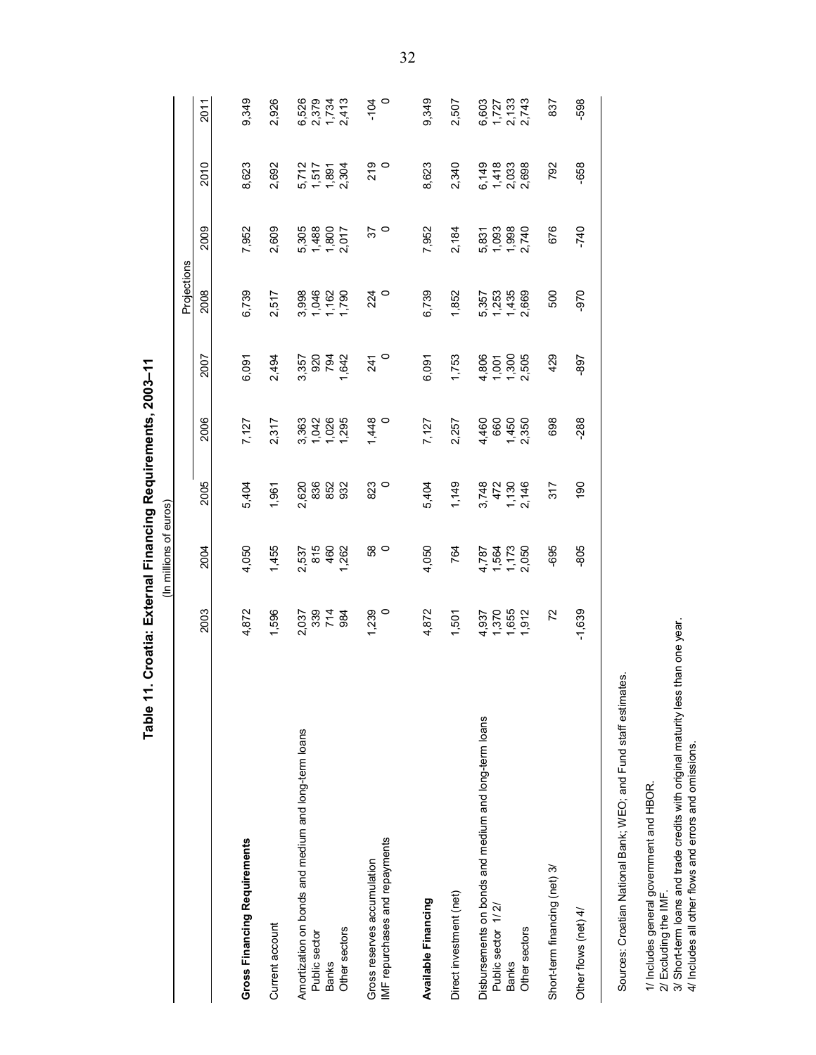# Table 11. Croatia: External Financing Requirements, 2003–11

(In millions of euros)

| | 2003 | 2004 | 2005 | 2006 | 2007 | Projections 2008 | 2009 | 2010 | 2011 |
|---|---|---|---|---|---|---|---|---|---|
| **Gross Financing Requirements** | 4,872 | 4,050 | 5,404 | 7,127 | 6,091 | 6,739 | 7,952 | 8,623 | 9,349 |
| Current account | 1,596 | 1,455 | 1,961 | 2,317 | 2,494 | 2,517 | 2,609 | 2,692 | 2,926 |
| Amortization on bonds and medium and long-term loans | 2,037 | 2,537 | 2,620 | 3,363 | 3,357 | 3,998 | 5,305 | 5,712 | 6,526 |
| Public sector | 339 | 815 | 836 | 1,042 | 920 | 1,046 | 1,488 | 1,517 | 2,379 |
| Banks | 714 | 460 | 852 | 1,026 | 794 | 1,162 | 1,800 | 1,891 | 1,734 |
| Other sectors | 984 | 1,262 | 932 | 1,295 | 1,642 | 1,790 | 2,017 | 2,304 | 2,413 |
| Gross reserves accumulation | 1,239 | 58 | 823 | 1,448 | 241 | 224 | 37 | 219 | -104 |
| IMF repurchases and repayments | 0 | 0 | 0 | 0 | 0 | 0 | 0 | 0 | 0 |
| **Available Financing** | 4,872 | 4,050 | 5,404 | 7,127 | 6,091 | 6,739 | 7,952 | 8,623 | 9,349 |
| Direct investment (net) | 1,501 | 764 | 1,149 | 2,257 | 1,753 | 1,852 | 2,184 | 2,340 | 2,507 |
| Disbursements on bonds and medium and long-term loans | 4,937 | 4,787 | 3,748 | 4,460 | 4,806 | 5,357 | 5,831 | 6,149 | 6,603 |
| Public sector 1/ 2/ | 1,370 | 1,564 | 472 | 660 | 1,001 | 1,253 | 1,093 | 1,418 | 1,727 |
| Banks | 1,655 | 1,173 | 1,130 | 1,450 | 1,300 | 1,435 | 1,998 | 2,033 | 2,133 |
| Other sectors | 1,912 | 2,050 | 2,146 | 2,350 | 2,505 | 2,669 | 2,740 | 2,698 | 2,743 |
| Short-term financing (net) 3/ | 72 | -695 | 317 | 698 | 429 | 500 | 676 | 792 | 837 |
| Other flows (net) 4/ | -1,639 | -805 | 190 | -288 | -897 | -970 | -740 | -658 | -598 |

Sources: Croatian National Bank; WEO; and Fund staff estimates.

1/ Includes general government and HBOR.
2/ Excluding the IMF.
3/ Short-term loans and trade credits with original maturity less than one year.
4/ Includes all other flows and errors and omissions.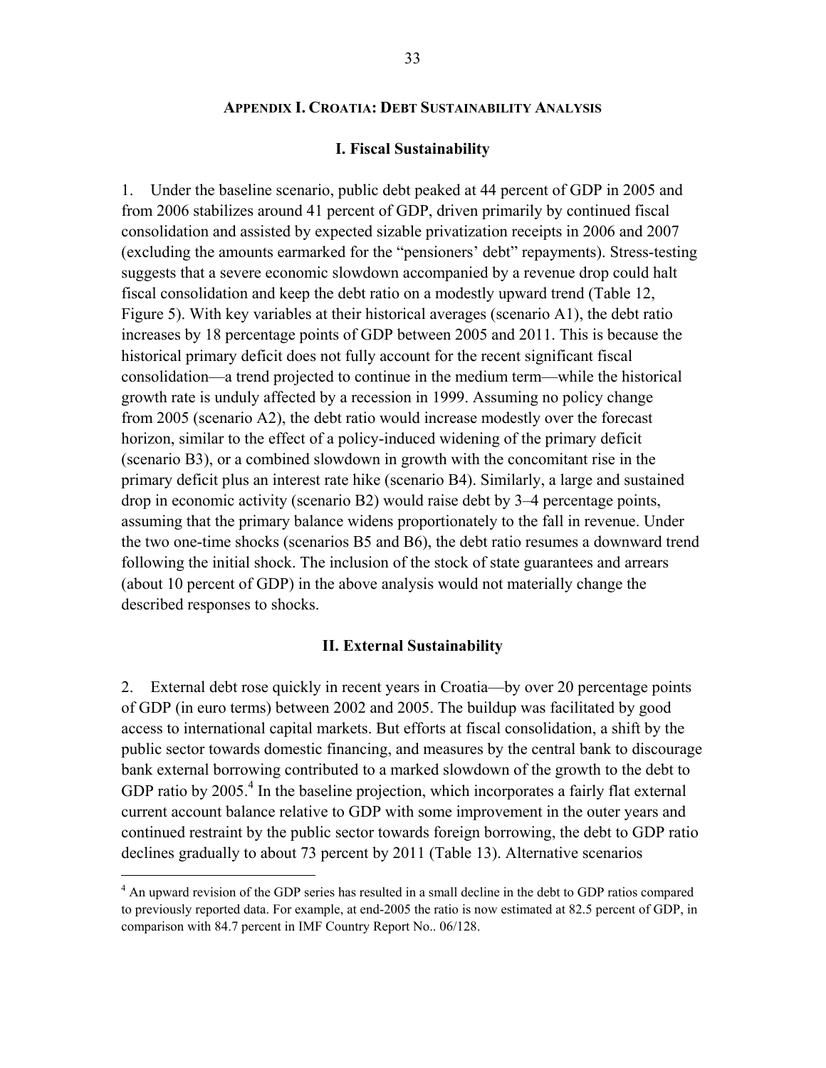## Appendix I. Croatia: Debt Sustainability Analysis

### I. Fiscal Sustainability

1. Under the baseline scenario, public debt peaked at 44 percent of GDP in 2005 and from 2006 stabilizes around 41 percent of GDP, driven primarily by continued fiscal consolidation and assisted by expected sizable privatization receipts in 2006 and 2007 (excluding the amounts earmarked for the "pensioners' debt" repayments). Stress-testing suggests that a severe economic slowdown accompanied by a revenue drop could halt fiscal consolidation and keep the debt ratio on a modestly upward trend (Table 12, Figure 5). With key variables at their historical averages (scenario A1), the debt ratio increases by 18 percentage points of GDP between 2005 and 2011. This is because the historical primary deficit does not fully account for the recent significant fiscal consolidation—a trend projected to continue in the medium term—while the historical growth rate is unduly affected by a recession in 1999. Assuming no policy change from 2005 (scenario A2), the debt ratio would increase modestly over the forecast horizon, similar to the effect of a policy-induced widening of the primary deficit (scenario B3), or a combined slowdown in growth with the concomitant rise in the primary deficit plus an interest rate hike (scenario B4). Similarly, a large and sustained drop in economic activity (scenario B2) would raise debt by 3–4 percentage points, assuming that the primary balance widens proportionately to the fall in revenue. Under the two one-time shocks (scenarios B5 and B6), the debt ratio resumes a downward trend following the initial shock. The inclusion of the stock of state guarantees and arrears (about 10 percent of GDP) in the above analysis would not materially change the described responses to shocks.

### II. External Sustainability

2. External debt rose quickly in recent years in Croatia—by over 20 percentage points of GDP (in euro terms) between 2002 and 2005. The buildup was facilitated by good access to international capital markets. But efforts at fiscal consolidation, a shift by the public sector towards domestic financing, and measures by the central bank to discourage bank external borrowing contributed to a marked slowdown of the growth to the debt to GDP ratio by 2005.[4] In the baseline projection, which incorporates a fairly flat external current account balance relative to GDP with some improvement in the outer years and continued restraint by the public sector towards foreign borrowing, the debt to GDP ratio declines gradually to about 73 percent by 2011 (Table 13). Alternative scenarios

---

[4] An upward revision of the GDP series has resulted in a small decline in the debt to GDP ratios compared to previously reported data. For example, at end-2005 the ratio is now estimated at 82.5 percent of GDP, in comparison with 84.7 percent in IMF Country Report No.. 06/128.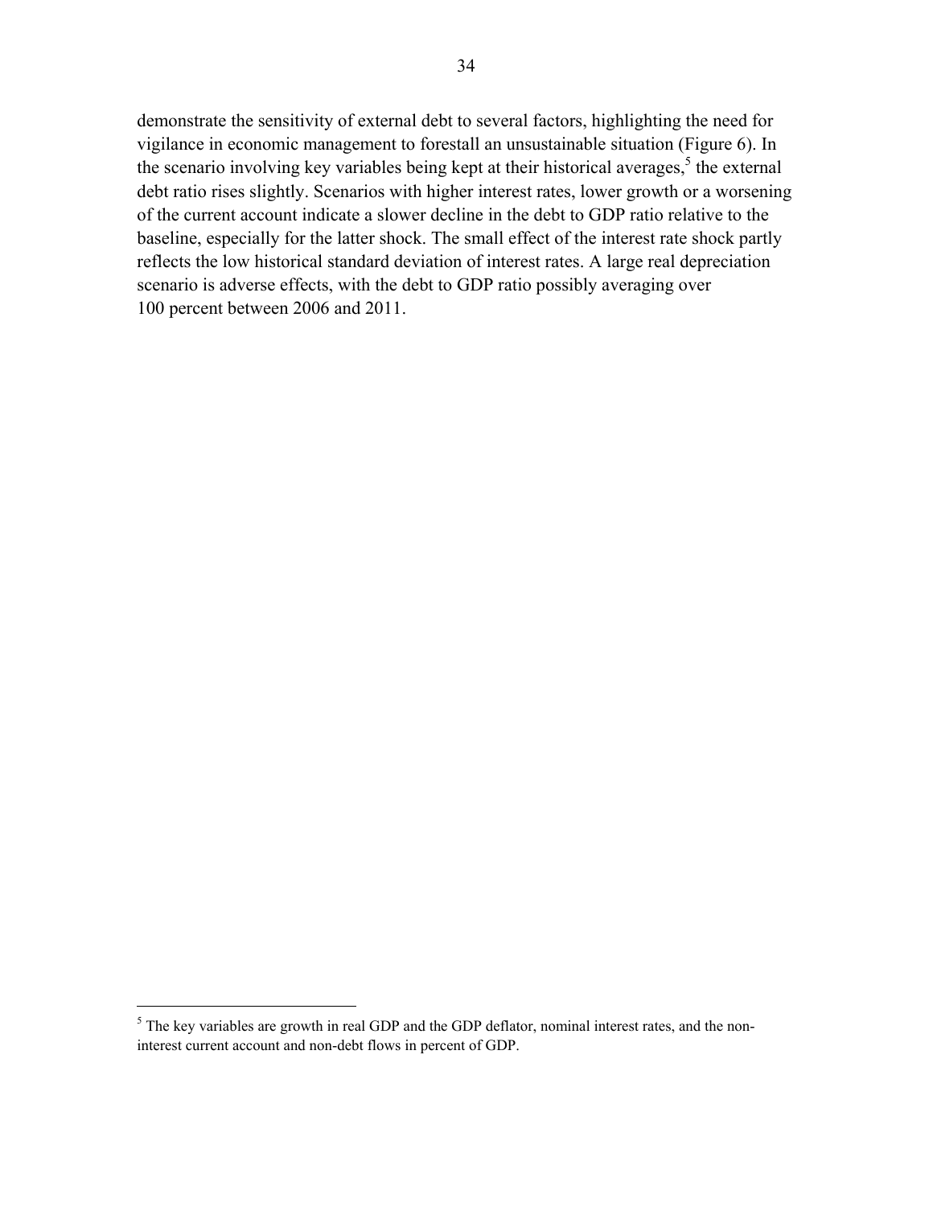demonstrate the sensitivity of external debt to several factors, highlighting the need for vigilance in economic management to forestall an unsustainable situation (Figure 6). In the scenario involving key variables being kept at their historical averages,[5] the external debt ratio rises slightly. Scenarios with higher interest rates, lower growth or a worsening of the current account indicate a slower decline in the debt to GDP ratio relative to the baseline, especially for the latter shock. The small effect of the interest rate shock partly reflects the low historical standard deviation of interest rates. A large real depreciation scenario is adverse effects, with the debt to GDP ratio possibly averaging over 100 percent between 2006 and 2011.

---

[5] The key variables are growth in real GDP and the GDP deflator, nominal interest rates, and the non-interest current account and non-debt flows in percent of GDP.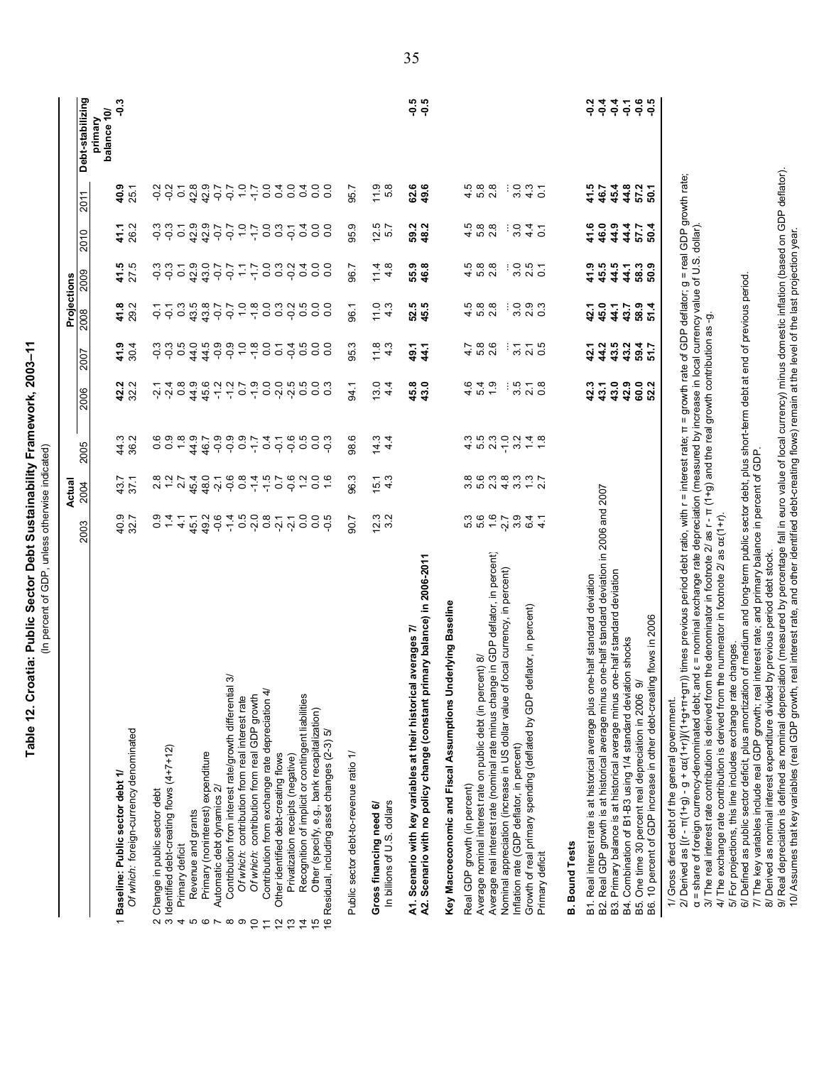# Table 12. Croatia: Public Sector Debt Sustainability Framework, 2003–11

(In percent of GDP, unless otherwise indicated)

| | Actual | | | Projections | | | | | | Debt-stabilizing primary balance 10/ |
|---|---|---|---|---|---|---|---|---|---|---|
| | 2003 | 2004 | 2005 | 2006 | 2007 | 2008 | 2009 | 2010 | 2011 | |
| 1 **Baseline: Public sector debt 1/** | 40.9 | 43.7 | 44.3 | **42.2** | **41.9** | **41.8** | **41.5** | **41.1** | **40.9** | **-0.3** |
| *Of which:* foreign-currency denominated | 32.7 | 37.1 | 36.2 | 32.2 | 30.4 | 29.2 | 27.5 | 26.2 | 25.1 | |
| 2 Change in public sector debt | 0.9 | 2.8 | 0.6 | -2.1 | -0.3 | -0.1 | -0.3 | -0.3 | -0.2 | |
| 3 Identified debt-creating flows (4+7+12) | 1.4 | 1.2 | 0.9 | -2.4 | -0.3 | -0.1 | -0.3 | -0.3 | -0.2 | |
| 4 Primary deficit | 4.1 | 2.7 | 1.8 | 0.8 | 0.5 | 0.3 | 0.1 | 0.1 | 0.1 | |
| 5 Revenue and grants | 45.1 | 45.4 | 44.9 | 44.9 | 44.0 | 43.5 | 42.9 | 42.9 | 42.8 | |
| 6 Primary (noninterest) expenditure | 49.2 | 48.0 | 46.7 | 45.6 | 44.5 | 43.8 | 43.0 | 42.9 | 42.9 | |
| 7 Automatic debt dynamics 2/ | -0.6 | -2.1 | -0.9 | -1.2 | -0.9 | -0.7 | -0.7 | -0.7 | -0.7 | |
| 8 Contribution from interest rate/growth differential 3/ | -1.4 | -0.6 | -0.9 | -1.2 | -0.9 | -0.7 | -0.7 | -0.7 | -0.7 | |
| 9 *Of which:* contribution from real interest rate | 0.5 | 0.8 | 0.9 | 0.7 | 1.0 | 1.0 | 1.1 | 1.0 | 1.0 | |
| 10 *Of which:* contribution from real GDP growth | -2.0 | -1.4 | -1.7 | -1.9 | -1.8 | -1.8 | -1.7 | -1.7 | -1.7 | |
| 11 Contribution from exchange rate depreciation 4/ | 0.8 | -1.5 | 0.4 | 0.0 | 0.0 | 0.0 | 0.0 | 0.0 | 0.0 | |
| 12 Other identified debt-creating flows | -2.1 | 0.7 | -0.1 | -2.0 | 0.1 | 0.3 | 0.3 | 0.3 | 0.4 | |
| 13 Privatization receipts (negative) | -2.1 | -0.6 | -0.6 | -2.5 | -0.4 | -0.2 | -0.2 | -0.1 | 0.0 | |
| 14 Recognition of implicit or contingent liabilities | 0.0 | 1.2 | 0.5 | 0.5 | 0.5 | 0.5 | 0.4 | 0.4 | 0.4 | |
| 15 Other (specify, e.g., bank recapitalization) | 0.0 | 0.0 | 0.0 | 0.0 | 0.0 | 0.0 | 0.0 | 0.0 | 0.0 | |
| 16 Residual, including asset changes (2-3) 5/ | -0.5 | 1.6 | -0.3 | 0.3 | 0.0 | 0.0 | 0.0 | 0.0 | 0.0 | |
| Public sector debt-to-revenue ratio 1/ | 90.7 | 96.3 | 98.6 | 94.1 | 95.3 | 96.1 | 96.7 | 95.9 | 95.7 | |
| **Gross financing need 6/** | 12.3 | 15.1 | 14.3 | 13.0 | 11.8 | 11.0 | 11.4 | 12.5 | 11.9 | |
| In billions of U.S. dollars | 3.2 | 4.3 | 4.4 | 4.4 | 4.3 | 4.3 | 4.8 | 5.7 | 5.8 | |
| **A1. Scenario with key variables at their historical averages 7/** | | | | **45.8** | **49.1** | **52.5** | **55.9** | **59.2** | **62.6** | **-0.5** |
| **A2. Scenario with no policy change (constant primary balance) in 2006-2011** | | | | **43.0** | **44.1** | **45.5** | **46.8** | **48.2** | **49.6** | **-0.5** |
| **Key Macroeconomic and Fiscal Assumptions Underlying Baseline** | | | | | | | | | | |
| Real GDP growth (in percent) | 5.3 | 3.8 | 4.3 | 4.6 | 4.7 | 4.5 | 4.5 | 4.5 | 4.5 | |
| Average nominal interest rate on public debt (in percent) 8/ | 5.6 | 5.6 | 5.5 | 5.4 | 5.8 | 5.8 | 5.8 | 5.8 | 5.8 | |
| Average real interest rate (nominal rate minus change in GDP deflator, in percent) | 1.6 | 2.3 | 2.3 | 1.9 | 2.6 | 2.8 | 2.8 | 2.8 | 2.8 | |
| Nominal appreciation (increase in US dollar value of local currency, in percent) | -2.7 | 4.8 | -1.0 | ... | ... | ... | ... | ... | ... | |
| Inflation rate (GDP deflator, in percent) | 3.9 | 3.3 | 3.2 | 3.5 | 3.1 | 3.0 | 3.0 | 3.0 | 3.0 | |
| Growth of real primary spending (deflated by GDP deflator, in percent) | 6.4 | 1.3 | 1.4 | 2.1 | 2.1 | 2.9 | 2.5 | 4.4 | 4.3 | |
| Primary deficit | 4.1 | 2.7 | 1.8 | 0.8 | 0.5 | 0.3 | 0.1 | 0.1 | 0.1 | |
| **B. Bound Tests** | | | | | | | | | | |
| B1. Real interest rate is at historical average plus one-half standard deviation | | | | **42.3** | **42.1** | **42.1** | **41.9** | **41.6** | **41.5** | **-0.2** |
| B2. Real GDP growth is at historical average minus one-half standard deviation in 2006 and 2007 | | | | **43.1** | **44.2** | **45.0** | **45.5** | **46.0** | **46.7** | **-0.4** |
| B3. Primary balance is at historical average minus one-half standard deviation | | | | **43.0** | **43.5** | **44.1** | **44.5** | **44.9** | **45.4** | **-0.4** |
| B4. Combination of B1-B3 using 1/4 standard deviation shocks | | | | **42.9** | **43.2** | **43.7** | **44.1** | **44.4** | **44.8** | **-0.1** |
| B5. One time 30 percent real depreciation in 2006 9/ | | | | **60.0** | **59.4** | **58.9** | **58.3** | **57.7** | **57.2** | **-0.6** |
| B6. 10 percent of GDP increase in other debt-creating flows in 2006 | | | | **52.2** | **51.7** | **51.4** | **50.9** | **50.4** | **50.1** | **-0.5** |

1/ Gross direct debt of the general government.

2/ Derived as $[(r - \pi(1+g) - g + \alpha\varepsilon(1+r)]/(1+g+\pi+g\pi))$ times previous period debt ratio, with r = interest rate; π = growth rate of GDP deflator; g = real GDP growth rate; α = share of foreign currency-denominated debt; and ε = nominal exchange rate depreciation (measured by increase in local currency value of U.S. dollar).

3/ The real interest rate contribution is derived from the denominator in footnote 2/ as $r - \pi(1+g)$ and the real growth contribution as $-g$.

4/ The exchange rate contribution is derived from the numerator in footnote 2/ as $\alpha\varepsilon(1+r)$.

5/ For projections, this line includes exchange rate changes.

6/ Defined as public sector deficit, plus amortization of medium and long-term public sector debt, plus short-term debt at end of previous period.

7/ The key variables include real GDP growth; real interest rate; and primary balance in percent of GDP.

8/ Derived as nominal interest expenditure divided by previous period debt stock.

9/ Real depreciation is defined as nominal depreciation (measured by percentage fall in euro value of local currency) minus domestic inflation (based on GDP deflator).

10/ Assumes that key variables (real GDP growth, real interest rate, and other identified debt-creating flows) remain at the level of the last projection year.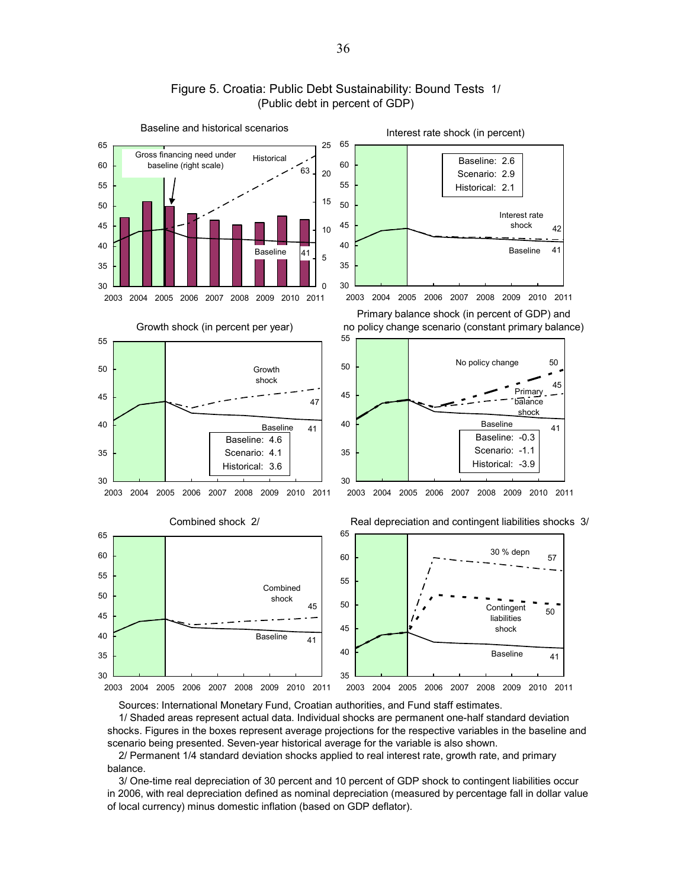# Figure 5. Croatia: Public Debt Sustainability: Bound Tests 1/

(Public debt in percent of GDP)

Baseline and historical scenarios

Gross financing need under baseline (right scale)

Historical 63

Baseline 41

Interest rate shock (in percent)

Baseline: 2.6
Scenario: 2.9
Historical: 2.1

Interest rate shock 42

Baseline 41

Growth shock (in percent per year)

Growth shock 47

Baseline 41

Baseline: 4.6
Scenario: 4.1
Historical: 3.6

Primary balance shock (in percent of GDP) and no policy change scenario (constant primary balance)

No policy change 50

Primary balance shock 45

Baseline 41

Baseline: -0.3
Scenario: -1.1
Historical: -3.9

Combined shock 2/

Combined shock 45

Baseline 41

Real depreciation and contingent liabilities shocks 3/

30 % depn 57

Contingent liabilities shock 50

Baseline 41

Sources: International Monetary Fund, Croatian authorities, and Fund staff estimates.

1/ Shaded areas represent actual data. Individual shocks are permanent one-half standard deviation shocks. Figures in the boxes represent average projections for the respective variables in the baseline and scenario being presented. Seven-year historical average for the variable is also shown.

2/ Permanent 1/4 standard deviation shocks applied to real interest rate, growth rate, and primary balance.

3/ One-time real depreciation of 30 percent and 10 percent of GDP shock to contingent liabilities occur in 2006, with real depreciation defined as nominal depreciation (measured by percentage fall in dollar value of local currency) minus domestic inflation (based on GDP deflator).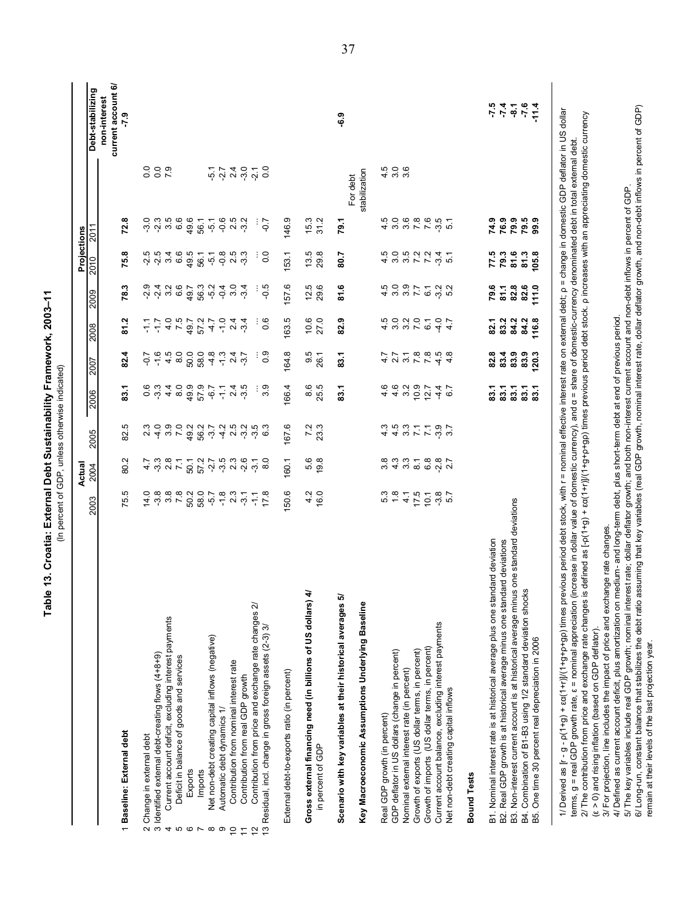# Table 13. Croatia: External Debt Sustainability Framework, 2003–11

(In percent of GDP, unless otherwise indicated)

| | Actual | | | Projections | | | | | | | Debt-stabilizing non-interest current account 6/ |
|---|---|---|---|---|---|---|---|---|---|---|---|
| | 2003 | 2004 | 2005 | 2006 | 2007 | 2008 | 2009 | 2010 | 2011 | | |
| **1 Baseline: External debt** | 75.5 | 80.2 | 82.5 | **83.1** | **82.4** | **81.2** | **78.3** | **75.8** | **72.8** | | **-7.9** |
| 2 Change in external debt | 14.0 | 4.7 | 2.3 | 0.6 | -0.7 | -1.1 | -2.9 | -2.5 | -3.0 | 0.0 | |
| 3 Identified external debt-creating flows (4+8+9) | -3.8 | -3.3 | -4.0 | -3.3 | -1.6 | -1.7 | -2.4 | -2.5 | -2.3 | 0.0 | |
| 4 Current account deficit, excluding interest payments | 3.8 | 2.8 | 3.9 | 4.4 | 4.5 | 4.0 | 3.2 | 3.4 | 3.5 | 7.9 | |
| 5 Deficit in balance of goods and services | 7.8 | 7.1 | 7.0 | 8.0 | 8.0 | 7.5 | 6.6 | 6.6 | 6.6 | | |
| 6 Exports | 50.2 | 50.1 | 49.2 | 49.9 | 50.0 | 49.7 | 49.7 | 49.5 | 49.6 | | |
| 7 Imports | 58.0 | 57.2 | 56.2 | 57.9 | 58.0 | 57.2 | 56.3 | 56.1 | 56.1 | | |
| 8 Net non-debt creating capital inflows (negative) | -5.7 | -2.7 | -3.7 | -6.7 | -4.8 | -4.7 | -5.2 | -5.1 | -5.1 | -5.1 | |
| 9 Automatic debt dynamics 1/ | -1.8 | -3.5 | -4.2 | -1.1 | -1.3 | -1.0 | -0.4 | -0.8 | -0.6 | -2.7 | |
| 10 Contribution from nominal interest rate | 2.3 | 2.3 | 2.5 | 2.4 | 2.4 | 2.4 | 3.0 | 2.5 | 2.5 | 2.4 | |
| 11 Contribution from real GDP growth | -3.1 | -2.6 | -3.2 | -3.5 | -3.7 | -3.4 | -3.4 | -3.3 | -3.2 | -3.0 | |
| 12 Contribution from price and exchange rate changes 2/ | -1.1 | -3.1 | -3.5 | ... | ... | ... | ... | ... | ... | -2.1 | |
| 13 Residual, incl. change in gross foreign assets (2-3) 3/ | 17.8 | 8.0 | 6.3 | 3.9 | 0.9 | 0.6 | -0.5 | 0.0 | -0.7 | 0.0 | |
| External debt-to-exports ratio (in percent) | 150.6 | 160.1 | 167.6 | 166.4 | 164.8 | 163.5 | 157.6 | 153.1 | 146.9 | | |
| **Gross external financing need (in billions of US dollars) 4/** | 4.2 | 5.6 | 7.2 | 8.6 | 9.5 | 10.6 | 12.5 | 13.5 | 15.3 | | |
| in percent of GDP | 16.0 | 19.8 | 23.3 | 25.5 | 26.1 | 27.0 | 29.6 | 29.8 | 31.2 | | |
| **Scenario with key variables at their historical averages 5/** | | | | **83.1** | **83.1** | **82.9** | **81.6** | **80.7** | **79.1** | For debt stabilization | **-6.9** |
| **Key Macroeconomic Assumptions Underlying Baseline** | | | | | | | | | | | |
| Real GDP growth (in percent) | 5.3 | 3.8 | 4.3 | 4.6 | 4.7 | 4.5 | 4.5 | 4.5 | 4.5 | 4.5 | |
| GDP deflator in US dollars (change in percent) | 1.8 | 4.3 | 4.5 | 4.6 | 2.7 | 3.0 | 3.0 | 3.0 | 3.0 | 3.0 | |
| Nominal external interest rate (in percent) | 4.1 | 3.3 | 3.3 | 3.2 | 3.1 | 3.2 | 3.9 | 3.5 | 3.6 | 3.6 | |
| Growth of exports (US dollar terms, in percent) | 17.5 | 8.1 | 7.1 | 10.9 | 7.8 | 7.0 | 7.7 | 7.2 | 7.8 | | |
| Growth of imports (US dollar terms, in percent) | 10.1 | 6.8 | 7.1 | 12.7 | 7.8 | 6.1 | 6.1 | 7.2 | 7.6 | | |
| Current account balance, excluding interest payments | -3.8 | -2.8 | -3.9 | -4.4 | -4.5 | -4.0 | -3.2 | -3.4 | -3.5 | | |
| Net non-debt creating capital inflows | 5.7 | 2.7 | 3.7 | 6.7 | 4.8 | 4.7 | 5.2 | 5.1 | 5.1 | | |
| **Bound Tests** | | | | | | | | | | | |
| B1. Nominal interest rate is at historical average plus one standard deviation | | | | **83.1** | **82.8** | **82.1** | **79.6** | **77.5** | **74.9** | | **-7.5** |
| B2. Real GDP growth is at historical average minus one standard deviations | | | | **83.1** | **83.4** | **83.2** | **81.1** | **79.3** | **76.9** | | **-7.4** |
| B3. Non-interest current account is at historical average minus one standard deviations | | | | **83.1** | **83.9** | **84.2** | **82.8** | **81.6** | **79.9** | | **-8.1** |
| B4. Combination of B1-B3 using 1/2 standard deviation shocks | | | | **83.1** | **83.9** | **84.2** | **82.6** | **81.3** | **79.5** | | **-7.6** |
| B5. One time 30 percent real depreciation in 2006 | | | | **83.1** | **120.3** | **116.8** | **111.0** | **105.8** | **99.9** | | **-11.4** |

1/ Derived as [r - g - ρ(1+g) + εα(1+r)]/(1+g+ρ+gρ) times previous period debt stock, with r = nominal effective interest rate on external debt; ρ = change in domestic GDP deflator in US dollar terms, g = real GDP growth rate, ε = nominal appreciation (increase in dollar value of domestic currency), and α = share of domestic-currency denominated debt in total external debt.

2/ The contribution from price and exchange rate changes is defined as [-ρ(1+g) + εα(1+r)]/(1+g+ρ+gρ) times previous period debt stock. ρ increases with an appreciating domestic currency (ε > 0) and rising inflation (based on GDP deflator).

3/ For projection, line includes the impact of price and exchange rate changes.

4/ Defined as current account deficit, plus amortization on medium- and long-term debt, plus short-term debt at end of previous period.

5/ The key variables include real GDP growth; nominal interest rate; dollar deflator growth; and both non-interest current account and non-debt inflows in percent of GDP.

6/ Long-run, constant balance that stabilizes the debt ratio assuming that key variables (real GDP growth, nominal interest rate, dollar deflator growth, and non-debt inflows in percent of GDP) remain at their levels of the last projection year.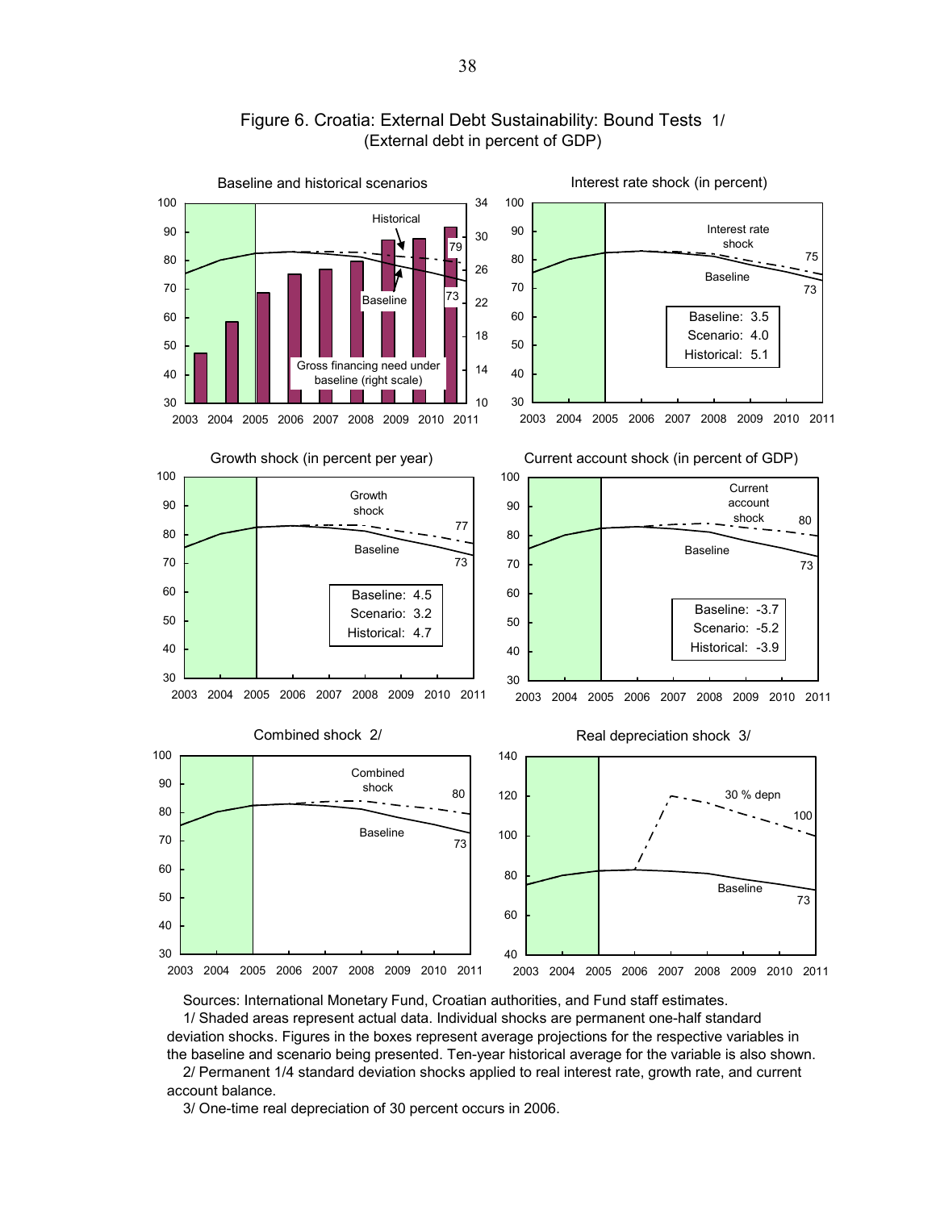# Figure 6. Croatia: External Debt Sustainability: Bound Tests 1/
(External debt in percent of GDP)

Baseline and historical scenarios

Interest rate shock (in percent)

| | |
|---|---|
| Baseline: | 3.5 |
| Scenario: | 4.0 |
| Historical: | 5.1 |

Growth shock (in percent per year)

| | |
|---|---|
| Baseline: | 4.5 |
| Scenario: | 3.2 |
| Historical: | 4.7 |

Current account shock (in percent of GDP)

| | |
|---|---|
| Baseline: | -3.7 |
| Scenario: | -5.2 |
| Historical: | -3.9 |

Combined shock 2/

Real depreciation shock 3/

Sources: International Monetary Fund, Croatian authorities, and Fund staff estimates.

1/ Shaded areas represent actual data. Individual shocks are permanent one-half standard deviation shocks. Figures in the boxes represent average projections for the respective variables in the baseline and scenario being presented. Ten-year historical average for the variable is also shown.

2/ Permanent 1/4 standard deviation shocks applied to real interest rate, growth rate, and current account balance.

3/ One-time real depreciation of 30 percent occurs in 2006.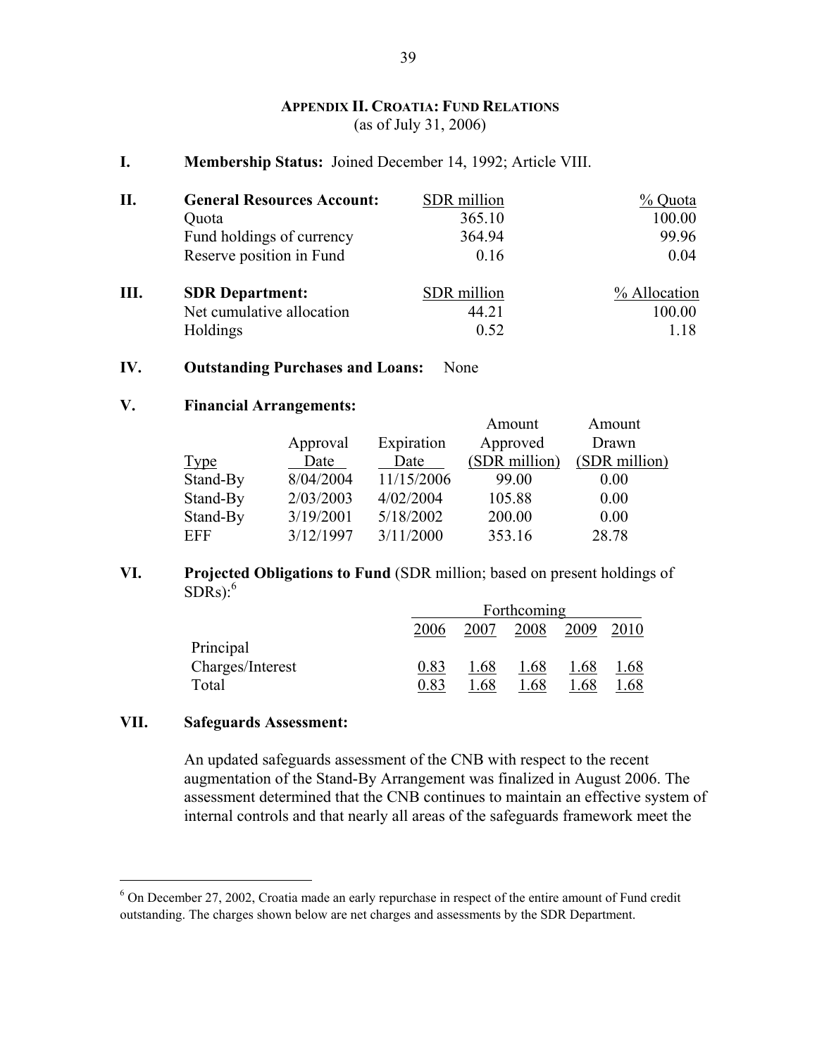## APPENDIX II. CROATIA: FUND RELATIONS
(as of July 31, 2006)

**I. Membership Status:** Joined December 14, 1992; Article VIII.

| **II. General Resources Account:** | SDR million | % Quota |
|---|---|---|
| Quota | 365.10 | 100.00 |
| Fund holdings of currency | 364.94 | 99.96 |
| Reserve position in Fund | 0.16 | 0.04 |

| **III. SDR Department:** | SDR million | % Allocation |
|---|---|---|
| Net cumulative allocation | 44.21 | 100.00 |
| Holdings | 0.52 | 1.18 |

**IV. Outstanding Purchases and Loans:** None

**V. Financial Arrangements:**

| Type | Approval Date | Expiration Date | Amount Approved (SDR million) | Amount Drawn (SDR million) |
|---|---|---|---|---|
| Stand-By | 8/04/2004 | 11/15/2006 | 99.00 | 0.00 |
| Stand-By | 2/03/2003 | 4/02/2004 | 105.88 | 0.00 |
| Stand-By | 3/19/2001 | 5/18/2002 | 200.00 | 0.00 |
| EFF | 3/12/1997 | 3/11/2000 | 353.16 | 28.78 |

**VI. Projected Obligations to Fund** (SDR million; based on present holdings of SDRs):[6]

| | Forthcoming | | | | |
|---|---|---|---|---|---|
| | 2006 | 2007 | 2008 | 2009 | 2010 |
| Principal | | | | | |
| Charges/Interest | 0.83 | 1.68 | 1.68 | 1.68 | 1.68 |
| Total | 0.83 | 1.68 | 1.68 | 1.68 | 1.68 |

**VII. Safeguards Assessment:**

An updated safeguards assessment of the CNB with respect to the recent augmentation of the Stand-By Arrangement was finalized in August 2006. The assessment determined that the CNB continues to maintain an effective system of internal controls and that nearly all areas of the safeguards framework meet the

[6] On December 27, 2002, Croatia made an early repurchase in respect of the entire amount of Fund credit outstanding. The charges shown below are net charges and assessments by the SDR Department.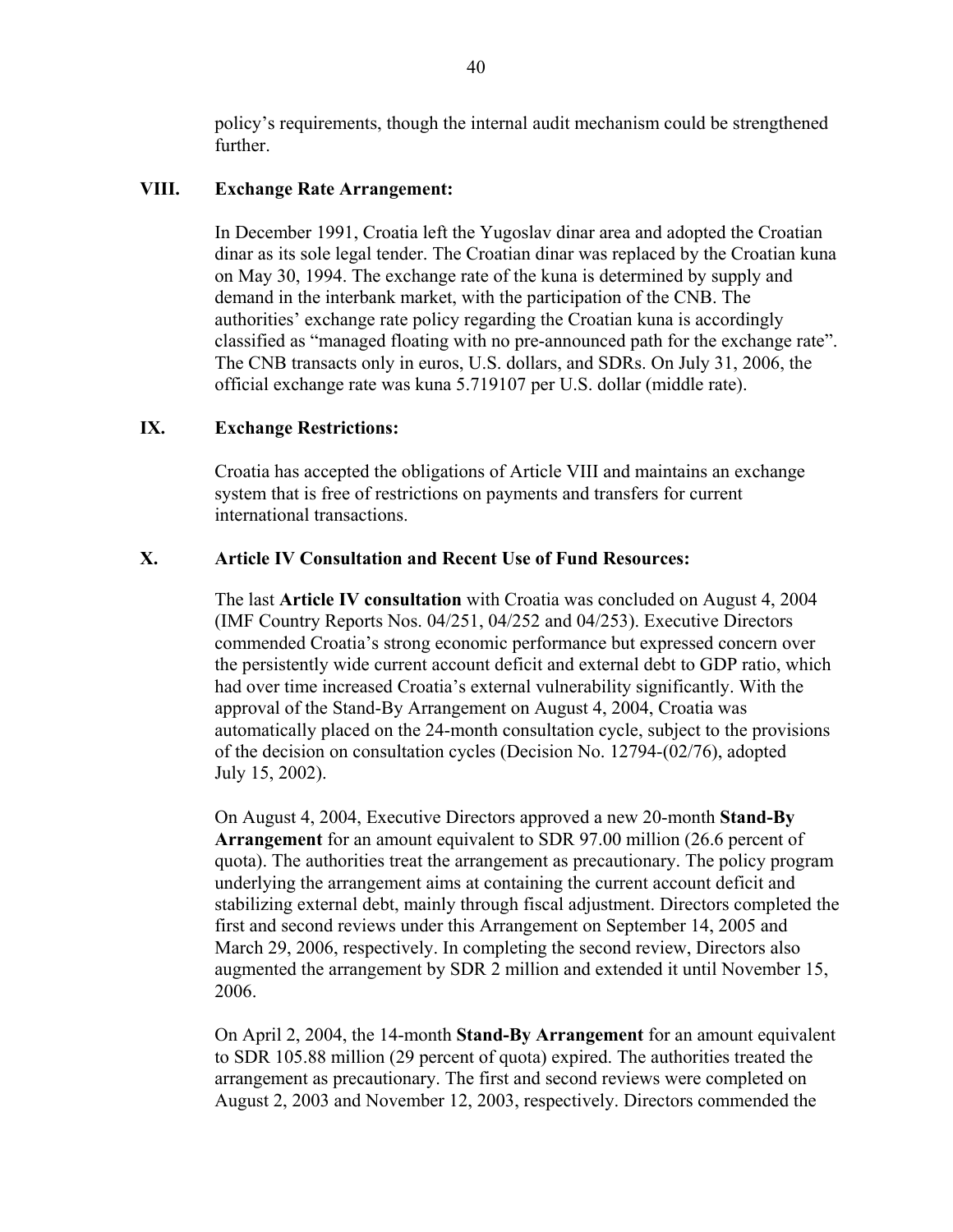policy's requirements, though the internal audit mechanism could be strengthened further.

## VIII. Exchange Rate Arrangement:

In December 1991, Croatia left the Yugoslav dinar area and adopted the Croatian dinar as its sole legal tender. The Croatian dinar was replaced by the Croatian kuna on May 30, 1994. The exchange rate of the kuna is determined by supply and demand in the interbank market, with the participation of the CNB. The authorities' exchange rate policy regarding the Croatian kuna is accordingly classified as "managed floating with no pre-announced path for the exchange rate". The CNB transacts only in euros, U.S. dollars, and SDRs. On July 31, 2006, the official exchange rate was kuna 5.719107 per U.S. dollar (middle rate).

## IX. Exchange Restrictions:

Croatia has accepted the obligations of Article VIII and maintains an exchange system that is free of restrictions on payments and transfers for current international transactions.

## X. Article IV Consultation and Recent Use of Fund Resources:

The last **Article IV consultation** with Croatia was concluded on August 4, 2004 (IMF Country Reports Nos. 04/251, 04/252 and 04/253). Executive Directors commended Croatia's strong economic performance but expressed concern over the persistently wide current account deficit and external debt to GDP ratio, which had over time increased Croatia's external vulnerability significantly. With the approval of the Stand-By Arrangement on August 4, 2004, Croatia was automatically placed on the 24-month consultation cycle, subject to the provisions of the decision on consultation cycles (Decision No. 12794-(02/76), adopted July 15, 2002).

On August 4, 2004, Executive Directors approved a new 20-month **Stand-By Arrangement** for an amount equivalent to SDR 97.00 million (26.6 percent of quota). The authorities treat the arrangement as precautionary. The policy program underlying the arrangement aims at containing the current account deficit and stabilizing external debt, mainly through fiscal adjustment. Directors completed the first and second reviews under this Arrangement on September 14, 2005 and March 29, 2006, respectively. In completing the second review, Directors also augmented the arrangement by SDR 2 million and extended it until November 15, 2006.

On April 2, 2004, the 14-month **Stand-By Arrangement** for an amount equivalent to SDR 105.88 million (29 percent of quota) expired. The authorities treated the arrangement as precautionary. The first and second reviews were completed on August 2, 2003 and November 12, 2003, respectively. Directors commended the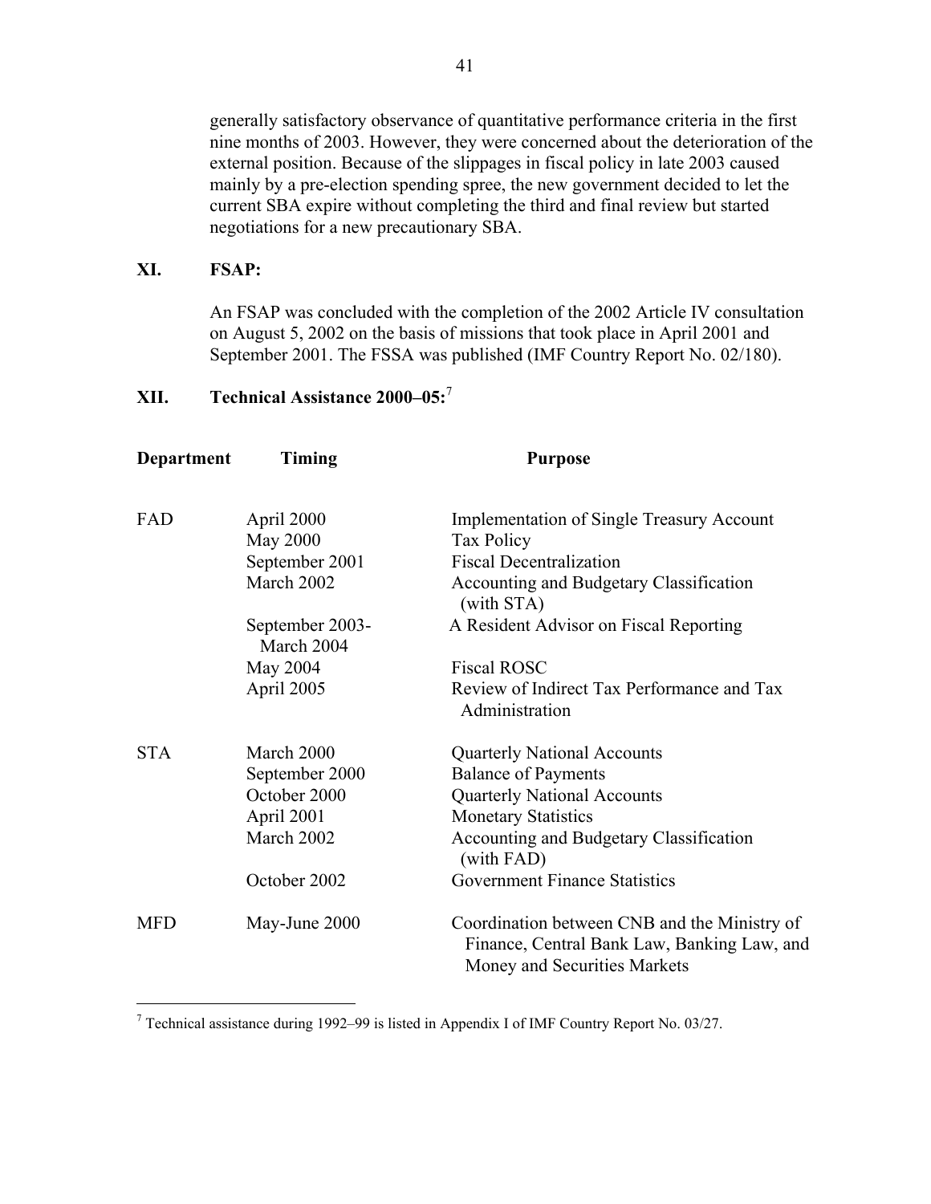generally satisfactory observance of quantitative performance criteria in the first nine months of 2003. However, they were concerned about the deterioration of the external position. Because of the slippages in fiscal policy in late 2003 caused mainly by a pre-election spending spree, the new government decided to let the current SBA expire without completing the third and final review but started negotiations for a new precautionary SBA.

**XI. FSAP:**

An FSAP was concluded with the completion of the 2002 Article IV consultation on August 5, 2002 on the basis of missions that took place in April 2001 and September 2001. The FSSA was published (IMF Country Report No. 02/180).

**XII. Technical Assistance 2000–05:**[7]

| Department | Timing | Purpose |
|---|---|---|
| FAD | April 2000 | Implementation of Single Treasury Account |
| | May 2000 | Tax Policy |
| | September 2001 | Fiscal Decentralization |
| | March 2002 | Accounting and Budgetary Classification (with STA) |
| | September 2003-March 2004 | A Resident Advisor on Fiscal Reporting |
| | May 2004 | Fiscal ROSC |
| | April 2005 | Review of Indirect Tax Performance and Tax Administration |
| STA | March 2000 | Quarterly National Accounts |
| | September 2000 | Balance of Payments |
| | October 2000 | Quarterly National Accounts |
| | April 2001 | Monetary Statistics |
| | March 2002 | Accounting and Budgetary Classification (with FAD) |
| | October 2002 | Government Finance Statistics |
| MFD | May-June 2000 | Coordination between CNB and the Ministry of Finance, Central Bank Law, Banking Law, and Money and Securities Markets |

[7] Technical assistance during 1992–99 is listed in Appendix I of IMF Country Report No. 03/27.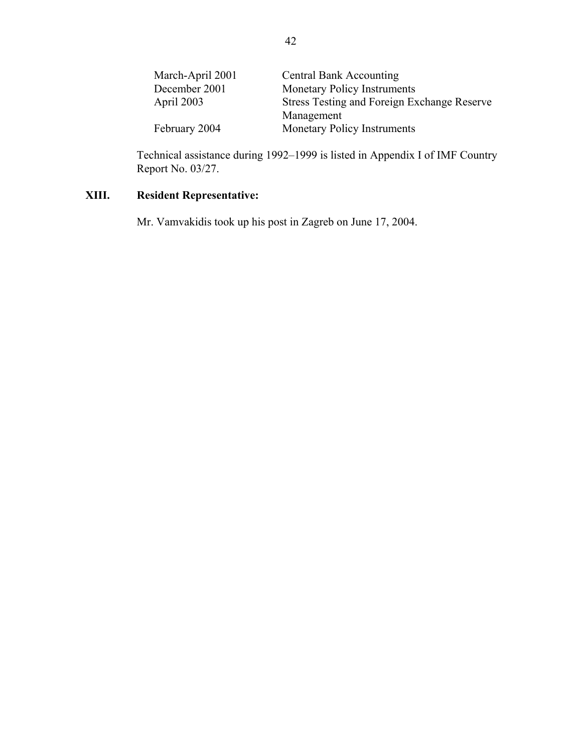| | |
|---|---|
| March-April 2001 | Central Bank Accounting |
| December 2001 | Monetary Policy Instruments |
| April 2003 | Stress Testing and Foreign Exchange Reserve Management |
| February 2004 | Monetary Policy Instruments |

Technical assistance during 1992–1999 is listed in Appendix I of IMF Country Report No. 03/27.

## XIII. Resident Representative:

Mr. Vamvakidis took up his post in Zagreb on June 17, 2004.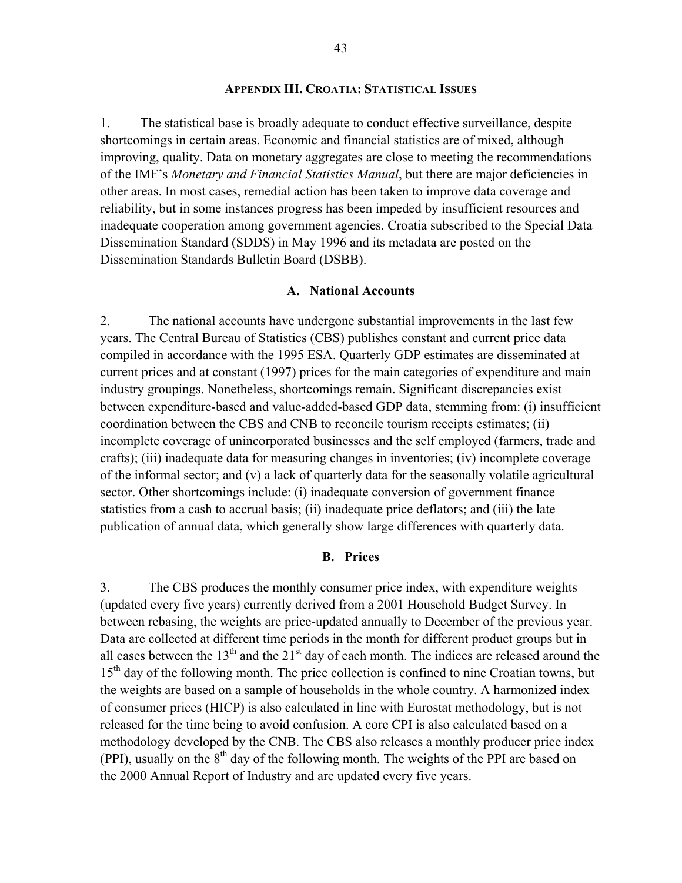## APPENDIX III. CROATIA: STATISTICAL ISSUES

1. The statistical base is broadly adequate to conduct effective surveillance, despite shortcomings in certain areas. Economic and financial statistics are of mixed, although improving, quality. Data on monetary aggregates are close to meeting the recommendations of the IMF's *Monetary and Financial Statistics Manual*, but there are major deficiencies in other areas. In most cases, remedial action has been taken to improve data coverage and reliability, but in some instances progress has been impeded by insufficient resources and inadequate cooperation among government agencies. Croatia subscribed to the Special Data Dissemination Standard (SDDS) in May 1996 and its metadata are posted on the Dissemination Standards Bulletin Board (DSBB).

### A. National Accounts

2. The national accounts have undergone substantial improvements in the last few years. The Central Bureau of Statistics (CBS) publishes constant and current price data compiled in accordance with the 1995 ESA. Quarterly GDP estimates are disseminated at current prices and at constant (1997) prices for the main categories of expenditure and main industry groupings. Nonetheless, shortcomings remain. Significant discrepancies exist between expenditure-based and value-added-based GDP data, stemming from: (i) insufficient coordination between the CBS and CNB to reconcile tourism receipts estimates; (ii) incomplete coverage of unincorporated businesses and the self employed (farmers, trade and crafts); (iii) inadequate data for measuring changes in inventories; (iv) incomplete coverage of the informal sector; and (v) a lack of quarterly data for the seasonally volatile agricultural sector. Other shortcomings include: (i) inadequate conversion of government finance statistics from a cash to accrual basis; (ii) inadequate price deflators; and (iii) the late publication of annual data, which generally show large differences with quarterly data.

### B. Prices

3. The CBS produces the monthly consumer price index, with expenditure weights (updated every five years) currently derived from a 2001 Household Budget Survey. In between rebasing, the weights are price-updated annually to December of the previous year. Data are collected at different time periods in the month for different product groups but in all cases between the 13th and the 21st day of each month. The indices are released around the 15th day of the following month. The price collection is confined to nine Croatian towns, but the weights are based on a sample of households in the whole country. A harmonized index of consumer prices (HICP) is also calculated in line with Eurostat methodology, but is not released for the time being to avoid confusion. A core CPI is also calculated based on a methodology developed by the CNB. The CBS also releases a monthly producer price index (PPI), usually on the 8th day of the following month. The weights of the PPI are based on the 2000 Annual Report of Industry and are updated every five years.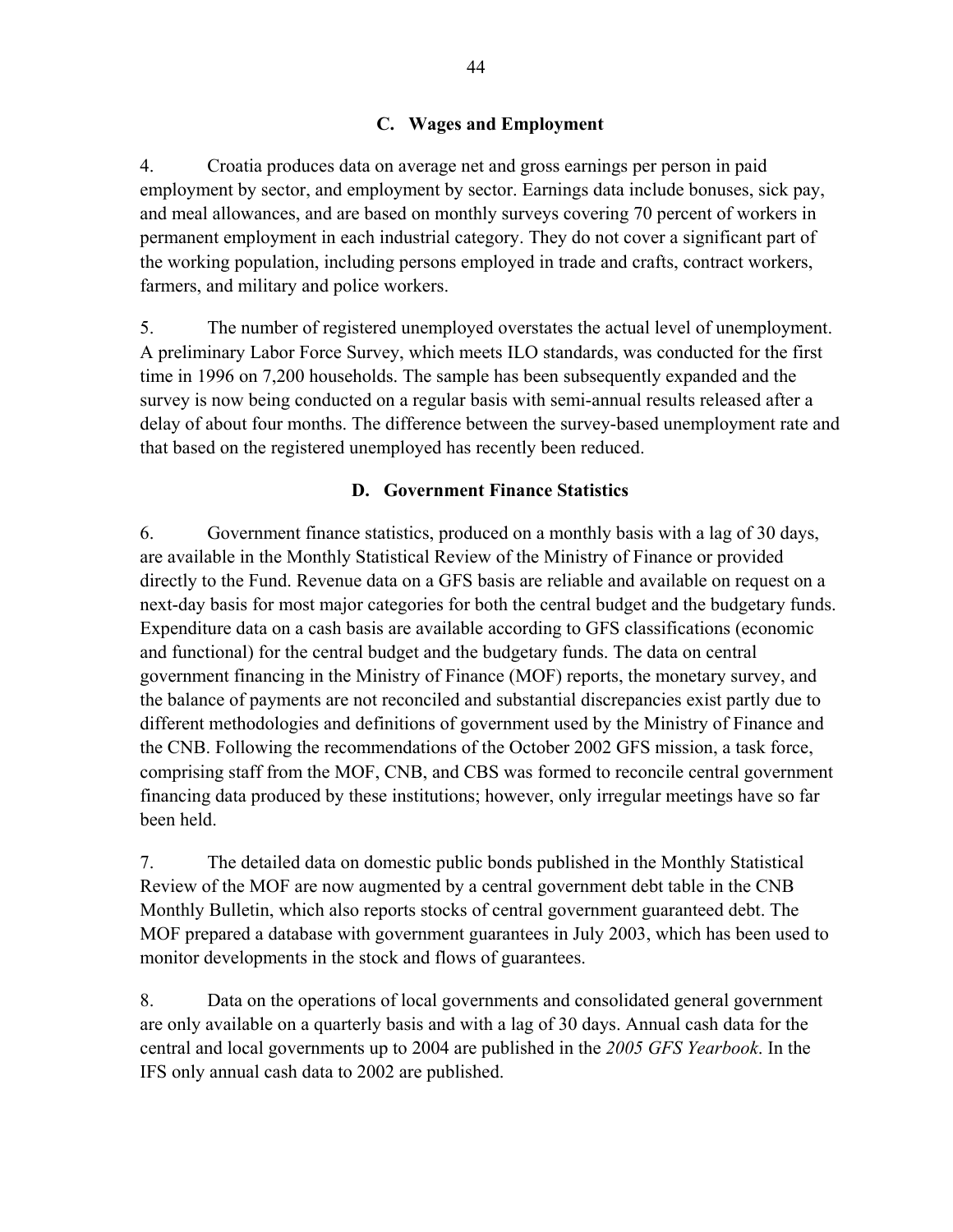### C. Wages and Employment

4. Croatia produces data on average net and gross earnings per person in paid employment by sector, and employment by sector. Earnings data include bonuses, sick pay, and meal allowances, and are based on monthly surveys covering 70 percent of workers in permanent employment in each industrial category. They do not cover a significant part of the working population, including persons employed in trade and crafts, contract workers, farmers, and military and police workers.

5. The number of registered unemployed overstates the actual level of unemployment. A preliminary Labor Force Survey, which meets ILO standards, was conducted for the first time in 1996 on 7,200 households. The sample has been subsequently expanded and the survey is now being conducted on a regular basis with semi-annual results released after a delay of about four months. The difference between the survey-based unemployment rate and that based on the registered unemployed has recently been reduced.

### D. Government Finance Statistics

6. Government finance statistics, produced on a monthly basis with a lag of 30 days, are available in the Monthly Statistical Review of the Ministry of Finance or provided directly to the Fund. Revenue data on a GFS basis are reliable and available on request on a next-day basis for most major categories for both the central budget and the budgetary funds. Expenditure data on a cash basis are available according to GFS classifications (economic and functional) for the central budget and the budgetary funds. The data on central government financing in the Ministry of Finance (MOF) reports, the monetary survey, and the balance of payments are not reconciled and substantial discrepancies exist partly due to different methodologies and definitions of government used by the Ministry of Finance and the CNB. Following the recommendations of the October 2002 GFS mission, a task force, comprising staff from the MOF, CNB, and CBS was formed to reconcile central government financing data produced by these institutions; however, only irregular meetings have so far been held.

7. The detailed data on domestic public bonds published in the Monthly Statistical Review of the MOF are now augmented by a central government debt table in the CNB Monthly Bulletin, which also reports stocks of central government guaranteed debt. The MOF prepared a database with government guarantees in July 2003, which has been used to monitor developments in the stock and flows of guarantees.

8. Data on the operations of local governments and consolidated general government are only available on a quarterly basis and with a lag of 30 days. Annual cash data for the central and local governments up to 2004 are published in the *2005 GFS Yearbook*. In the IFS only annual cash data to 2002 are published.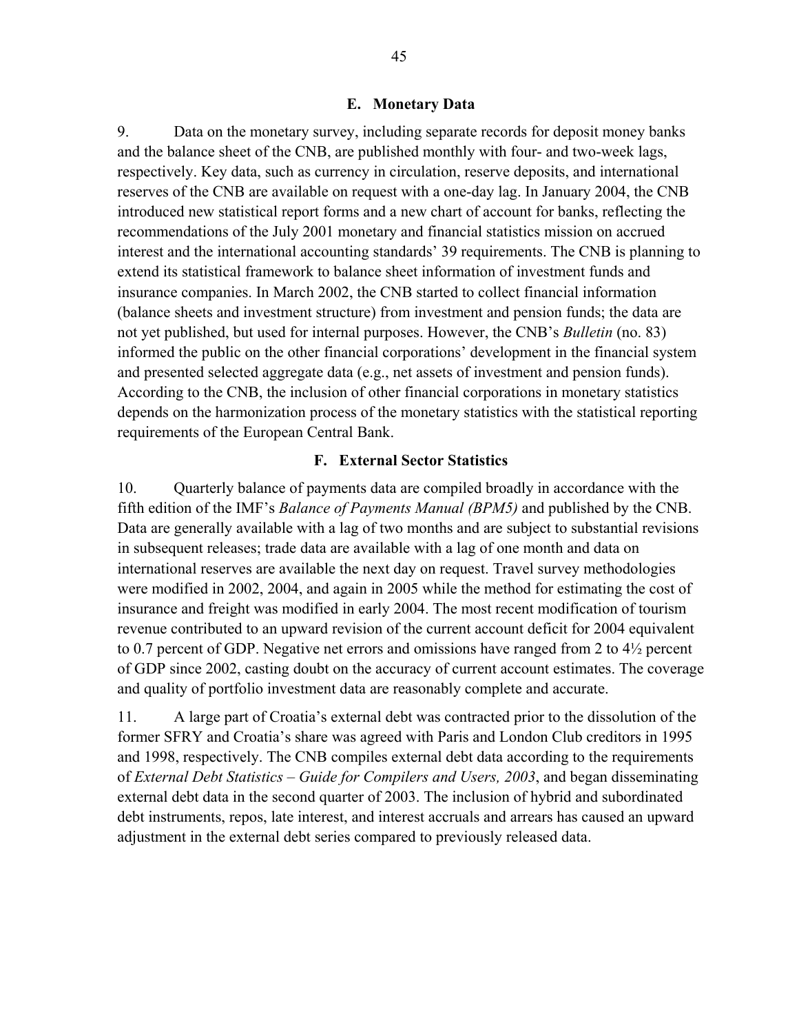### E. Monetary Data

9. Data on the monetary survey, including separate records for deposit money banks and the balance sheet of the CNB, are published monthly with four- and two-week lags, respectively. Key data, such as currency in circulation, reserve deposits, and international reserves of the CNB are available on request with a one-day lag. In January 2004, the CNB introduced new statistical report forms and a new chart of account for banks, reflecting the recommendations of the July 2001 monetary and financial statistics mission on accrued interest and the international accounting standards' 39 requirements. The CNB is planning to extend its statistical framework to balance sheet information of investment funds and insurance companies. In March 2002, the CNB started to collect financial information (balance sheets and investment structure) from investment and pension funds; the data are not yet published, but used for internal purposes. However, the CNB's *Bulletin* (no. 83) informed the public on the other financial corporations' development in the financial system and presented selected aggregate data (e.g., net assets of investment and pension funds). According to the CNB, the inclusion of other financial corporations in monetary statistics depends on the harmonization process of the monetary statistics with the statistical reporting requirements of the European Central Bank.

### F. External Sector Statistics

10. Quarterly balance of payments data are compiled broadly in accordance with the fifth edition of the IMF's *Balance of Payments Manual (BPM5)* and published by the CNB. Data are generally available with a lag of two months and are subject to substantial revisions in subsequent releases; trade data are available with a lag of one month and data on international reserves are available the next day on request. Travel survey methodologies were modified in 2002, 2004, and again in 2005 while the method for estimating the cost of insurance and freight was modified in early 2004. The most recent modification of tourism revenue contributed to an upward revision of the current account deficit for 2004 equivalent to 0.7 percent of GDP. Negative net errors and omissions have ranged from 2 to 4½ percent of GDP since 2002, casting doubt on the accuracy of current account estimates. The coverage and quality of portfolio investment data are reasonably complete and accurate.

11. A large part of Croatia's external debt was contracted prior to the dissolution of the former SFRY and Croatia's share was agreed with Paris and London Club creditors in 1995 and 1998, respectively. The CNB compiles external debt data according to the requirements of *External Debt Statistics – Guide for Compilers and Users, 2003*, and began disseminating external debt data in the second quarter of 2003. The inclusion of hybrid and subordinated debt instruments, repos, late interest, and interest accruals and arrears has caused an upward adjustment in the external debt series compared to previously released data.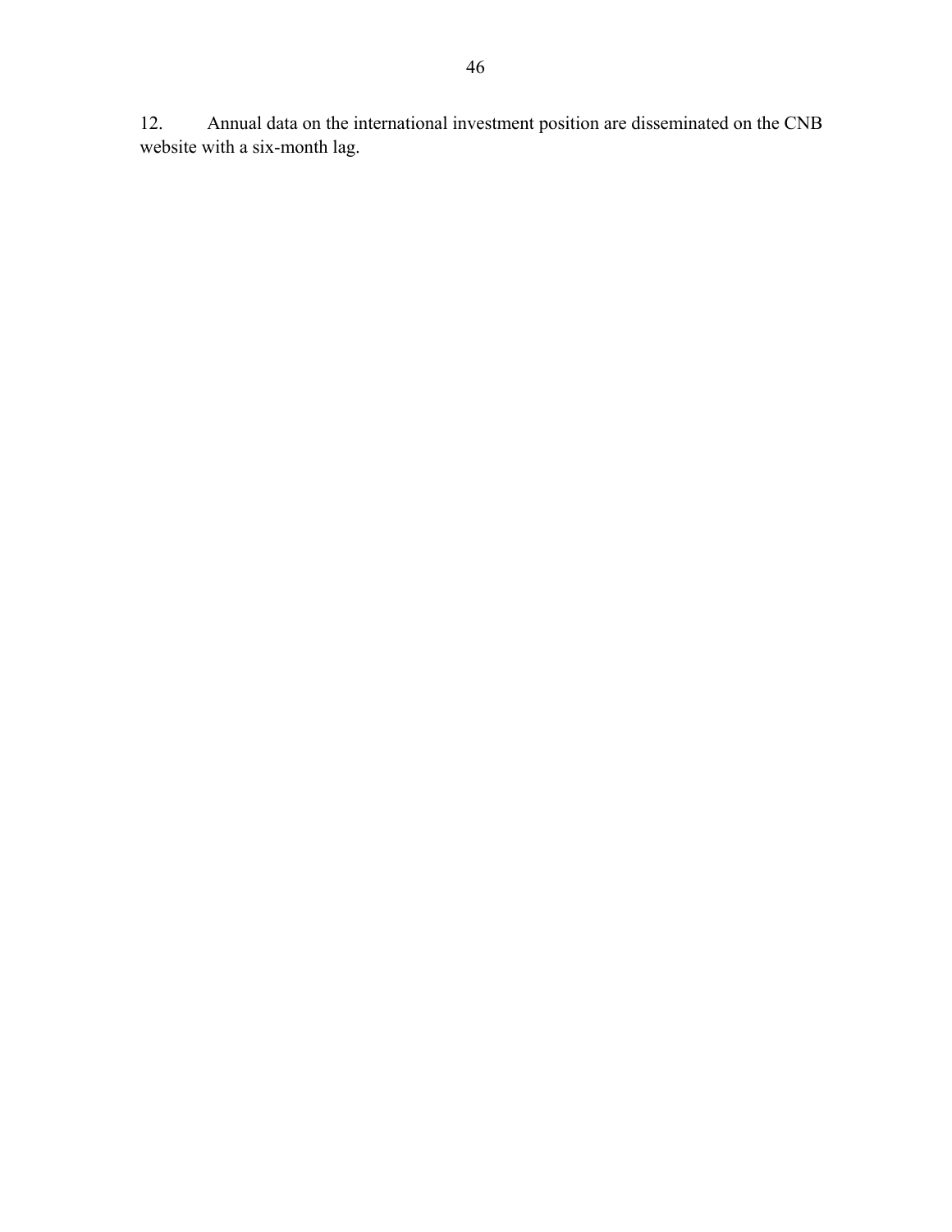12. Annual data on the international investment position are disseminated on the CNB website with a six-month lag.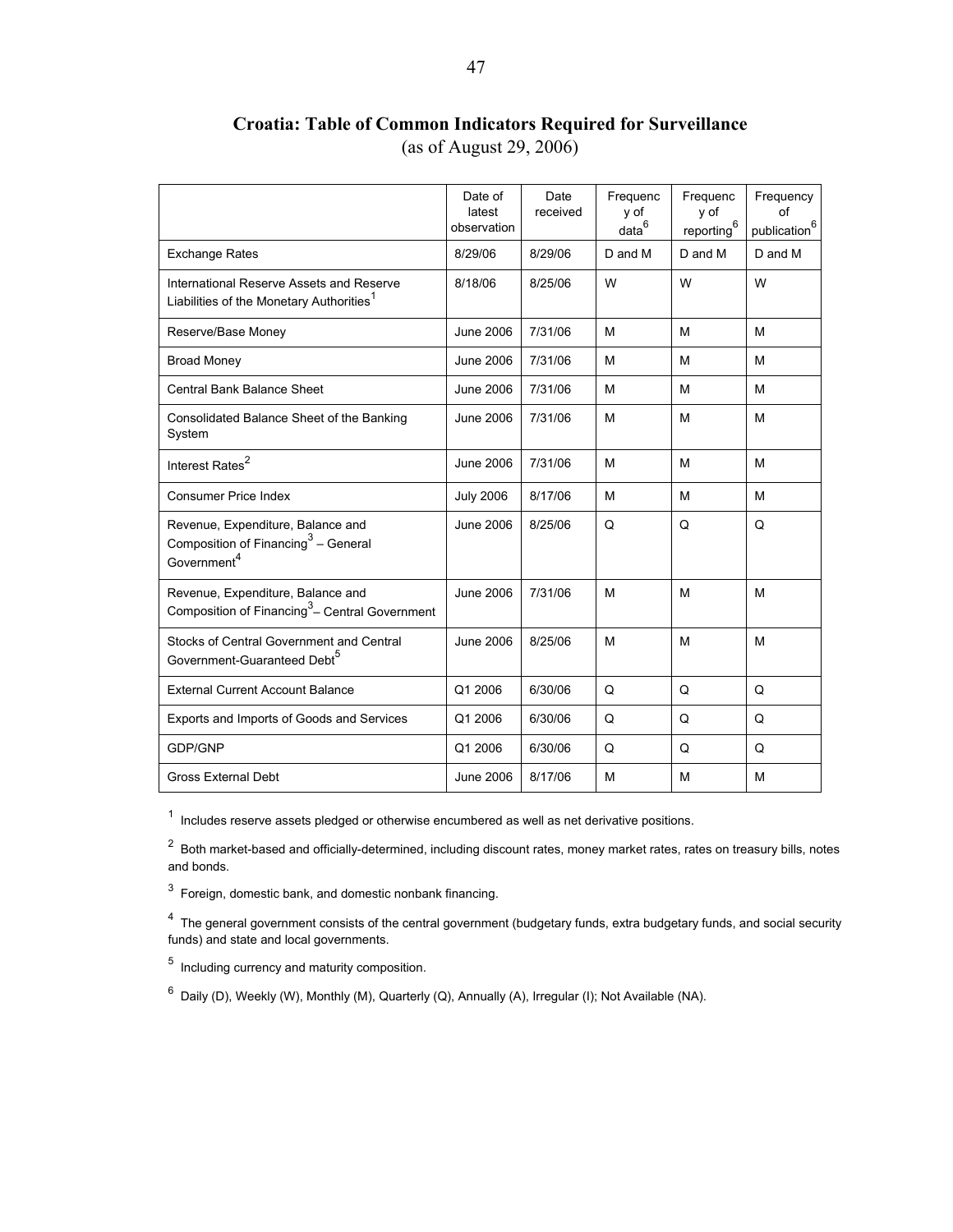## Croatia: Table of Common Indicators Required for Surveillance

(as of August 29, 2006)

| | Date of latest observation | Date received | Frequency of data[6] | Frequency of reporting[6] | Frequency of publication[6] |
|---|---|---|---|---|---|
| Exchange Rates | 8/29/06 | 8/29/06 | D and M | D and M | D and M |
| International Reserve Assets and Reserve Liabilities of the Monetary Authorities[1] | 8/18/06 | 8/25/06 | W | W | W |
| Reserve/Base Money | June 2006 | 7/31/06 | M | M | M |
| Broad Money | June 2006 | 7/31/06 | M | M | M |
| Central Bank Balance Sheet | June 2006 | 7/31/06 | M | M | M |
| Consolidated Balance Sheet of the Banking System | June 2006 | 7/31/06 | M | M | M |
| Interest Rates[2] | June 2006 | 7/31/06 | M | M | M |
| Consumer Price Index | July 2006 | 8/17/06 | M | M | M |
| Revenue, Expenditure, Balance and Composition of Financing[3] – General Government[4] | June 2006 | 8/25/06 | Q | Q | Q |
| Revenue, Expenditure, Balance and Composition of Financing[3] – Central Government | June 2006 | 7/31/06 | M | M | M |
| Stocks of Central Government and Central Government-Guaranteed Debt[5] | June 2006 | 8/25/06 | M | M | M |
| External Current Account Balance | Q1 2006 | 6/30/06 | Q | Q | Q |
| Exports and Imports of Goods and Services | Q1 2006 | 6/30/06 | Q | Q | Q |
| GDP/GNP | Q1 2006 | 6/30/06 | Q | Q | Q |
| Gross External Debt | June 2006 | 8/17/06 | M | M | M |

[1] Includes reserve assets pledged or otherwise encumbered as well as net derivative positions.

[2] Both market-based and officially-determined, including discount rates, money market rates, rates on treasury bills, notes and bonds.

[3] Foreign, domestic bank, and domestic nonbank financing.

[4] The general government consists of the central government (budgetary funds, extra budgetary funds, and social security funds) and state and local governments.

[5] Including currency and maturity composition.

[6] Daily (D), Weekly (W), Monthly (M), Quarterly (Q), Annually (A), Irregular (I); Not Available (NA).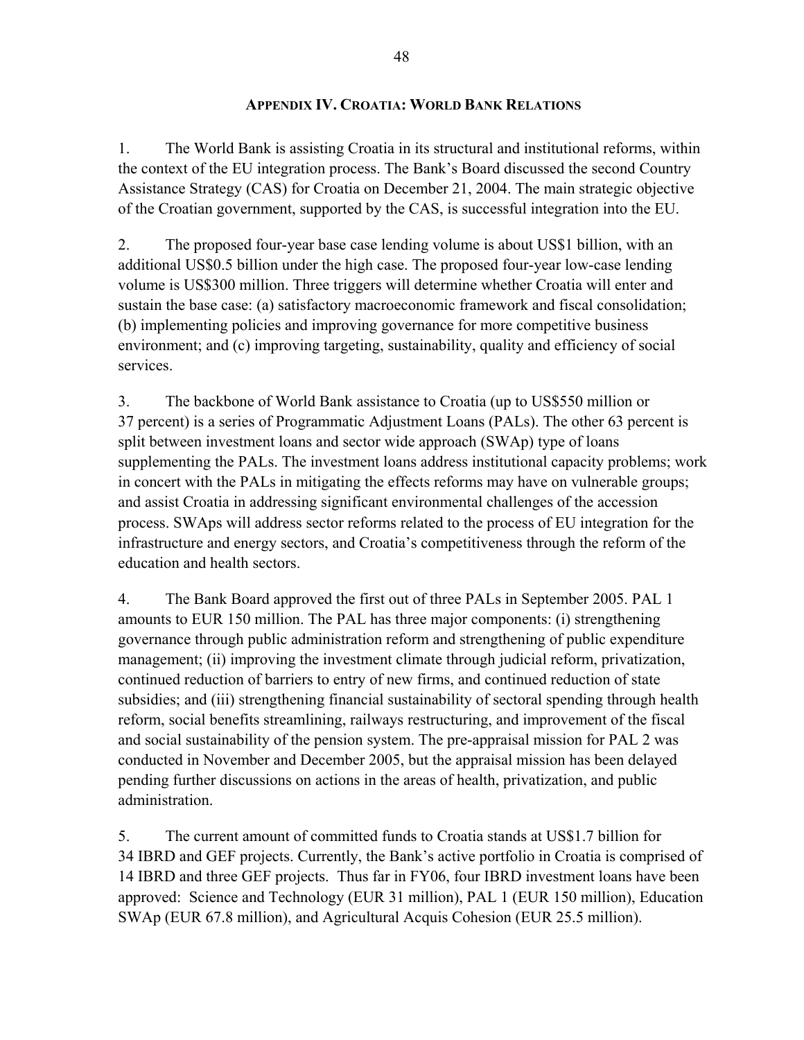## APPENDIX IV. CROATIA: WORLD BANK RELATIONS

1. The World Bank is assisting Croatia in its structural and institutional reforms, within the context of the EU integration process. The Bank's Board discussed the second Country Assistance Strategy (CAS) for Croatia on December 21, 2004. The main strategic objective of the Croatian government, supported by the CAS, is successful integration into the EU.

2. The proposed four-year base case lending volume is about US$1 billion, with an additional US$0.5 billion under the high case. The proposed four-year low-case lending volume is US$300 million. Three triggers will determine whether Croatia will enter and sustain the base case: (a) satisfactory macroeconomic framework and fiscal consolidation; (b) implementing policies and improving governance for more competitive business environment; and (c) improving targeting, sustainability, quality and efficiency of social services.

3. The backbone of World Bank assistance to Croatia (up to US$550 million or 37 percent) is a series of Programmatic Adjustment Loans (PALs). The other 63 percent is split between investment loans and sector wide approach (SWAp) type of loans supplementing the PALs. The investment loans address institutional capacity problems; work in concert with the PALs in mitigating the effects reforms may have on vulnerable groups; and assist Croatia in addressing significant environmental challenges of the accession process. SWAps will address sector reforms related to the process of EU integration for the infrastructure and energy sectors, and Croatia's competitiveness through the reform of the education and health sectors.

4. The Bank Board approved the first out of three PALs in September 2005. PAL 1 amounts to EUR 150 million. The PAL has three major components: (i) strengthening governance through public administration reform and strengthening of public expenditure management; (ii) improving the investment climate through judicial reform, privatization, continued reduction of barriers to entry of new firms, and continued reduction of state subsidies; and (iii) strengthening financial sustainability of sectoral spending through health reform, social benefits streamlining, railways restructuring, and improvement of the fiscal and social sustainability of the pension system. The pre-appraisal mission for PAL 2 was conducted in November and December 2005, but the appraisal mission has been delayed pending further discussions on actions in the areas of health, privatization, and public administration.

5. The current amount of committed funds to Croatia stands at US$1.7 billion for 34 IBRD and GEF projects. Currently, the Bank's active portfolio in Croatia is comprised of 14 IBRD and three GEF projects. Thus far in FY06, four IBRD investment loans have been approved: Science and Technology (EUR 31 million), PAL 1 (EUR 150 million), Education SWAp (EUR 67.8 million), and Agricultural Acquis Cohesion (EUR 25.5 million).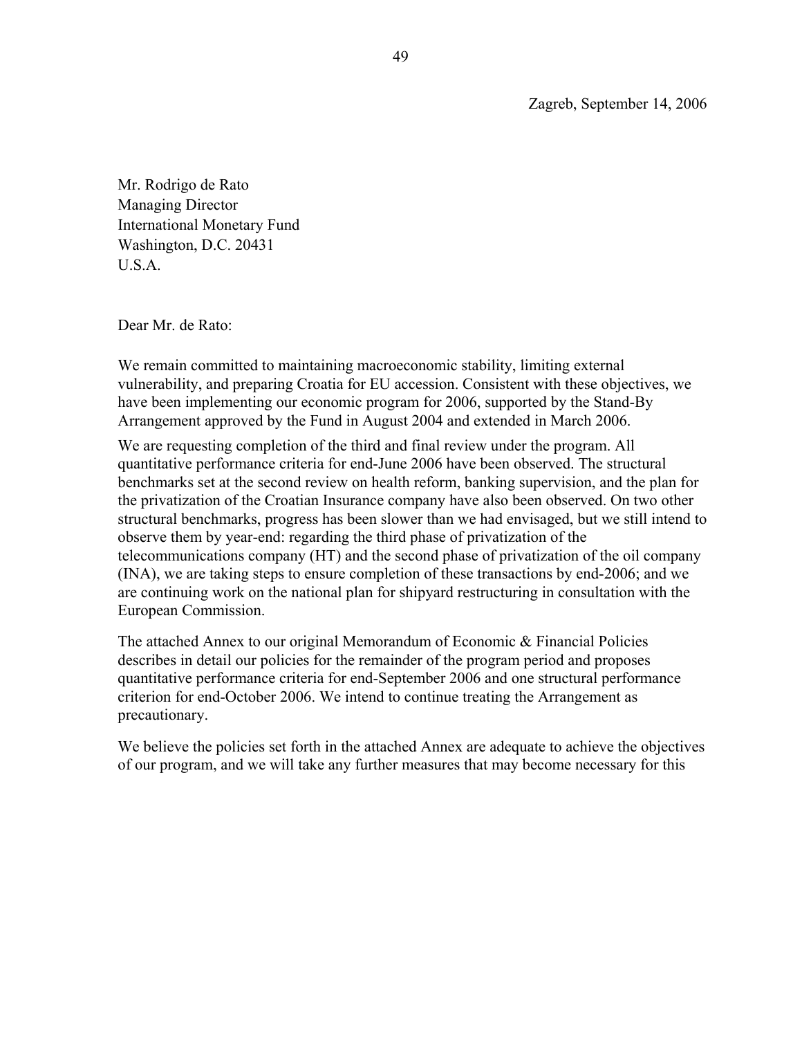Zagreb, September 14, 2006

Mr. Rodrigo de Rato
Managing Director
International Monetary Fund
Washington, D.C. 20431
U.S.A.

Dear Mr. de Rato:

We remain committed to maintaining macroeconomic stability, limiting external vulnerability, and preparing Croatia for EU accession. Consistent with these objectives, we have been implementing our economic program for 2006, supported by the Stand-By Arrangement approved by the Fund in August 2004 and extended in March 2006.

We are requesting completion of the third and final review under the program. All quantitative performance criteria for end-June 2006 have been observed. The structural benchmarks set at the second review on health reform, banking supervision, and the plan for the privatization of the Croatian Insurance company have also been observed. On two other structural benchmarks, progress has been slower than we had envisaged, but we still intend to observe them by year-end: regarding the third phase of privatization of the telecommunications company (HT) and the second phase of privatization of the oil company (INA), we are taking steps to ensure completion of these transactions by end-2006; and we are continuing work on the national plan for shipyard restructuring in consultation with the European Commission.

The attached Annex to our original Memorandum of Economic & Financial Policies describes in detail our policies for the remainder of the program period and proposes quantitative performance criteria for end-September 2006 and one structural performance criterion for end-October 2006. We intend to continue treating the Arrangement as precautionary.

We believe the policies set forth in the attached Annex are adequate to achieve the objectives of our program, and we will take any further measures that may become necessary for this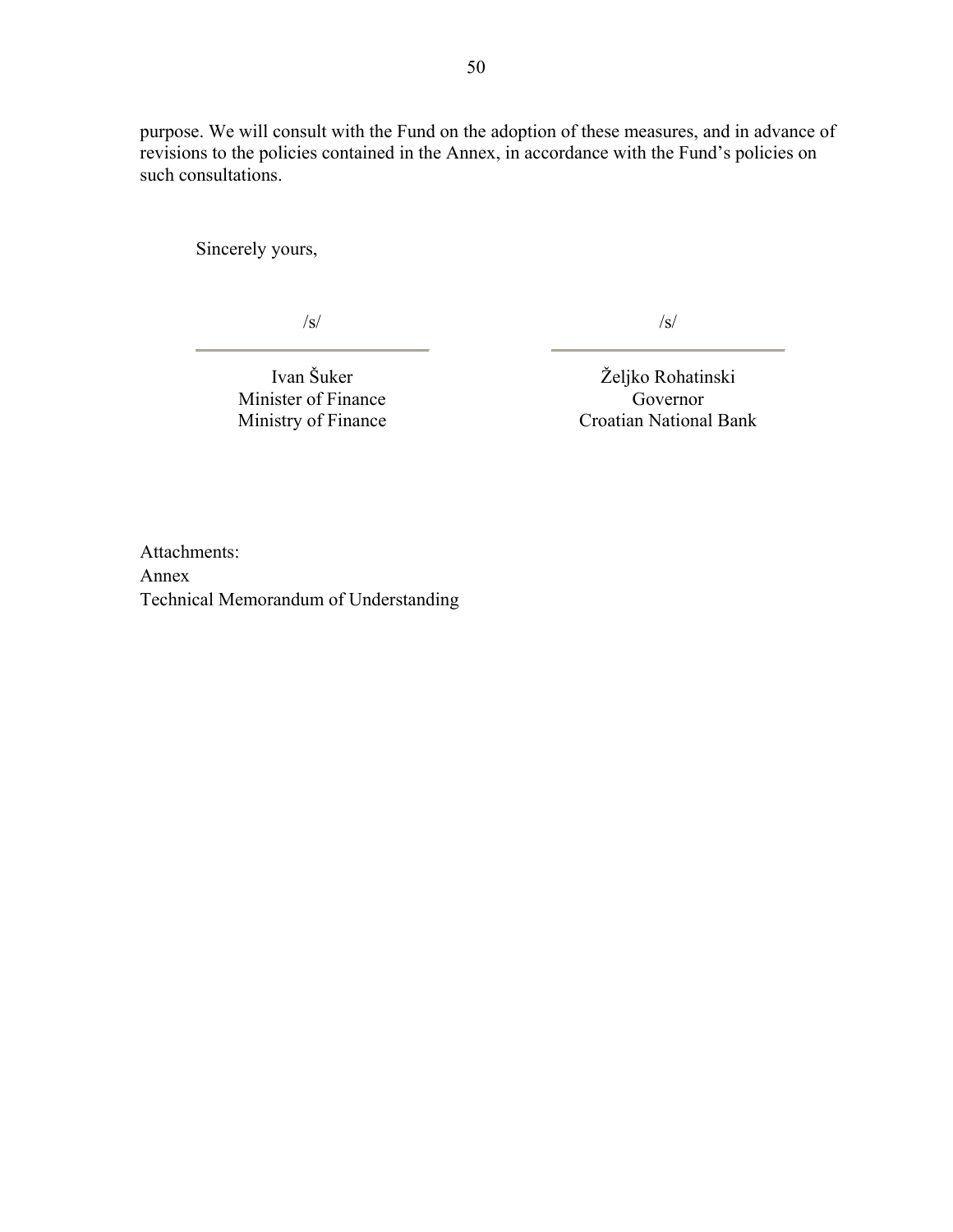purpose. We will consult with the Fund on the adoption of these measures, and in advance of revisions to the policies contained in the Annex, in accordance with the Fund's policies on such consultations.

Sincerely yours,

| /s/ | /s/ |
|---|---|
| Ivan Šuker<br>Minister of Finance<br>Ministry of Finance | Željko Rohatinski<br>Governor<br>Croatian National Bank |

Attachments:
Annex
Technical Memorandum of Understanding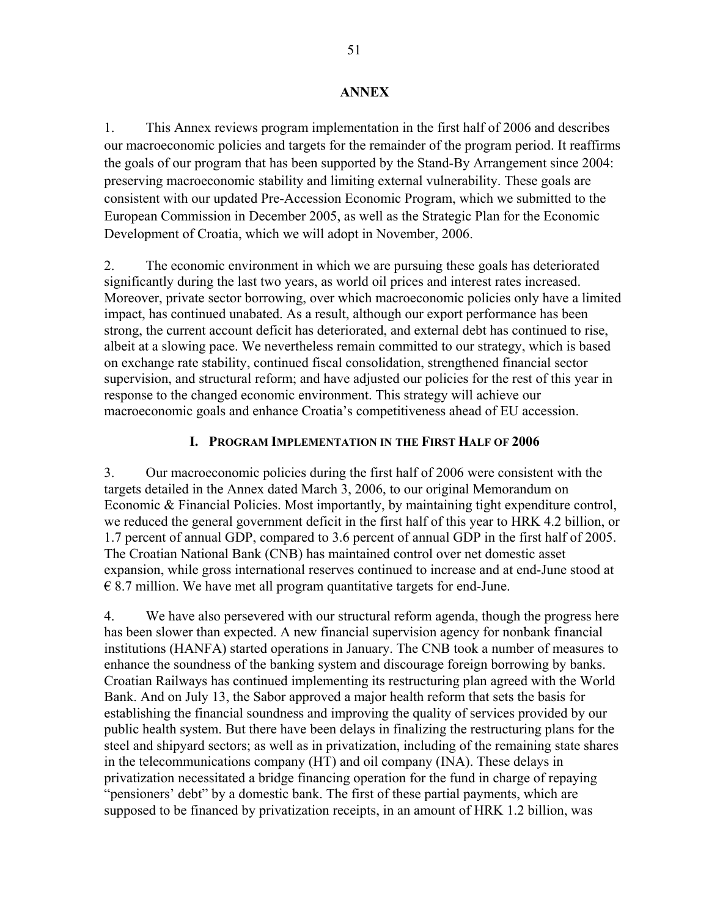# ANNEX

1. This Annex reviews program implementation in the first half of 2006 and describes our macroeconomic policies and targets for the remainder of the program period. It reaffirms the goals of our program that has been supported by the Stand-By Arrangement since 2004: preserving macroeconomic stability and limiting external vulnerability. These goals are consistent with our updated Pre-Accession Economic Program, which we submitted to the European Commission in December 2005, as well as the Strategic Plan for the Economic Development of Croatia, which we will adopt in November, 2006.

2. The economic environment in which we are pursuing these goals has deteriorated significantly during the last two years, as world oil prices and interest rates increased. Moreover, private sector borrowing, over which macroeconomic policies only have a limited impact, has continued unabated. As a result, although our export performance has been strong, the current account deficit has deteriorated, and external debt has continued to rise, albeit at a slowing pace. We nevertheless remain committed to our strategy, which is based on exchange rate stability, continued fiscal consolidation, strengthened financial sector supervision, and structural reform; and have adjusted our policies for the rest of this year in response to the changed economic environment. This strategy will achieve our macroeconomic goals and enhance Croatia's competitiveness ahead of EU accession.

## I. Program Implementation in the First Half of 2006

3. Our macroeconomic policies during the first half of 2006 were consistent with the targets detailed in the Annex dated March 3, 2006, to our original Memorandum on Economic & Financial Policies. Most importantly, by maintaining tight expenditure control, we reduced the general government deficit in the first half of this year to HRK 4.2 billion, or 1.7 percent of annual GDP, compared to 3.6 percent of annual GDP in the first half of 2005. The Croatian National Bank (CNB) has maintained control over net domestic asset expansion, while gross international reserves continued to increase and at end-June stood at € 8.7 million. We have met all program quantitative targets for end-June.

4. We have also persevered with our structural reform agenda, though the progress here has been slower than expected. A new financial supervision agency for nonbank financial institutions (HANFA) started operations in January. The CNB took a number of measures to enhance the soundness of the banking system and discourage foreign borrowing by banks. Croatian Railways has continued implementing its restructuring plan agreed with the World Bank. And on July 13, the Sabor approved a major health reform that sets the basis for establishing the financial soundness and improving the quality of services provided by our public health system. But there have been delays in finalizing the restructuring plans for the steel and shipyard sectors; as well as in privatization, including of the remaining state shares in the telecommunications company (HT) and oil company (INA). These delays in privatization necessitated a bridge financing operation for the fund in charge of repaying "pensioners' debt" by a domestic bank. The first of these partial payments, which are supposed to be financed by privatization receipts, in an amount of HRK 1.2 billion, was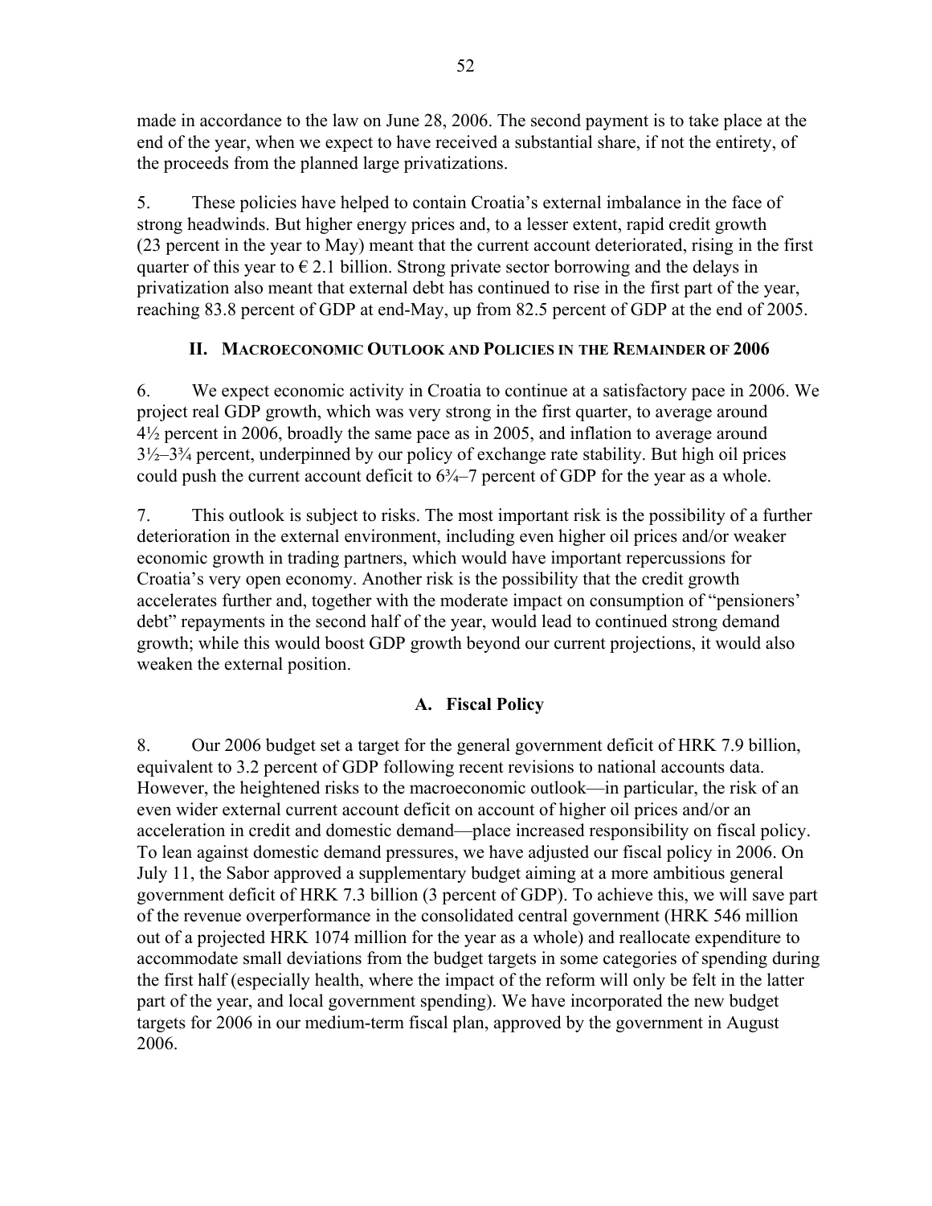made in accordance to the law on June 28, 2006. The second payment is to take place at the end of the year, when we expect to have received a substantial share, if not the entirety, of the proceeds from the planned large privatizations.

5. These policies have helped to contain Croatia's external imbalance in the face of strong headwinds. But higher energy prices and, to a lesser extent, rapid credit growth (23 percent in the year to May) meant that the current account deteriorated, rising in the first quarter of this year to € 2.1 billion. Strong private sector borrowing and the delays in privatization also meant that external debt has continued to rise in the first part of the year, reaching 83.8 percent of GDP at end-May, up from 82.5 percent of GDP at the end of 2005.

## II. Macroeconomic Outlook and Policies in the Remainder of 2006

6. We expect economic activity in Croatia to continue at a satisfactory pace in 2006. We project real GDP growth, which was very strong in the first quarter, to average around 4½ percent in 2006, broadly the same pace as in 2005, and inflation to average around 3½–3¾ percent, underpinned by our policy of exchange rate stability. But high oil prices could push the current account deficit to 6¾–7 percent of GDP for the year as a whole.

7. This outlook is subject to risks. The most important risk is the possibility of a further deterioration in the external environment, including even higher oil prices and/or weaker economic growth in trading partners, which would have important repercussions for Croatia's very open economy. Another risk is the possibility that the credit growth accelerates further and, together with the moderate impact on consumption of "pensioners' debt" repayments in the second half of the year, would lead to continued strong demand growth; while this would boost GDP growth beyond our current projections, it would also weaken the external position.

### A. Fiscal Policy

8. Our 2006 budget set a target for the general government deficit of HRK 7.9 billion, equivalent to 3.2 percent of GDP following recent revisions to national accounts data. However, the heightened risks to the macroeconomic outlook—in particular, the risk of an even wider external current account deficit on account of higher oil prices and/or an acceleration in credit and domestic demand—place increased responsibility on fiscal policy. To lean against domestic demand pressures, we have adjusted our fiscal policy in 2006. On July 11, the Sabor approved a supplementary budget aiming at a more ambitious general government deficit of HRK 7.3 billion (3 percent of GDP). To achieve this, we will save part of the revenue overperformance in the consolidated central government (HRK 546 million out of a projected HRK 1074 million for the year as a whole) and reallocate expenditure to accommodate small deviations from the budget targets in some categories of spending during the first half (especially health, where the impact of the reform will only be felt in the latter part of the year, and local government spending). We have incorporated the new budget targets for 2006 in our medium-term fiscal plan, approved by the government in August 2006.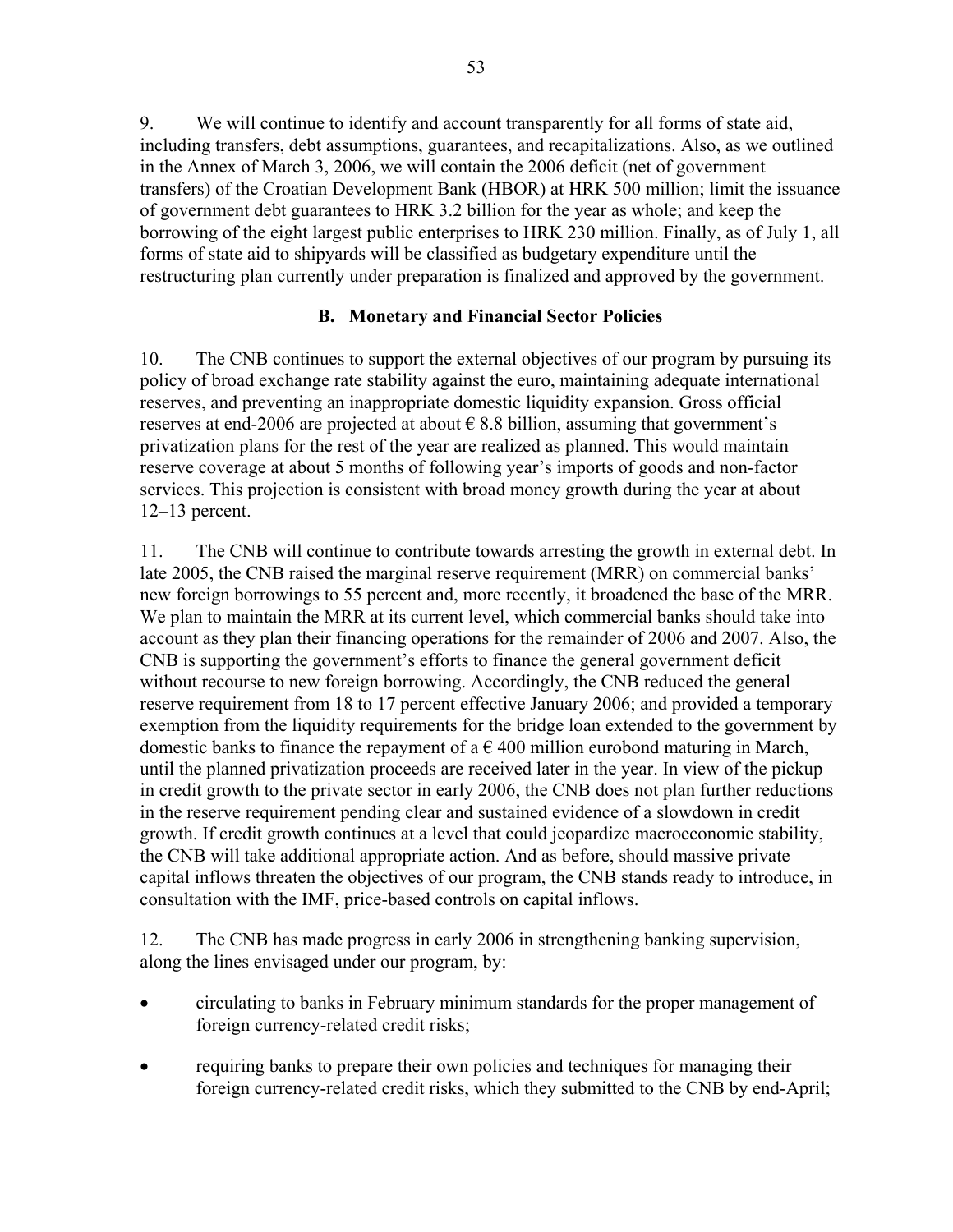9. We will continue to identify and account transparently for all forms of state aid, including transfers, debt assumptions, guarantees, and recapitalizations. Also, as we outlined in the Annex of March 3, 2006, we will contain the 2006 deficit (net of government transfers) of the Croatian Development Bank (HBOR) at HRK 500 million; limit the issuance of government debt guarantees to HRK 3.2 billion for the year as whole; and keep the borrowing of the eight largest public enterprises to HRK 230 million. Finally, as of July 1, all forms of state aid to shipyards will be classified as budgetary expenditure until the restructuring plan currently under preparation is finalized and approved by the government.

### B. Monetary and Financial Sector Policies

10. The CNB continues to support the external objectives of our program by pursuing its policy of broad exchange rate stability against the euro, maintaining adequate international reserves, and preventing an inappropriate domestic liquidity expansion. Gross official reserves at end-2006 are projected at about € 8.8 billion, assuming that government's privatization plans for the rest of the year are realized as planned. This would maintain reserve coverage at about 5 months of following year's imports of goods and non-factor services. This projection is consistent with broad money growth during the year at about 12–13 percent.

11. The CNB will continue to contribute towards arresting the growth in external debt. In late 2005, the CNB raised the marginal reserve requirement (MRR) on commercial banks' new foreign borrowings to 55 percent and, more recently, it broadened the base of the MRR. We plan to maintain the MRR at its current level, which commercial banks should take into account as they plan their financing operations for the remainder of 2006 and 2007. Also, the CNB is supporting the government's efforts to finance the general government deficit without recourse to new foreign borrowing. Accordingly, the CNB reduced the general reserve requirement from 18 to 17 percent effective January 2006; and provided a temporary exemption from the liquidity requirements for the bridge loan extended to the government by domestic banks to finance the repayment of a € 400 million eurobond maturing in March, until the planned privatization proceeds are received later in the year. In view of the pickup in credit growth to the private sector in early 2006, the CNB does not plan further reductions in the reserve requirement pending clear and sustained evidence of a slowdown in credit growth. If credit growth continues at a level that could jeopardize macroeconomic stability, the CNB will take additional appropriate action. And as before, should massive private capital inflows threaten the objectives of our program, the CNB stands ready to introduce, in consultation with the IMF, price-based controls on capital inflows.

12. The CNB has made progress in early 2006 in strengthening banking supervision, along the lines envisaged under our program, by:

- circulating to banks in February minimum standards for the proper management of foreign currency-related credit risks;
- requiring banks to prepare their own policies and techniques for managing their foreign currency-related credit risks, which they submitted to the CNB by end-April;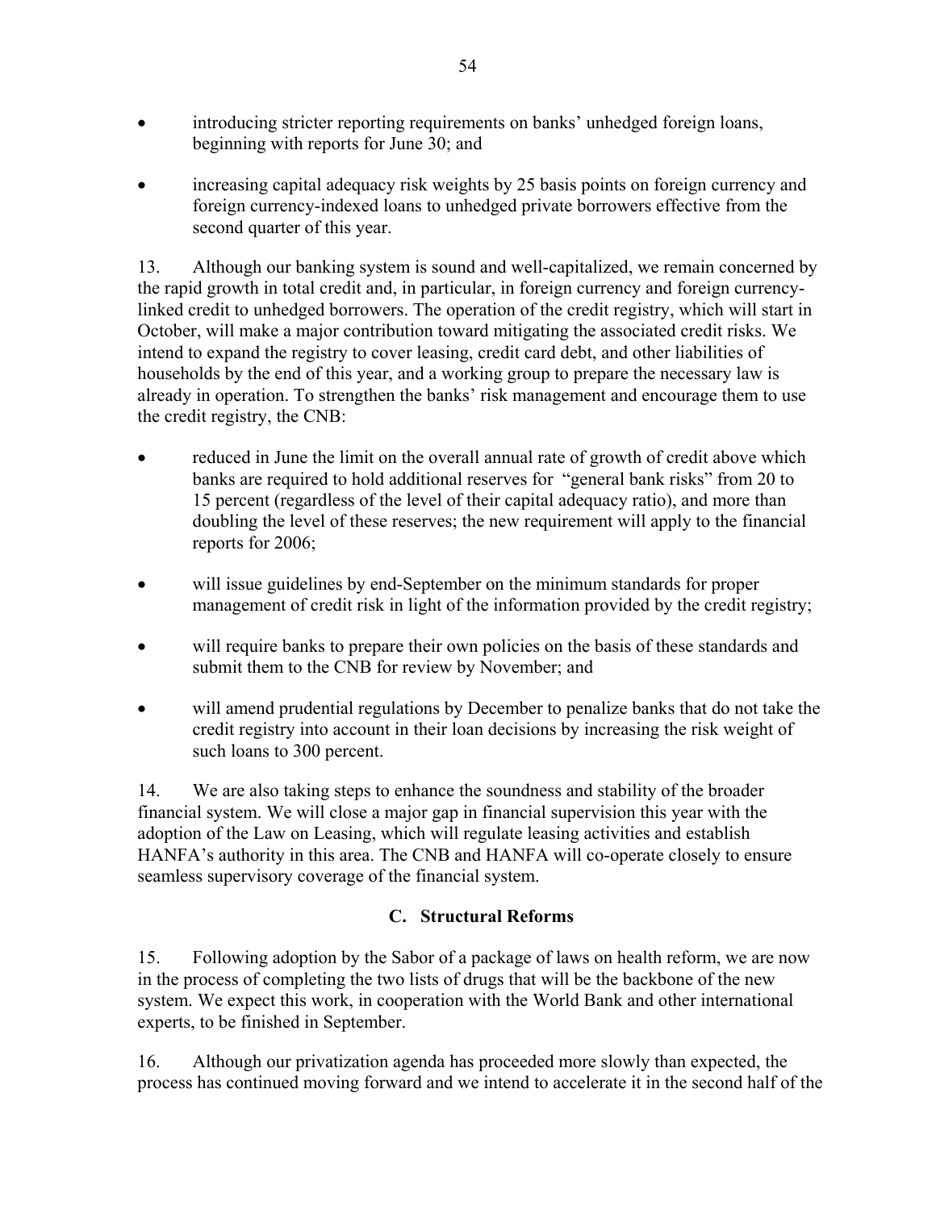- introducing stricter reporting requirements on banks' unhedged foreign loans, beginning with reports for June 30; and

- increasing capital adequacy risk weights by 25 basis points on foreign currency and foreign currency-indexed loans to unhedged private borrowers effective from the second quarter of this year.

13. Although our banking system is sound and well-capitalized, we remain concerned by the rapid growth in total credit and, in particular, in foreign currency and foreign currency-linked credit to unhedged borrowers. The operation of the credit registry, which will start in October, will make a major contribution toward mitigating the associated credit risks. We intend to expand the registry to cover leasing, credit card debt, and other liabilities of households by the end of this year, and a working group to prepare the necessary law is already in operation. To strengthen the banks' risk management and encourage them to use the credit registry, the CNB:

- reduced in June the limit on the overall annual rate of growth of credit above which banks are required to hold additional reserves for "general bank risks" from 20 to 15 percent (regardless of the level of their capital adequacy ratio), and more than doubling the level of these reserves; the new requirement will apply to the financial reports for 2006;

- will issue guidelines by end-September on the minimum standards for proper management of credit risk in light of the information provided by the credit registry;

- will require banks to prepare their own policies on the basis of these standards and submit them to the CNB for review by November; and

- will amend prudential regulations by December to penalize banks that do not take the credit registry into account in their loan decisions by increasing the risk weight of such loans to 300 percent.

14. We are also taking steps to enhance the soundness and stability of the broader financial system. We will close a major gap in financial supervision this year with the adoption of the Law on Leasing, which will regulate leasing activities and establish HANFA's authority in this area. The CNB and HANFA will co-operate closely to ensure seamless supervisory coverage of the financial system.

## C. Structural Reforms

15. Following adoption by the Sabor of a package of laws on health reform, we are now in the process of completing the two lists of drugs that will be the backbone of the new system. We expect this work, in cooperation with the World Bank and other international experts, to be finished in September.

16. Although our privatization agenda has proceeded more slowly than expected, the process has continued moving forward and we intend to accelerate it in the second half of the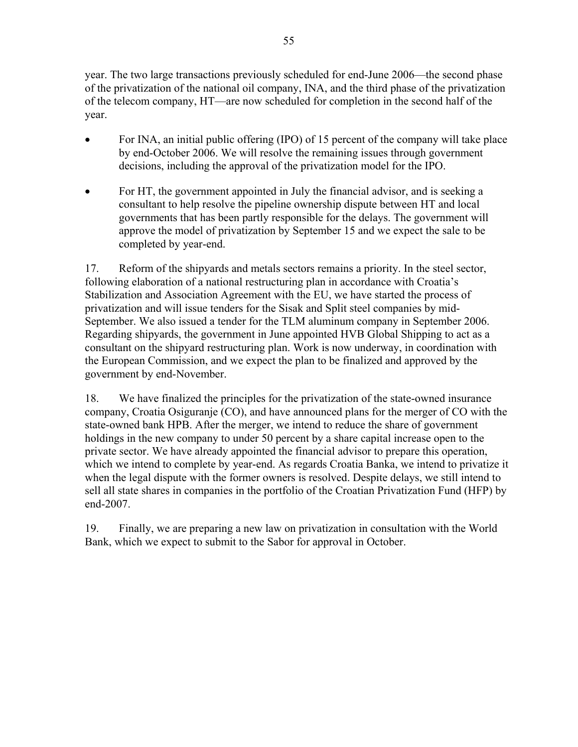year. The two large transactions previously scheduled for end-June 2006—the second phase of the privatization of the national oil company, INA, and the third phase of the privatization of the telecom company, HT—are now scheduled for completion in the second half of the year.

- For INA, an initial public offering (IPO) of 15 percent of the company will take place by end-October 2006. We will resolve the remaining issues through government decisions, including the approval of the privatization model for the IPO.

- For HT, the government appointed in July the financial advisor, and is seeking a consultant to help resolve the pipeline ownership dispute between HT and local governments that has been partly responsible for the delays. The government will approve the model of privatization by September 15 and we expect the sale to be completed by year-end.

17. Reform of the shipyards and metals sectors remains a priority. In the steel sector, following elaboration of a national restructuring plan in accordance with Croatia's Stabilization and Association Agreement with the EU, we have started the process of privatization and will issue tenders for the Sisak and Split steel companies by mid-September. We also issued a tender for the TLM aluminum company in September 2006. Regarding shipyards, the government in June appointed HVB Global Shipping to act as a consultant on the shipyard restructuring plan. Work is now underway, in coordination with the European Commission, and we expect the plan to be finalized and approved by the government by end-November.

18. We have finalized the principles for the privatization of the state-owned insurance company, Croatia Osiguranje (CO), and have announced plans for the merger of CO with the state-owned bank HPB. After the merger, we intend to reduce the share of government holdings in the new company to under 50 percent by a share capital increase open to the private sector. We have already appointed the financial advisor to prepare this operation, which we intend to complete by year-end. As regards Croatia Banka, we intend to privatize it when the legal dispute with the former owners is resolved. Despite delays, we still intend to sell all state shares in companies in the portfolio of the Croatian Privatization Fund (HFP) by end-2007.

19. Finally, we are preparing a new law on privatization in consultation with the World Bank, which we expect to submit to the Sabor for approval in October.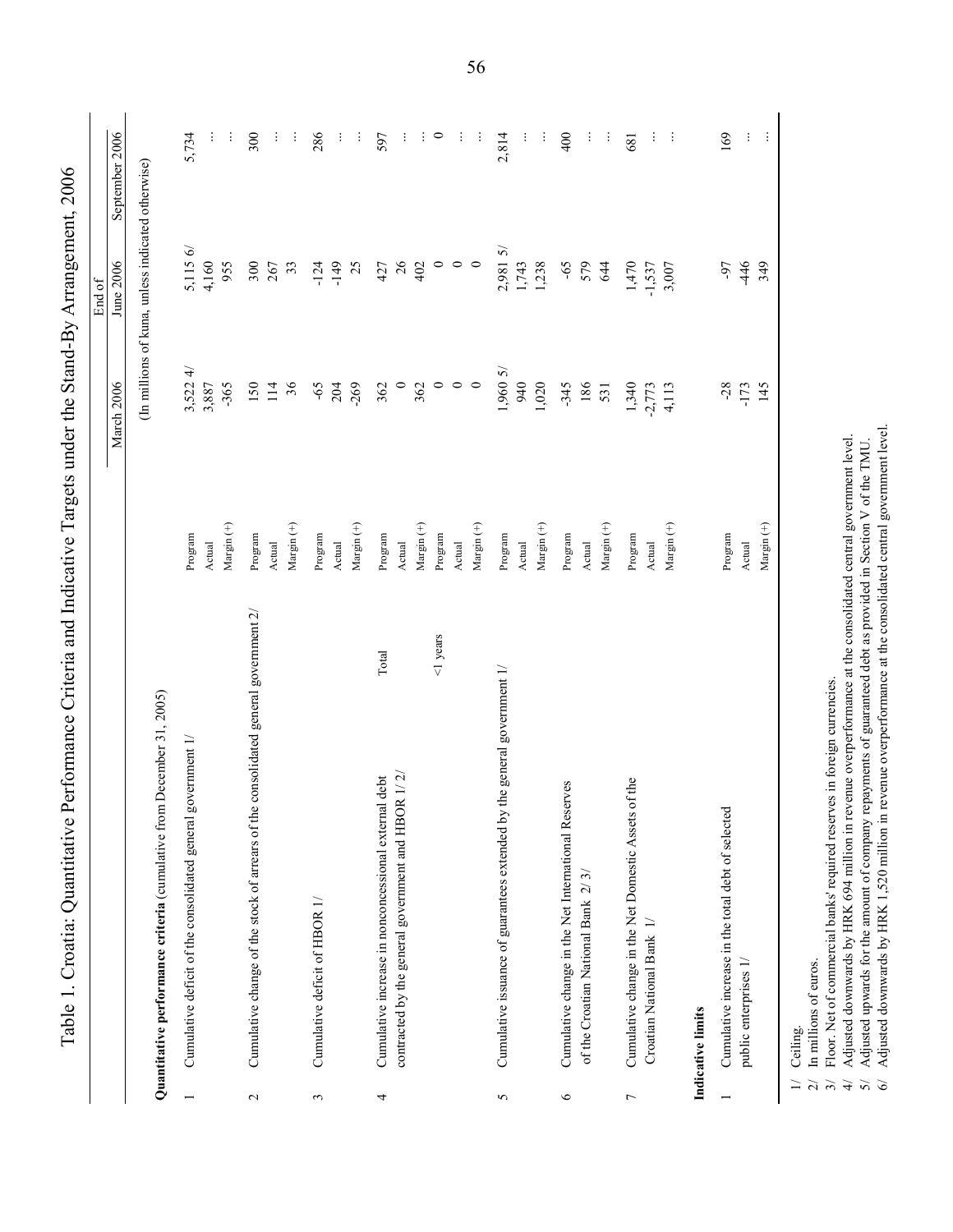# Table 1. Croatia: Quantitative Performance Criteria and Indicative Targets under the Stand-By Arrangement, 2006

| | | | End of | | |
|---|---|---|---|---|---|
| | | | March 2006 | June 2006 | September 2006 |
| | | | (In millions of kuna, unless indicated otherwise) | | |
| **Quantitative performance criteria** (cumulative from December 31, 2005) | | | | | |
| 1 | Cumulative deficit of the consolidated general government 1/ | Program | 3,522 4/ | 5,115 6/ | 5,734 |
| | | Actual | 3,887 | 4,160 | ... |
| | | Margin (+) | -365 | 955 | ... |
| 2 | Cumulative change of the stock of arrears of the consolidated general government 2/ | Program | 150 | 300 | 300 |
| | | Actual | 114 | 267 | ... |
| | | Margin (+) | 36 | 33 | ... |
| 3 | Cumulative deficit of HBOR 1/ | Program | -65 | -124 | 286 |
| | | Actual | 204 | -149 | ... |
| | | Margin (+) | -269 | 25 | ... |
| 4 | Cumulative increase in nonconcessional external debt contracted by the general government and HBOR 1/ 2/ — Total | Program | 362 | 427 | 597 |
| | | Actual | 0 | 26 | ... |
| | | Margin (+) | 362 | 402 | ... |
| | <1 years | Program | 0 | 0 | 0 |
| | | Actual | 0 | 0 | ... |
| | | Margin (+) | 0 | 0 | ... |
| 5 | Cumulative issuance of guarantees extended by the general government 1/ | Program | 1,960 5/ | 2,981 5/ | 2,814 |
| | | Actual | 940 | 1,743 | ... |
| | | Margin (+) | 1,020 | 1,238 | ... |
| 6 | Cumulative change in the Net International Reserves of the Croatian National Bank 2/ 3/ | Program | -345 | -65 | 400 |
| | | Actual | 186 | 579 | ... |
| | | Margin (+) | 531 | 644 | ... |
| 7 | Cumulative change in the Net Domestic Assets of the Croatian National Bank 1/ | Program | 1,340 | 1,470 | 681 |
| | | Actual | -2,773 | -1,537 | ... |
| | | Margin (+) | 4,113 | 3,007 | ... |
| **Indicative limits** | | | | | |
| 1 | Cumulative increase in the total debt of selected public enterprises 1/ | Program | -28 | -97 | 169 |
| | | Actual | -173 | -446 | ... |
| | | Margin (+) | 145 | 349 | ... |

1/ Ceiling.
2/ In millions of euros.
3/ Floor. Net of commercial banks' required reserves in foreign currencies.
4/ Adjusted downwards by HRK 694 million in revenue overperformance at the consolidated central government level.
5/ Adjusted upwards for the amount of company repayments of guaranteed debt as provided in Section V of the TMU.
6/ Adjusted downwards by HRK 1,520 million in revenue overperformance at the consolidated central government level.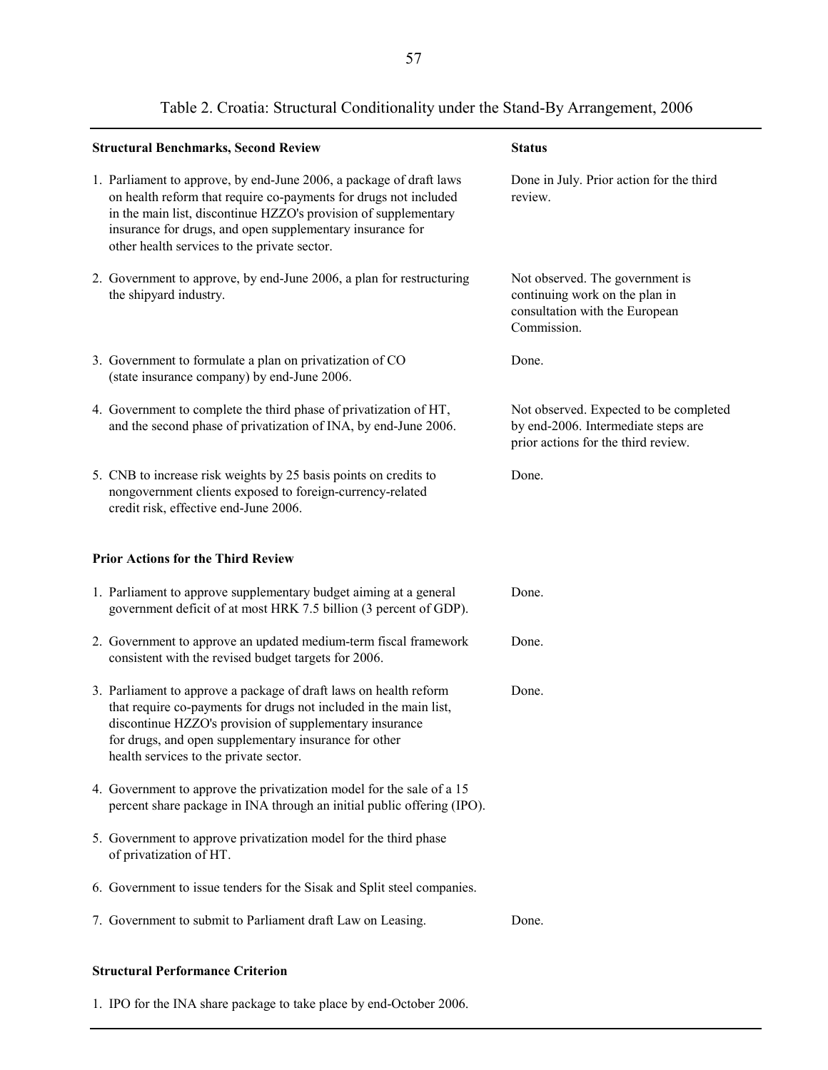Table 2. Croatia: Structural Conditionality under the Stand-By Arrangement, 2006

| Structural Benchmarks, Second Review | Status |
|---|---|
| 1. Parliament to approve, by end-June 2006, a package of draft laws on health reform that require co-payments for drugs not included in the main list, discontinue HZZO's provision of supplementary insurance for drugs, and open supplementary insurance for other health services to the private sector. | Done in July. Prior action for the third review. |
| 2. Government to approve, by end-June 2006, a plan for restructuring the shipyard industry. | Not observed. The government is continuing work on the plan in consultation with the European Commission. |
| 3. Government to formulate a plan on privatization of CO (state insurance company) by end-June 2006. | Done. |
| 4. Government to complete the third phase of privatization of HT, and the second phase of privatization of INA, by end-June 2006. | Not observed. Expected to be completed by end-2006. Intermediate steps are prior actions for the third review. |
| 5. CNB to increase risk weights by 25 basis points on credits to nongovernment clients exposed to foreign-currency-related credit risk, effective end-June 2006. | Done. |
| **Prior Actions for the Third Review** | |
| 1. Parliament to approve supplementary budget aiming at a general government deficit of at most HRK 7.5 billion (3 percent of GDP). | Done. |
| 2. Government to approve an updated medium-term fiscal framework consistent with the revised budget targets for 2006. | Done. |
| 3. Parliament to approve a package of draft laws on health reform that require co-payments for drugs not included in the main list, discontinue HZZO's provision of supplementary insurance for drugs, and open supplementary insurance for other health services to the private sector. | Done. |
| 4. Government to approve the privatization model for the sale of a 15 percent share package in INA through an initial public offering (IPO). | |
| 5. Government to approve privatization model for the third phase of privatization of HT. | |
| 6. Government to issue tenders for the Sisak and Split steel companies. | |
| 7. Government to submit to Parliament draft Law on Leasing. | Done. |
| **Structural Performance Criterion** | |
| 1. IPO for the INA share package to take place by end-October 2006. | |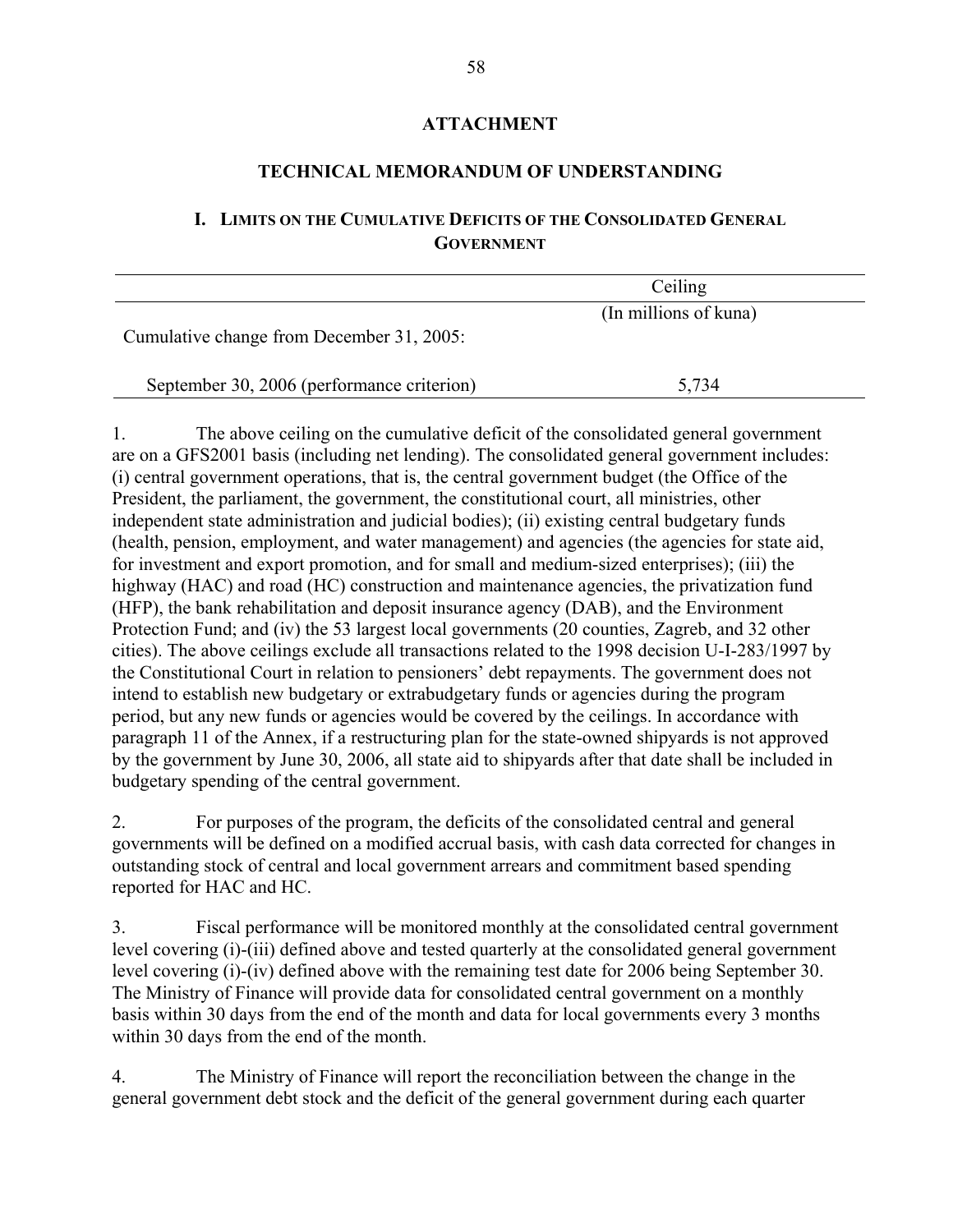## ATTACHMENT

## TECHNICAL MEMORANDUM OF UNDERSTANDING

### I. Limits on the Cumulative Deficits of the Consolidated General Government

| | Ceiling |
|---|---|
| | (In millions of kuna) |
| Cumulative change from December 31, 2005: | |
| September 30, 2006 (performance criterion) | 5,734 |

1. The above ceiling on the cumulative deficit of the consolidated general government are on a GFS2001 basis (including net lending). The consolidated general government includes: (i) central government operations, that is, the central government budget (the Office of the President, the parliament, the government, the constitutional court, all ministries, other independent state administration and judicial bodies); (ii) existing central budgetary funds (health, pension, employment, and water management) and agencies (the agencies for state aid, for investment and export promotion, and for small and medium-sized enterprises); (iii) the highway (HAC) and road (HC) construction and maintenance agencies, the privatization fund (HFP), the bank rehabilitation and deposit insurance agency (DAB), and the Environment Protection Fund; and (iv) the 53 largest local governments (20 counties, Zagreb, and 32 other cities). The above ceilings exclude all transactions related to the 1998 decision U-I-283/1997 by the Constitutional Court in relation to pensioners' debt repayments. The government does not intend to establish new budgetary or extrabudgetary funds or agencies during the program period, but any new funds or agencies would be covered by the ceilings. In accordance with paragraph 11 of the Annex, if a restructuring plan for the state-owned shipyards is not approved by the government by June 30, 2006, all state aid to shipyards after that date shall be included in budgetary spending of the central government.

2. For purposes of the program, the deficits of the consolidated central and general governments will be defined on a modified accrual basis, with cash data corrected for changes in outstanding stock of central and local government arrears and commitment based spending reported for HAC and HC.

3. Fiscal performance will be monitored monthly at the consolidated central government level covering (i)-(iii) defined above and tested quarterly at the consolidated general government level covering (i)-(iv) defined above with the remaining test date for 2006 being September 30. The Ministry of Finance will provide data for consolidated central government on a monthly basis within 30 days from the end of the month and data for local governments every 3 months within 30 days from the end of the month.

4. The Ministry of Finance will report the reconciliation between the change in the general government debt stock and the deficit of the general government during each quarter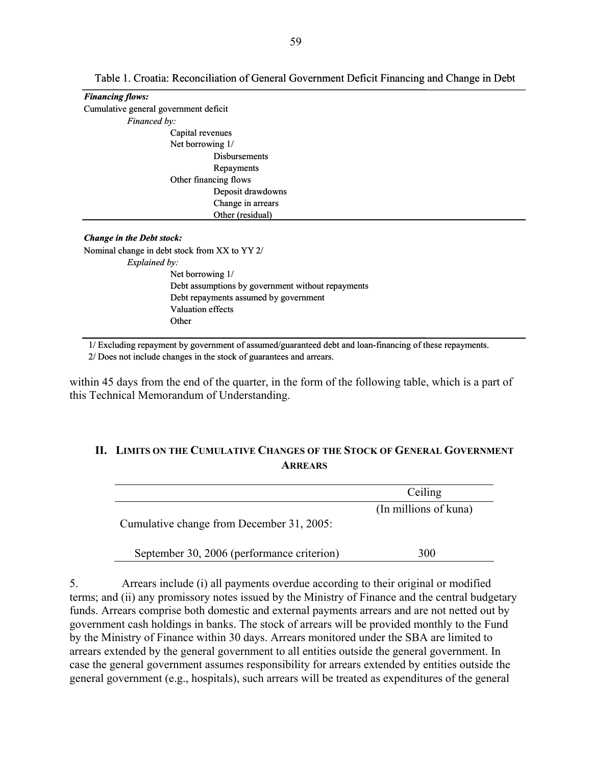Table 1. Croatia: Reconciliation of General Government Deficit Financing and Change in Debt

| |
|---|
| ***Financing flows:*** |
| Cumulative general government deficit |
| *Financed by:* |
| Capital revenues |
| Net borrowing 1/ |
| Disbursements |
| Repayments |
| Other financing flows |
| Deposit drawdowns |
| Change in arrears |
| Other (residual) |
| ***Change in the Debt stock:*** |
| Nominal change in debt stock from XX to YY 2/ |
| *Explained by:* |
| Net borrowing 1/ |
| Debt assumptions by government without repayments |
| Debt repayments assumed by government |
| Valuation effects |
| Other |

1/ Excluding repayment by government of assumed/guaranteed debt and loan-financing of these repayments.
2/ Does not include changes in the stock of guarantees and arrears.

within 45 days from the end of the quarter, in the form of the following table, which is a part of this Technical Memorandum of Understanding.

## II. Limits on the Cumulative Changes of the Stock of General Government Arrears

| | Ceiling |
|---|---|
| | (In millions of kuna) |
| Cumulative change from December 31, 2005: | |
| September 30, 2006 (performance criterion) | 300 |

5. Arrears include (i) all payments overdue according to their original or modified terms; and (ii) any promissory notes issued by the Ministry of Finance and the central budgetary funds. Arrears comprise both domestic and external payments arrears and are not netted out by government cash holdings in banks. The stock of arrears will be provided monthly to the Fund by the Ministry of Finance within 30 days. Arrears monitored under the SBA are limited to arrears extended by the general government to all entities outside the general government. In case the general government assumes responsibility for arrears extended by entities outside the general government (e.g., hospitals), such arrears will be treated as expenditures of the general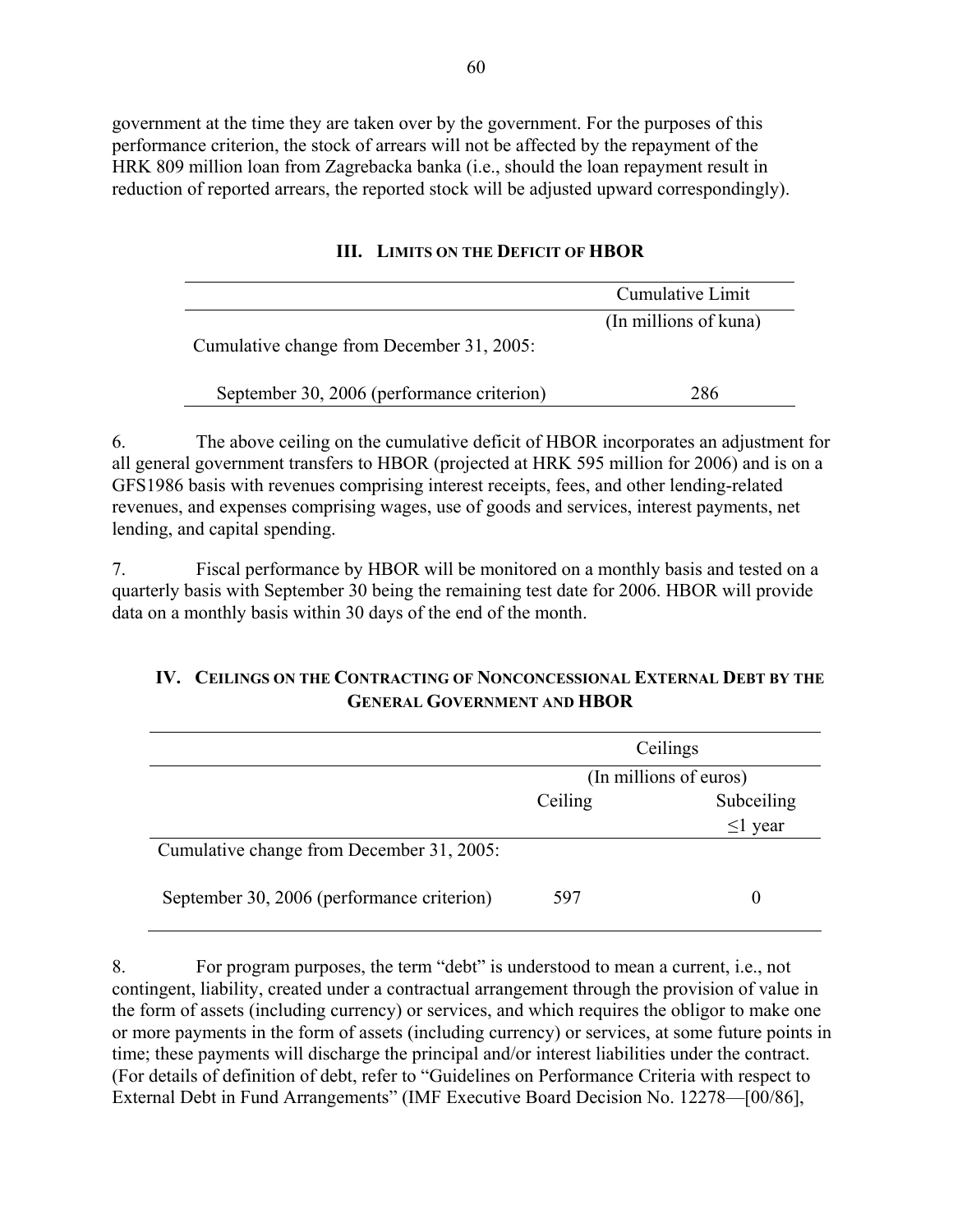government at the time they are taken over by the government. For the purposes of this performance criterion, the stock of arrears will not be affected by the repayment of the HRK 809 million loan from Zagrebacka banka (i.e., should the loan repayment result in reduction of reported arrears, the reported stock will be adjusted upward correspondingly).

## III. Limits on the Deficit of HBOR

| | Cumulative Limit |
|---|---|
| | (In millions of kuna) |
| Cumulative change from December 31, 2005: | |
| September 30, 2006 (performance criterion) | 286 |

6. The above ceiling on the cumulative deficit of HBOR incorporates an adjustment for all general government transfers to HBOR (projected at HRK 595 million for 2006) and is on a GFS1986 basis with revenues comprising interest receipts, fees, and other lending-related revenues, and expenses comprising wages, use of goods and services, interest payments, net lending, and capital spending.

7. Fiscal performance by HBOR will be monitored on a monthly basis and tested on a quarterly basis with September 30 being the remaining test date for 2006. HBOR will provide data on a monthly basis within 30 days of the end of the month.

## IV. Ceilings on the Contracting of Nonconcessional External Debt by the General Government and HBOR

| | Ceilings | |
|---|---|---|
| | (In millions of euros) | |
| | Ceiling | Subceiling ≤1 year |
| Cumulative change from December 31, 2005: | | |
| September 30, 2006 (performance criterion) | 597 | 0 |

8. For program purposes, the term "debt" is understood to mean a current, i.e., not contingent, liability, created under a contractual arrangement through the provision of value in the form of assets (including currency) or services, and which requires the obligor to make one or more payments in the form of assets (including currency) or services, at some future points in time; these payments will discharge the principal and/or interest liabilities under the contract. (For details of definition of debt, refer to "Guidelines on Performance Criteria with respect to External Debt in Fund Arrangements" (IMF Executive Board Decision No. 12278—[00/86],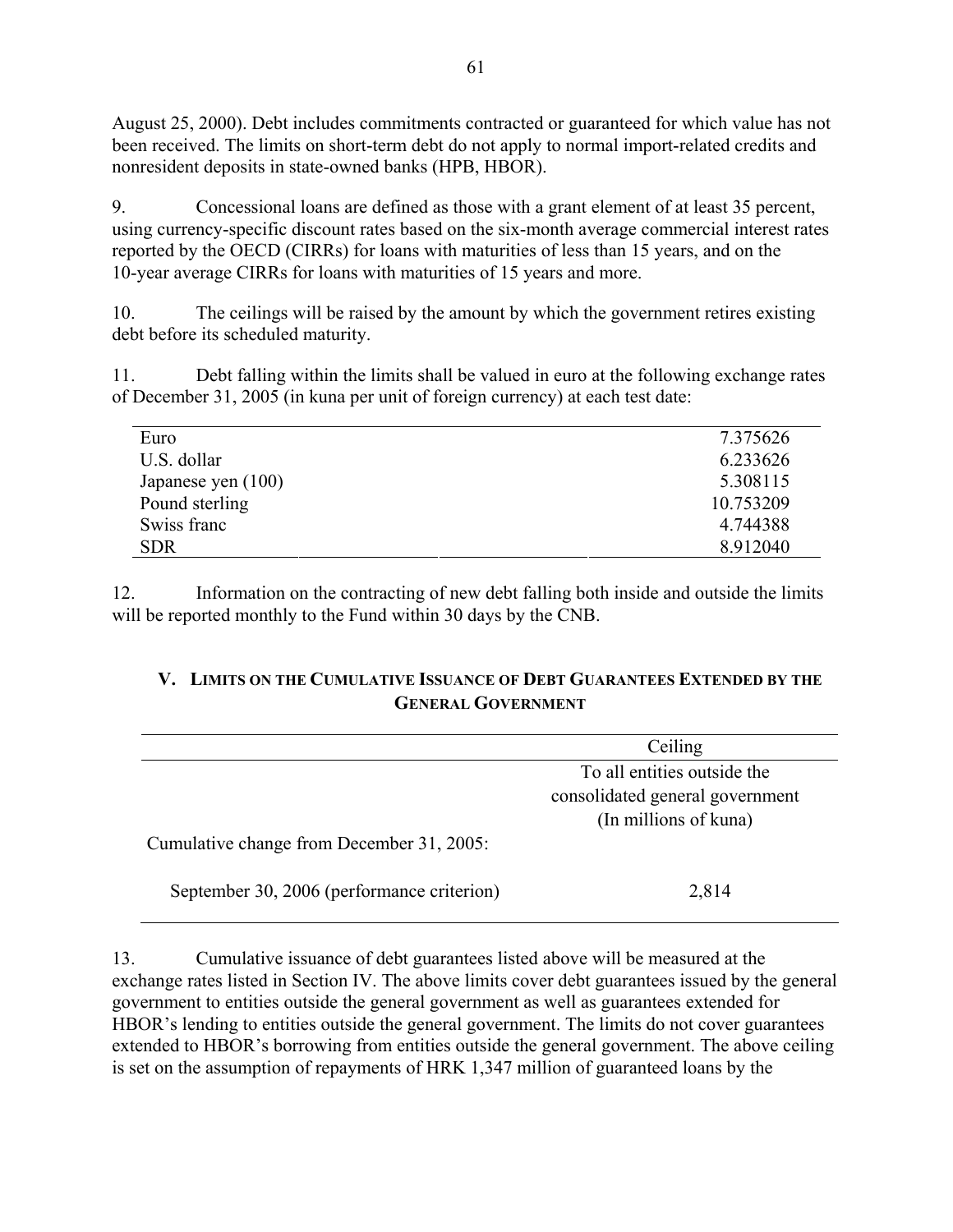August 25, 2000). Debt includes commitments contracted or guaranteed for which value has not been received. The limits on short-term debt do not apply to normal import-related credits and nonresident deposits in state-owned banks (HPB, HBOR).

9. Concessional loans are defined as those with a grant element of at least 35 percent, using currency-specific discount rates based on the six-month average commercial interest rates reported by the OECD (CIRRs) for loans with maturities of less than 15 years, and on the 10-year average CIRRs for loans with maturities of 15 years and more.

10. The ceilings will be raised by the amount by which the government retires existing debt before its scheduled maturity.

11. Debt falling within the limits shall be valued in euro at the following exchange rates of December 31, 2005 (in kuna per unit of foreign currency) at each test date:

| | |
|---|---|
| Euro | 7.375626 |
| U.S. dollar | 6.233626 |
| Japanese yen (100) | 5.308115 |
| Pound sterling | 10.753209 |
| Swiss franc | 4.744388 |
| SDR | 8.912040 |

12. Information on the contracting of new debt falling both inside and outside the limits will be reported monthly to the Fund within 30 days by the CNB.

## V. Limits on the Cumulative Issuance of Debt Guarantees Extended by the General Government

| | Ceiling |
|---|---|
| | To all entities outside the consolidated general government (In millions of kuna) |
| Cumulative change from December 31, 2005: | |
| September 30, 2006 (performance criterion) | 2,814 |

13. Cumulative issuance of debt guarantees listed above will be measured at the exchange rates listed in Section IV. The above limits cover debt guarantees issued by the general government to entities outside the general government as well as guarantees extended for HBOR's lending to entities outside the general government. The limits do not cover guarantees extended to HBOR's borrowing from entities outside the general government. The above ceiling is set on the assumption of repayments of HRK 1,347 million of guaranteed loans by the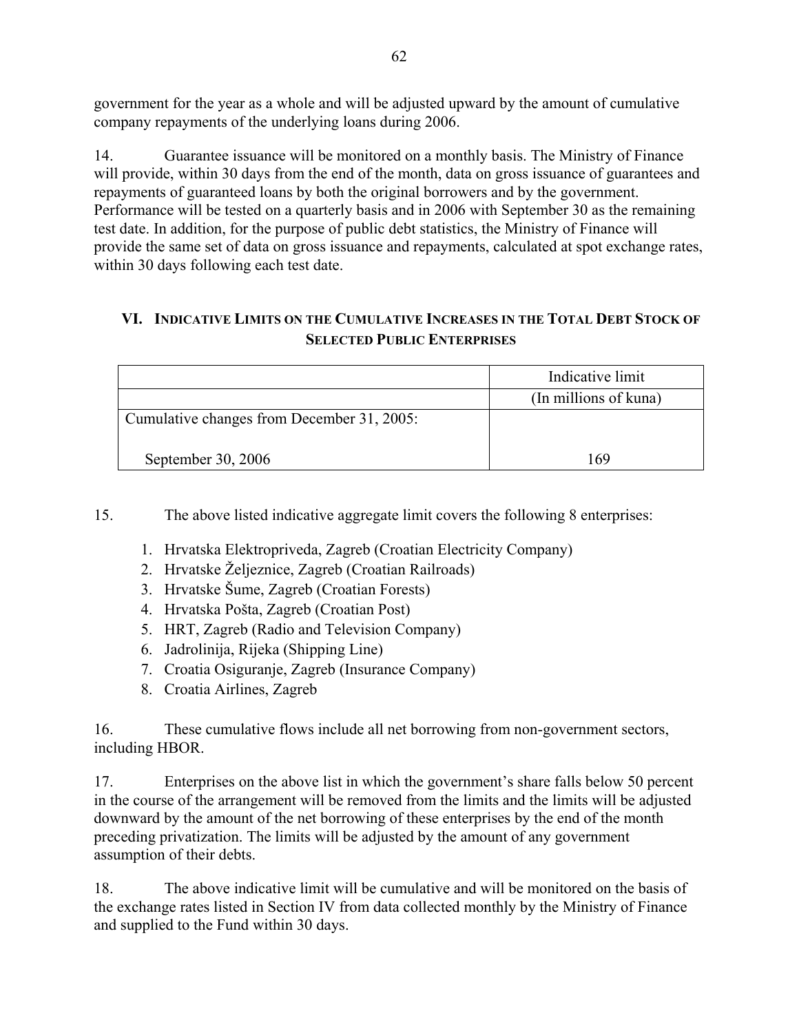government for the year as a whole and will be adjusted upward by the amount of cumulative company repayments of the underlying loans during 2006.

14. Guarantee issuance will be monitored on a monthly basis. The Ministry of Finance will provide, within 30 days from the end of the month, data on gross issuance of guarantees and repayments of guaranteed loans by both the original borrowers and by the government. Performance will be tested on a quarterly basis and in 2006 with September 30 as the remaining test date. In addition, for the purpose of public debt statistics, the Ministry of Finance will provide the same set of data on gross issuance and repayments, calculated at spot exchange rates, within 30 days following each test date.

## VI. Indicative Limits on the Cumulative Increases in the Total Debt Stock of Selected Public Enterprises

| | Indicative limit |
|---|---|
| | (In millions of kuna) |
| Cumulative changes from December 31, 2005: | |
| September 30, 2006 | 169 |

15. The above listed indicative aggregate limit covers the following 8 enterprises:

1. Hrvatska Elektropriveda, Zagreb (Croatian Electricity Company)
2. Hrvatske Željeznice, Zagreb (Croatian Railroads)
3. Hrvatske Šume, Zagreb (Croatian Forests)
4. Hrvatska Pošta, Zagreb (Croatian Post)
5. HRT, Zagreb (Radio and Television Company)
6. Jadrolinija, Rijeka (Shipping Line)
7. Croatia Osiguranje, Zagreb (Insurance Company)
8. Croatia Airlines, Zagreb

16. These cumulative flows include all net borrowing from non-government sectors, including HBOR.

17. Enterprises on the above list in which the government's share falls below 50 percent in the course of the arrangement will be removed from the limits and the limits will be adjusted downward by the amount of the net borrowing of these enterprises by the end of the month preceding privatization. The limits will be adjusted by the amount of any government assumption of their debts.

18. The above indicative limit will be cumulative and will be monitored on the basis of the exchange rates listed in Section IV from data collected monthly by the Ministry of Finance and supplied to the Fund within 30 days.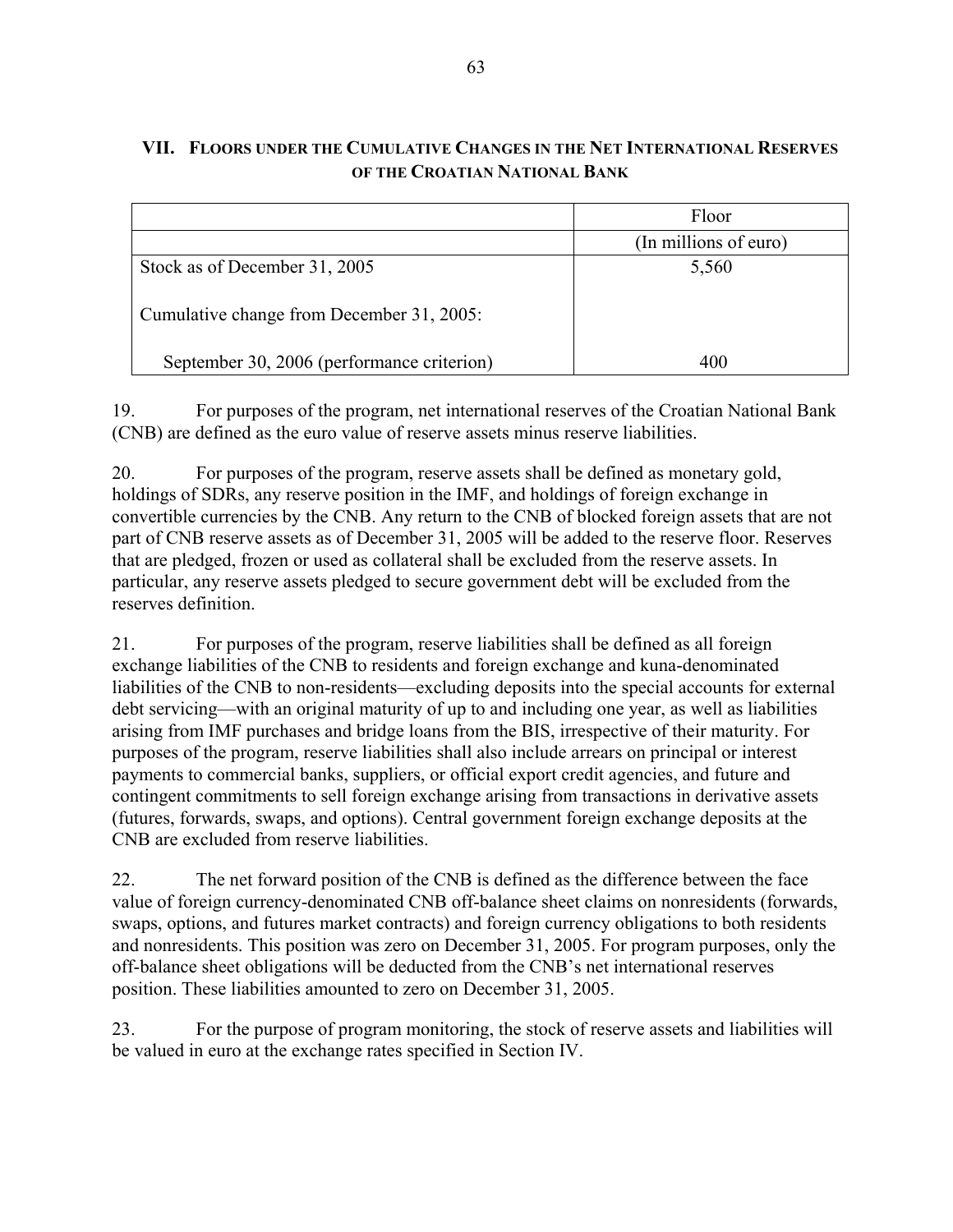## VII. Floors under the Cumulative Changes in the Net International Reserves of the Croatian National Bank

| | Floor |
|---|---|
| | (In millions of euro) |
| Stock as of December 31, 2005 | 5,560 |
| Cumulative change from December 31, 2005: | |
| September 30, 2006 (performance criterion) | 400 |

19. For purposes of the program, net international reserves of the Croatian National Bank (CNB) are defined as the euro value of reserve assets minus reserve liabilities.

20. For purposes of the program, reserve assets shall be defined as monetary gold, holdings of SDRs, any reserve position in the IMF, and holdings of foreign exchange in convertible currencies by the CNB. Any return to the CNB of blocked foreign assets that are not part of CNB reserve assets as of December 31, 2005 will be added to the reserve floor. Reserves that are pledged, frozen or used as collateral shall be excluded from the reserve assets. In particular, any reserve assets pledged to secure government debt will be excluded from the reserves definition.

21. For purposes of the program, reserve liabilities shall be defined as all foreign exchange liabilities of the CNB to residents and foreign exchange and kuna-denominated liabilities of the CNB to non-residents—excluding deposits into the special accounts for external debt servicing—with an original maturity of up to and including one year, as well as liabilities arising from IMF purchases and bridge loans from the BIS, irrespective of their maturity. For purposes of the program, reserve liabilities shall also include arrears on principal or interest payments to commercial banks, suppliers, or official export credit agencies, and future and contingent commitments to sell foreign exchange arising from transactions in derivative assets (futures, forwards, swaps, and options). Central government foreign exchange deposits at the CNB are excluded from reserve liabilities.

22. The net forward position of the CNB is defined as the difference between the face value of foreign currency-denominated CNB off-balance sheet claims on nonresidents (forwards, swaps, options, and futures market contracts) and foreign currency obligations to both residents and nonresidents. This position was zero on December 31, 2005. For program purposes, only the off-balance sheet obligations will be deducted from the CNB's net international reserves position. These liabilities amounted to zero on December 31, 2005.

23. For the purpose of program monitoring, the stock of reserve assets and liabilities will be valued in euro at the exchange rates specified in Section IV.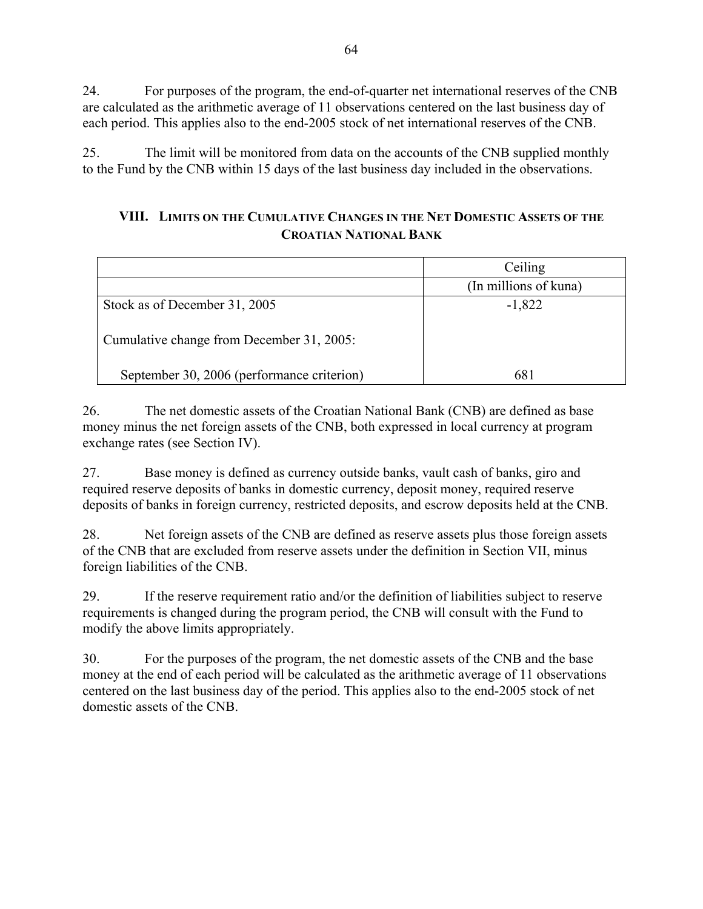24. For purposes of the program, the end-of-quarter net international reserves of the CNB are calculated as the arithmetic average of 11 observations centered on the last business day of each period. This applies also to the end-2005 stock of net international reserves of the CNB.

25. The limit will be monitored from data on the accounts of the CNB supplied monthly to the Fund by the CNB within 15 days of the last business day included in the observations.

## VIII. Limits on the Cumulative Changes in the Net Domestic Assets of the Croatian National Bank

| | Ceiling |
|---|---|
| | (In millions of kuna) |
| Stock as of December 31, 2005 | -1,822 |
| Cumulative change from December 31, 2005: | |
| September 30, 2006 (performance criterion) | 681 |

26. The net domestic assets of the Croatian National Bank (CNB) are defined as base money minus the net foreign assets of the CNB, both expressed in local currency at program exchange rates (see Section IV).

27. Base money is defined as currency outside banks, vault cash of banks, giro and required reserve deposits of banks in domestic currency, deposit money, required reserve deposits of banks in foreign currency, restricted deposits, and escrow deposits held at the CNB.

28. Net foreign assets of the CNB are defined as reserve assets plus those foreign assets of the CNB that are excluded from reserve assets under the definition in Section VII, minus foreign liabilities of the CNB.

29. If the reserve requirement ratio and/or the definition of liabilities subject to reserve requirements is changed during the program period, the CNB will consult with the Fund to modify the above limits appropriately.

30. For the purposes of the program, the net domestic assets of the CNB and the base money at the end of each period will be calculated as the arithmetic average of 11 observations centered on the last business day of the period. This applies also to the end-2005 stock of net domestic assets of the CNB.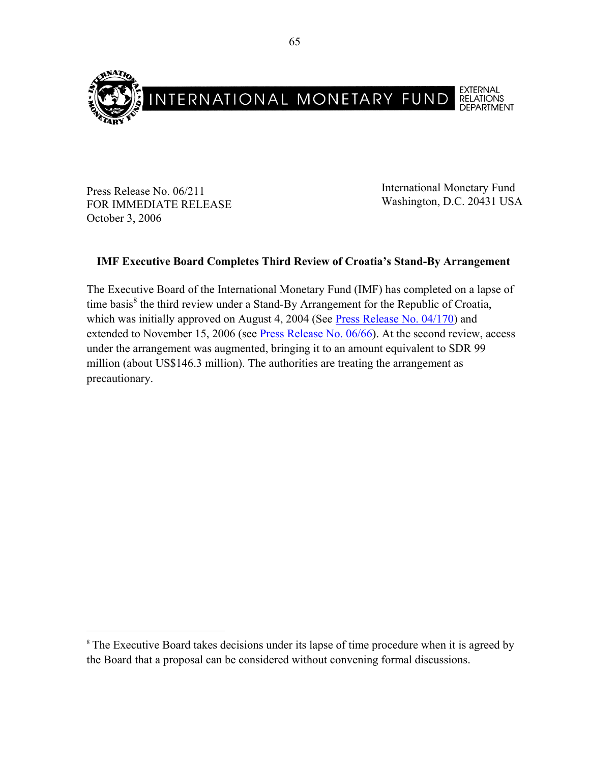INTERNATIONAL MONETARY FUND

EXTERNAL RELATIONS DEPARTMENT

Press Release No. 06/211
FOR IMMEDIATE RELEASE
October 3, 2006

International Monetary Fund
Washington, D.C. 20431 USA

**IMF Executive Board Completes Third Review of Croatia's Stand-By Arrangement**

The Executive Board of the International Monetary Fund (IMF) has completed on a lapse of time basis[8] the third review under a Stand-By Arrangement for the Republic of Croatia, which was initially approved on August 4, 2004 (See Press Release No. 04/170) and extended to November 15, 2006 (see Press Release No. 06/66). At the second review, access under the arrangement was augmented, bringing it to an amount equivalent to SDR 99 million (about US$146.3 million). The authorities are treating the arrangement as precautionary.

[8] The Executive Board takes decisions under its lapse of time procedure when it is agreed by the Board that a proposal can be considered without convening formal discussions.